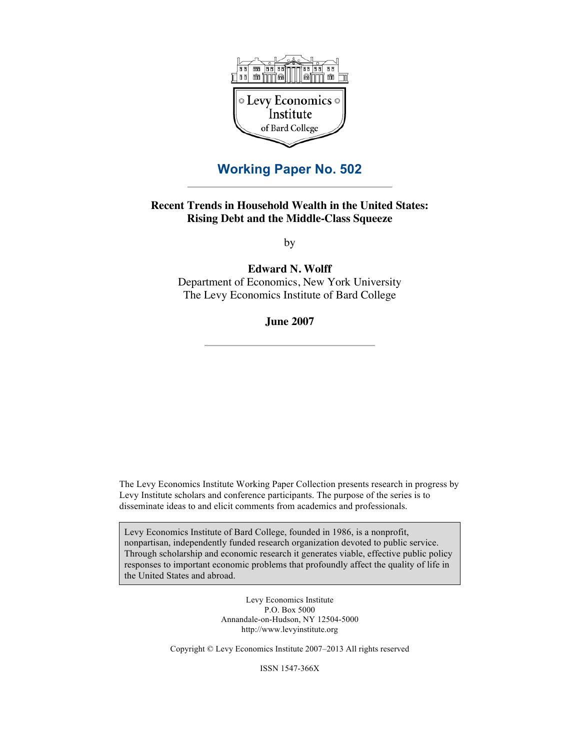Levy Economics Institute of Bard College

## Working Paper No. 502

# Recent Trends in Household Wealth in the United States: Rising Debt and the Middle-Class Squeeze

by

**Edward N. Wolff**

Department of Economics, New York University
The Levy Economics Institute of Bard College

**June 2007**

The Levy Economics Institute Working Paper Collection presents research in progress by Levy Institute scholars and conference participants. The purpose of the series is to disseminate ideas to and elicit comments from academics and professionals.

Levy Economics Institute of Bard College, founded in 1986, is a nonprofit, nonpartisan, independently funded research organization devoted to public service. Through scholarship and economic research it generates viable, effective public policy responses to important economic problems that profoundly affect the quality of life in the United States and abroad.

Levy Economics Institute
P.O. Box 5000
Annandale-on-Hudson, NY 12504-5000
http://www.levyinstitute.org

Copyright © Levy Economics Institute 2007–2013 All rights reserved

ISSN 1547-366X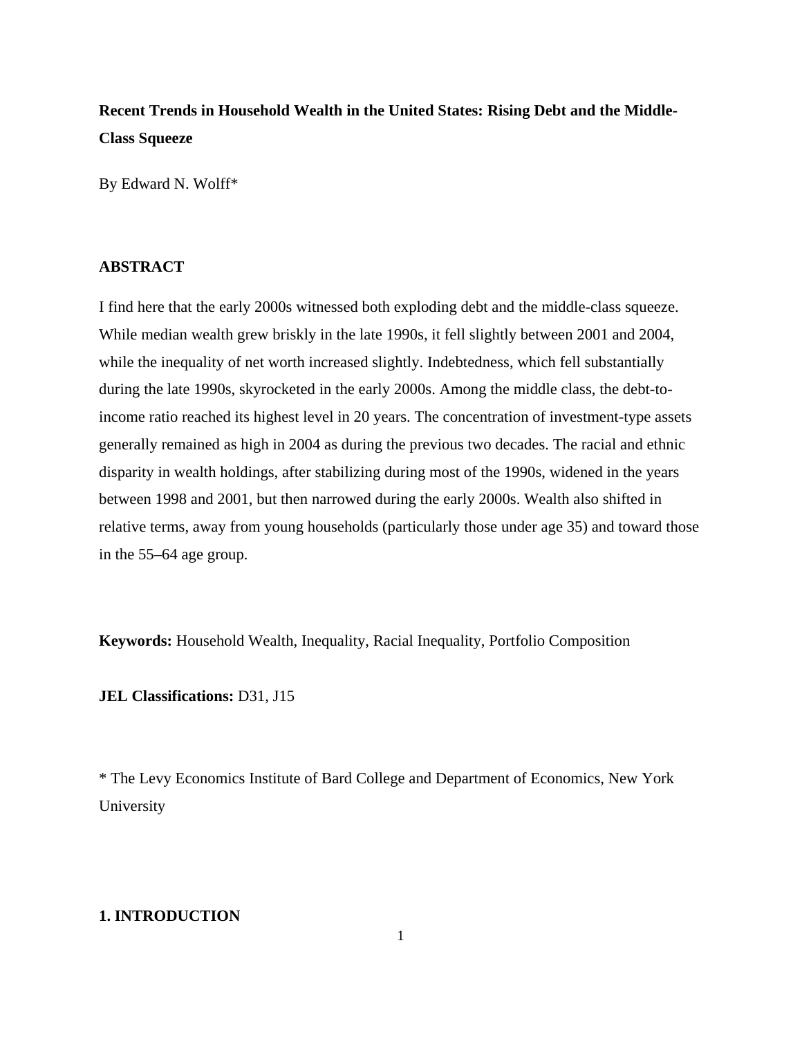**Recent Trends in Household Wealth in the United States: Rising Debt and the Middle-Class Squeeze**

By Edward N. Wolff*

**ABSTRACT**

I find here that the early 2000s witnessed both exploding debt and the middle-class squeeze. While median wealth grew briskly in the late 1990s, it fell slightly between 2001 and 2004, while the inequality of net worth increased slightly. Indebtedness, which fell substantially during the late 1990s, skyrocketed in the early 2000s. Among the middle class, the debt-to-income ratio reached its highest level in 20 years. The concentration of investment-type assets generally remained as high in 2004 as during the previous two decades. The racial and ethnic disparity in wealth holdings, after stabilizing during most of the 1990s, widened in the years between 1998 and 2001, but then narrowed during the early 2000s. Wealth also shifted in relative terms, away from young households (particularly those under age 35) and toward those in the 55–64 age group.

**Keywords:** Household Wealth, Inequality, Racial Inequality, Portfolio Composition

**JEL Classifications:** D31, J15

* The Levy Economics Institute of Bard College and Department of Economics, New York University

## 1. INTRODUCTION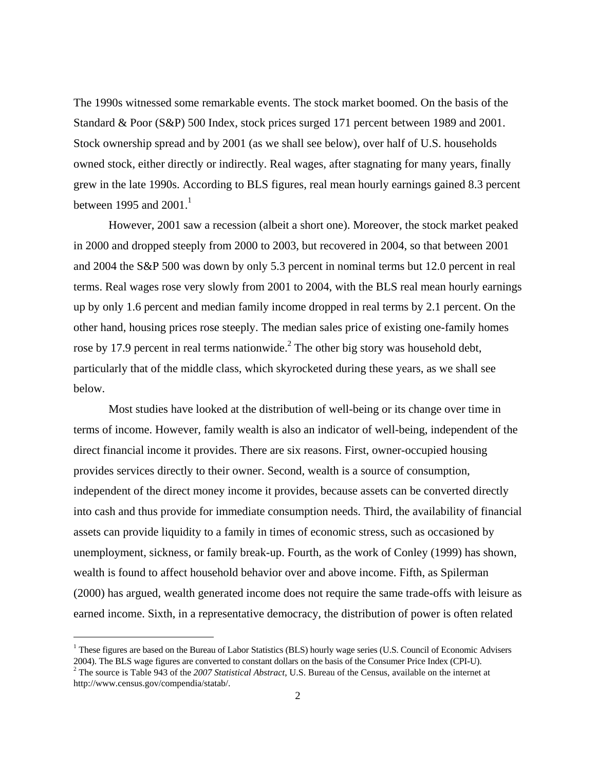The 1990s witnessed some remarkable events. The stock market boomed. On the basis of the Standard & Poor (S&P) 500 Index, stock prices surged 171 percent between 1989 and 2001. Stock ownership spread and by 2001 (as we shall see below), over half of U.S. households owned stock, either directly or indirectly. Real wages, after stagnating for many years, finally grew in the late 1990s. According to BLS figures, real mean hourly earnings gained 8.3 percent between 1995 and 2001.[1]

However, 2001 saw a recession (albeit a short one). Moreover, the stock market peaked in 2000 and dropped steeply from 2000 to 2003, but recovered in 2004, so that between 2001 and 2004 the S&P 500 was down by only 5.3 percent in nominal terms but 12.0 percent in real terms. Real wages rose very slowly from 2001 to 2004, with the BLS real mean hourly earnings up by only 1.6 percent and median family income dropped in real terms by 2.1 percent. On the other hand, housing prices rose steeply. The median sales price of existing one-family homes rose by 17.9 percent in real terms nationwide.[2] The other big story was household debt, particularly that of the middle class, which skyrocketed during these years, as we shall see below.

Most studies have looked at the distribution of well-being or its change over time in terms of income. However, family wealth is also an indicator of well-being, independent of the direct financial income it provides. There are six reasons. First, owner-occupied housing provides services directly to their owner. Second, wealth is a source of consumption, independent of the direct money income it provides, because assets can be converted directly into cash and thus provide for immediate consumption needs. Third, the availability of financial assets can provide liquidity to a family in times of economic stress, such as occasioned by unemployment, sickness, or family break-up. Fourth, as the work of Conley (1999) has shown, wealth is found to affect household behavior over and above income. Fifth, as Spilerman (2000) has argued, wealth generated income does not require the same trade-offs with leisure as earned income. Sixth, in a representative democracy, the distribution of power is often related

---

[1] These figures are based on the Bureau of Labor Statistics (BLS) hourly wage series (U.S. Council of Economic Advisers 2004). The BLS wage figures are converted to constant dollars on the basis of the Consumer Price Index (CPI-U).

[2] The source is Table 943 of the *2007 Statistical Abstract*, U.S. Bureau of the Census, available on the internet at http://www.census.gov/compendia/statab/.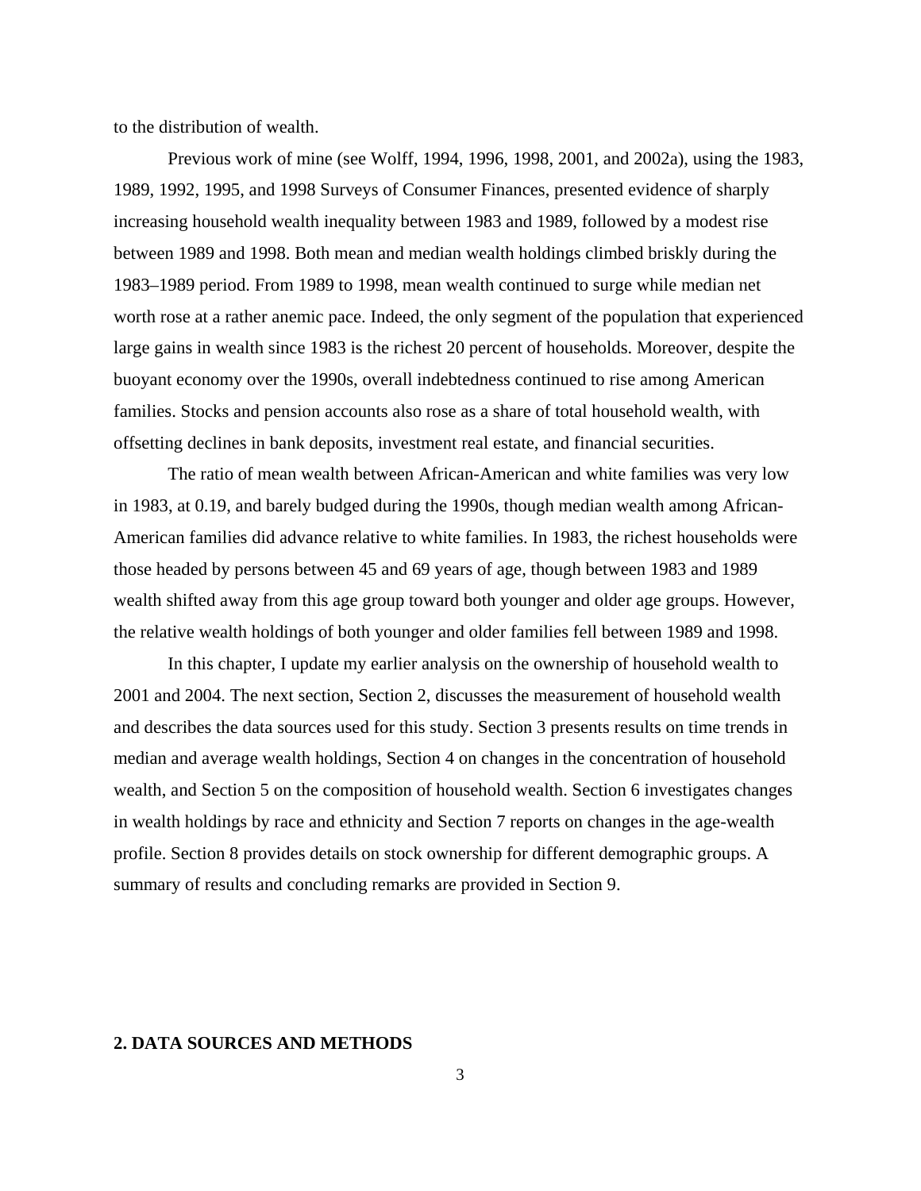to the distribution of wealth.

Previous work of mine (see Wolff, 1994, 1996, 1998, 2001, and 2002a), using the 1983, 1989, 1992, 1995, and 1998 Surveys of Consumer Finances, presented evidence of sharply increasing household wealth inequality between 1983 and 1989, followed by a modest rise between 1989 and 1998. Both mean and median wealth holdings climbed briskly during the 1983–1989 period. From 1989 to 1998, mean wealth continued to surge while median net worth rose at a rather anemic pace. Indeed, the only segment of the population that experienced large gains in wealth since 1983 is the richest 20 percent of households. Moreover, despite the buoyant economy over the 1990s, overall indebtedness continued to rise among American families. Stocks and pension accounts also rose as a share of total household wealth, with offsetting declines in bank deposits, investment real estate, and financial securities.

The ratio of mean wealth between African-American and white families was very low in 1983, at 0.19, and barely budged during the 1990s, though median wealth among African-American families did advance relative to white families. In 1983, the richest households were those headed by persons between 45 and 69 years of age, though between 1983 and 1989 wealth shifted away from this age group toward both younger and older age groups. However, the relative wealth holdings of both younger and older families fell between 1989 and 1998.

In this chapter, I update my earlier analysis on the ownership of household wealth to 2001 and 2004. The next section, Section 2, discusses the measurement of household wealth and describes the data sources used for this study. Section 3 presents results on time trends in median and average wealth holdings, Section 4 on changes in the concentration of household wealth, and Section 5 on the composition of household wealth. Section 6 investigates changes in wealth holdings by race and ethnicity and Section 7 reports on changes in the age-wealth profile. Section 8 provides details on stock ownership for different demographic groups. A summary of results and concluding remarks are provided in Section 9.

## 2. DATA SOURCES AND METHODS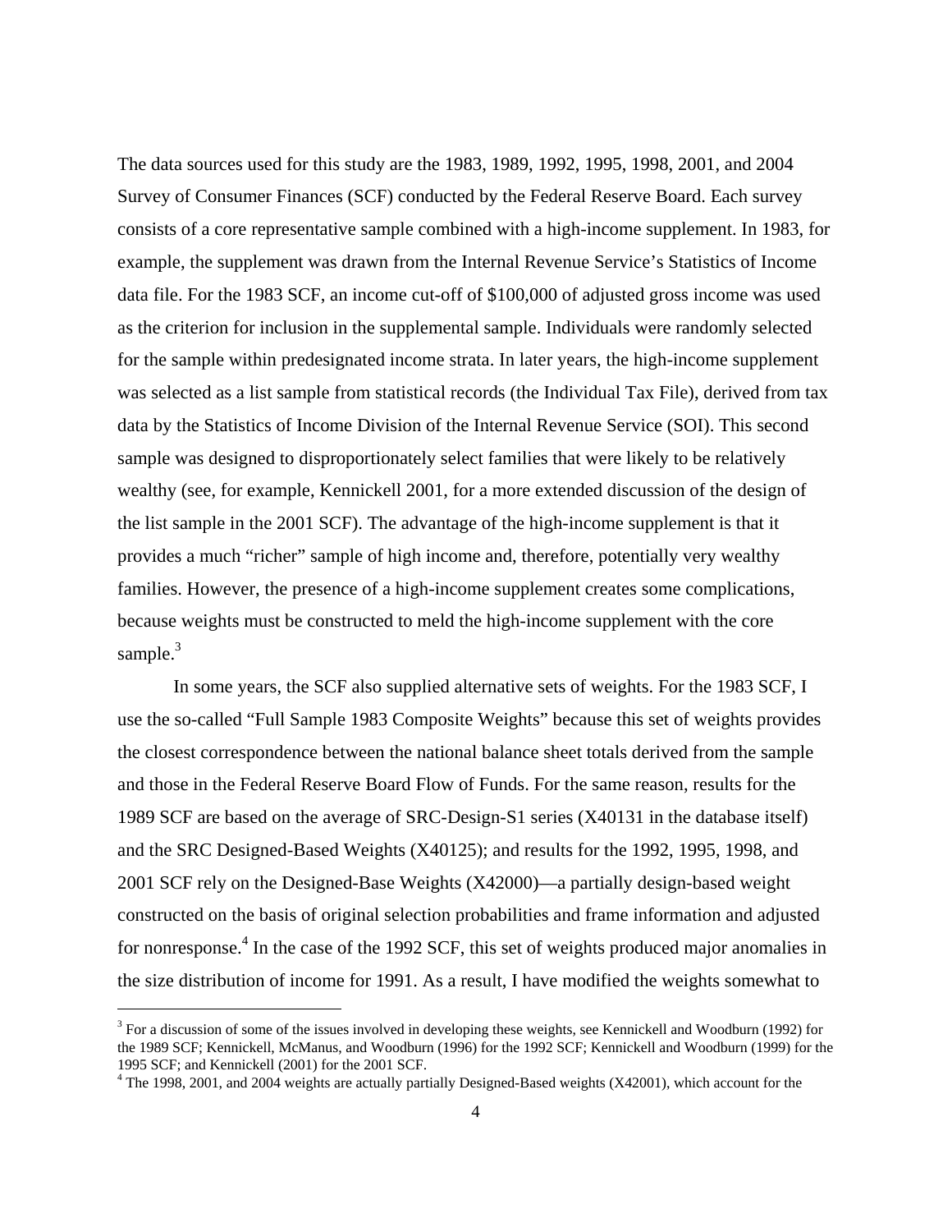The data sources used for this study are the 1983, 1989, 1992, 1995, 1998, 2001, and 2004 Survey of Consumer Finances (SCF) conducted by the Federal Reserve Board. Each survey consists of a core representative sample combined with a high-income supplement. In 1983, for example, the supplement was drawn from the Internal Revenue Service's Statistics of Income data file. For the 1983 SCF, an income cut-off of $100,000 of adjusted gross income was used as the criterion for inclusion in the supplemental sample. Individuals were randomly selected for the sample within predesignated income strata. In later years, the high-income supplement was selected as a list sample from statistical records (the Individual Tax File), derived from tax data by the Statistics of Income Division of the Internal Revenue Service (SOI). This second sample was designed to disproportionately select families that were likely to be relatively wealthy (see, for example, Kennickell 2001, for a more extended discussion of the design of the list sample in the 2001 SCF). The advantage of the high-income supplement is that it provides a much "richer" sample of high income and, therefore, potentially very wealthy families. However, the presence of a high-income supplement creates some complications, because weights must be constructed to meld the high-income supplement with the core sample.[3]

In some years, the SCF also supplied alternative sets of weights. For the 1983 SCF, I use the so-called "Full Sample 1983 Composite Weights" because this set of weights provides the closest correspondence between the national balance sheet totals derived from the sample and those in the Federal Reserve Board Flow of Funds. For the same reason, results for the 1989 SCF are based on the average of SRC-Design-S1 series (X40131 in the database itself) and the SRC Designed-Based Weights (X40125); and results for the 1992, 1995, 1998, and 2001 SCF rely on the Designed-Base Weights (X42000)—a partially design-based weight constructed on the basis of original selection probabilities and frame information and adjusted for nonresponse.[4] In the case of the 1992 SCF, this set of weights produced major anomalies in the size distribution of income for 1991. As a result, I have modified the weights somewhat to

---

[3] For a discussion of some of the issues involved in developing these weights, see Kennickell and Woodburn (1992) for the 1989 SCF; Kennickell, McManus, and Woodburn (1996) for the 1992 SCF; Kennickell and Woodburn (1999) for the 1995 SCF; and Kennickell (2001) for the 2001 SCF.

[4] The 1998, 2001, and 2004 weights are actually partially Designed-Based weights (X42001), which account for the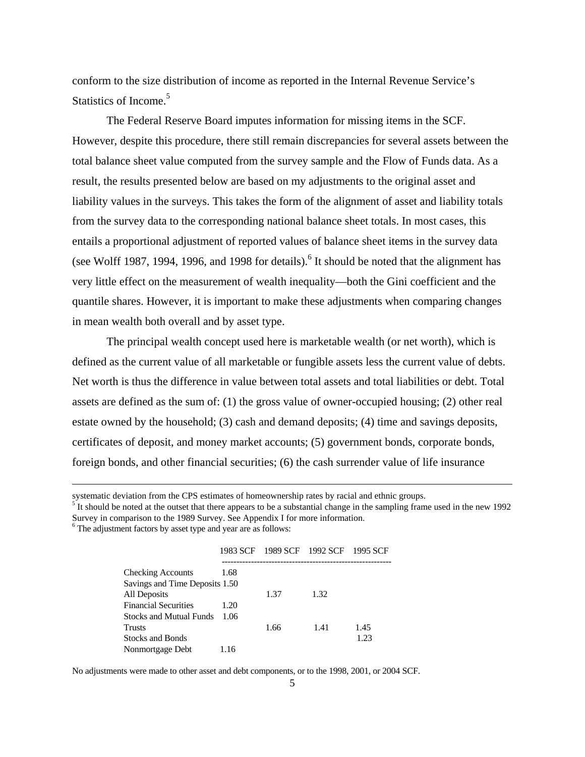conform to the size distribution of income as reported in the Internal Revenue Service's Statistics of Income.[5]

The Federal Reserve Board imputes information for missing items in the SCF. However, despite this procedure, there still remain discrepancies for several assets between the total balance sheet value computed from the survey sample and the Flow of Funds data. As a result, the results presented below are based on my adjustments to the original asset and liability values in the surveys. This takes the form of the alignment of asset and liability totals from the survey data to the corresponding national balance sheet totals. In most cases, this entails a proportional adjustment of reported values of balance sheet items in the survey data (see Wolff 1987, 1994, 1996, and 1998 for details).[6] It should be noted that the alignment has very little effect on the measurement of wealth inequality—both the Gini coefficient and the quantile shares. However, it is important to make these adjustments when comparing changes in mean wealth both overall and by asset type.

The principal wealth concept used here is marketable wealth (or net worth), which is defined as the current value of all marketable or fungible assets less the current value of debts. Net worth is thus the difference in value between total assets and total liabilities or debt. Total assets are defined as the sum of: (1) the gross value of owner-occupied housing; (2) other real estate owned by the household; (3) cash and demand deposits; (4) time and savings deposits, certificates of deposit, and money market accounts; (5) government bonds, corporate bonds, foreign bonds, and other financial securities; (6) the cash surrender value of life insurance

---

systematic deviation from the CPS estimates of homeownership rates by racial and ethnic groups.

[5] It should be noted at the outset that there appears to be a substantial change in the sampling frame used in the new 1992 Survey in comparison to the 1989 Survey. See Appendix I for more information.

[6] The adjustment factors by asset type and year are as follows:

| | 1983 SCF | 1989 SCF | 1992 SCF | 1995 SCF |
|---|---|---|---|---|
| Checking Accounts | 1.68 | | | |
| Savings and Time Deposits | 1.50 | | | |
| All Deposits | | 1.37 | 1.32 | |
| Financial Securities | 1.20 | | | |
| Stocks and Mutual Funds | 1.06 | | | |
| Trusts | | 1.66 | 1.41 | 1.45 |
| Stocks and Bonds | | | | 1.23 |
| Nonmortgage Debt | 1.16 | | | |

No adjustments were made to other asset and debt components, or to the 1998, 2001, or 2004 SCF.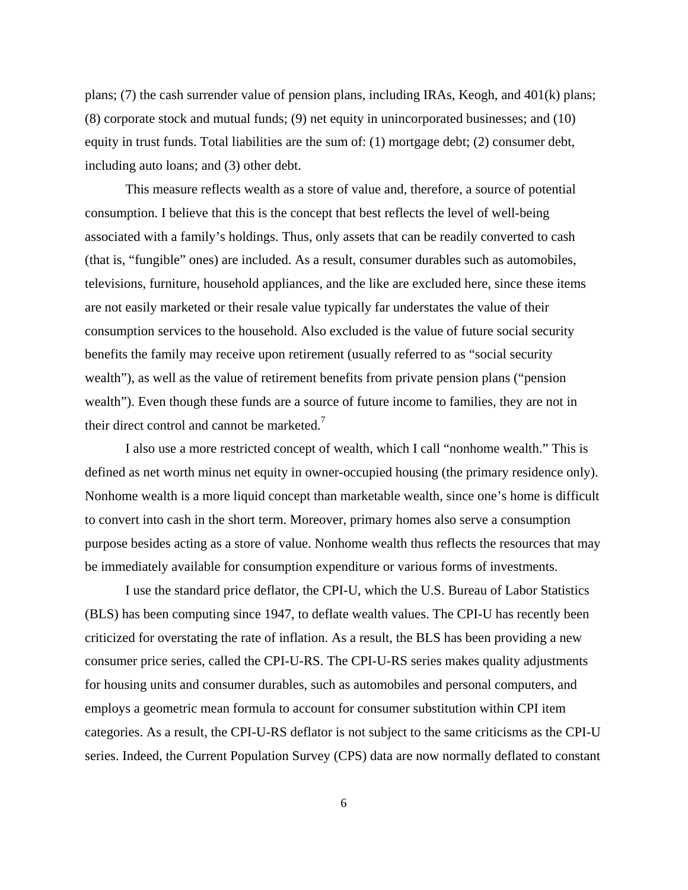plans; (7) the cash surrender value of pension plans, including IRAs, Keogh, and 401(k) plans; (8) corporate stock and mutual funds; (9) net equity in unincorporated businesses; and (10) equity in trust funds. Total liabilities are the sum of: (1) mortgage debt; (2) consumer debt, including auto loans; and (3) other debt.

This measure reflects wealth as a store of value and, therefore, a source of potential consumption. I believe that this is the concept that best reflects the level of well-being associated with a family's holdings. Thus, only assets that can be readily converted to cash (that is, "fungible" ones) are included. As a result, consumer durables such as automobiles, televisions, furniture, household appliances, and the like are excluded here, since these items are not easily marketed or their resale value typically far understates the value of their consumption services to the household. Also excluded is the value of future social security benefits the family may receive upon retirement (usually referred to as "social security wealth"), as well as the value of retirement benefits from private pension plans ("pension wealth"). Even though these funds are a source of future income to families, they are not in their direct control and cannot be marketed.[7]

I also use a more restricted concept of wealth, which I call "nonhome wealth." This is defined as net worth minus net equity in owner-occupied housing (the primary residence only). Nonhome wealth is a more liquid concept than marketable wealth, since one's home is difficult to convert into cash in the short term. Moreover, primary homes also serve a consumption purpose besides acting as a store of value. Nonhome wealth thus reflects the resources that may be immediately available for consumption expenditure or various forms of investments.

I use the standard price deflator, the CPI-U, which the U.S. Bureau of Labor Statistics (BLS) has been computing since 1947, to deflate wealth values. The CPI-U has recently been criticized for overstating the rate of inflation. As a result, the BLS has been providing a new consumer price series, called the CPI-U-RS. The CPI-U-RS series makes quality adjustments for housing units and consumer durables, such as automobiles and personal computers, and employs a geometric mean formula to account for consumer substitution within CPI item categories. As a result, the CPI-U-RS deflator is not subject to the same criticisms as the CPI-U series. Indeed, the Current Population Survey (CPS) data are now normally deflated to constant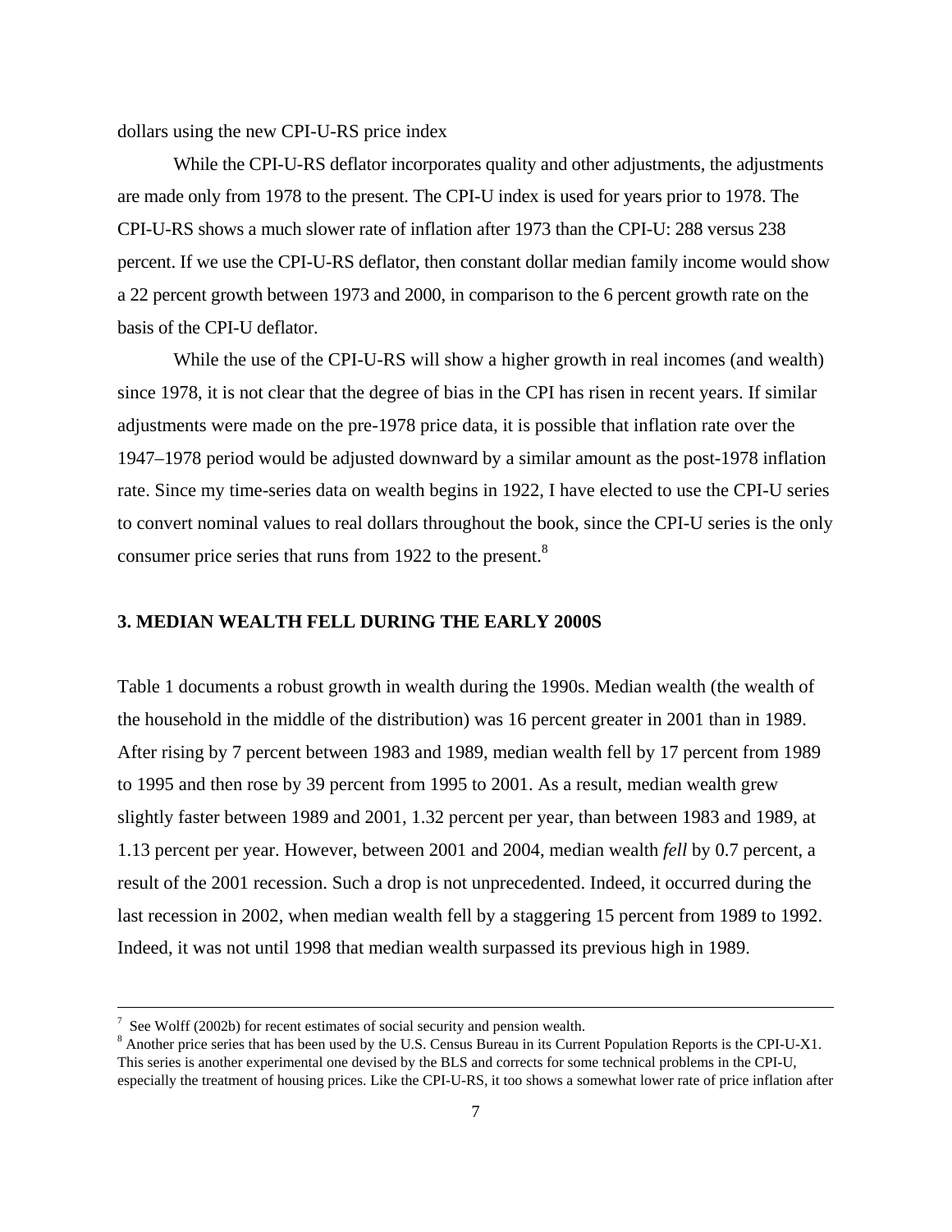dollars using the new CPI-U-RS price index

While the CPI-U-RS deflator incorporates quality and other adjustments, the adjustments are made only from 1978 to the present. The CPI-U index is used for years prior to 1978. The CPI-U-RS shows a much slower rate of inflation after 1973 than the CPI-U: 288 versus 238 percent. If we use the CPI-U-RS deflator, then constant dollar median family income would show a 22 percent growth between 1973 and 2000, in comparison to the 6 percent growth rate on the basis of the CPI-U deflator.

While the use of the CPI-U-RS will show a higher growth in real incomes (and wealth) since 1978, it is not clear that the degree of bias in the CPI has risen in recent years. If similar adjustments were made on the pre-1978 price data, it is possible that inflation rate over the 1947–1978 period would be adjusted downward by a similar amount as the post-1978 inflation rate. Since my time-series data on wealth begins in 1922, I have elected to use the CPI-U series to convert nominal values to real dollars throughout the book, since the CPI-U series is the only consumer price series that runs from 1922 to the present.[8]

### 3. MEDIAN WEALTH FELL DURING THE EARLY 2000S

Table 1 documents a robust growth in wealth during the 1990s. Median wealth (the wealth of the household in the middle of the distribution) was 16 percent greater in 2001 than in 1989. After rising by 7 percent between 1983 and 1989, median wealth fell by 17 percent from 1989 to 1995 and then rose by 39 percent from 1995 to 2001. As a result, median wealth grew slightly faster between 1989 and 2001, 1.32 percent per year, than between 1983 and 1989, at 1.13 percent per year. However, between 2001 and 2004, median wealth *fell* by 0.7 percent, a result of the 2001 recession. Such a drop is not unprecedented. Indeed, it occurred during the last recession in 2002, when median wealth fell by a staggering 15 percent from 1989 to 1992. Indeed, it was not until 1998 that median wealth surpassed its previous high in 1989.

---

[7] See Wolff (2002b) for recent estimates of social security and pension wealth.

[8] Another price series that has been used by the U.S. Census Bureau in its Current Population Reports is the CPI-U-X1. This series is another experimental one devised by the BLS and corrects for some technical problems in the CPI-U, especially the treatment of housing prices. Like the CPI-U-RS, it too shows a somewhat lower rate of price inflation after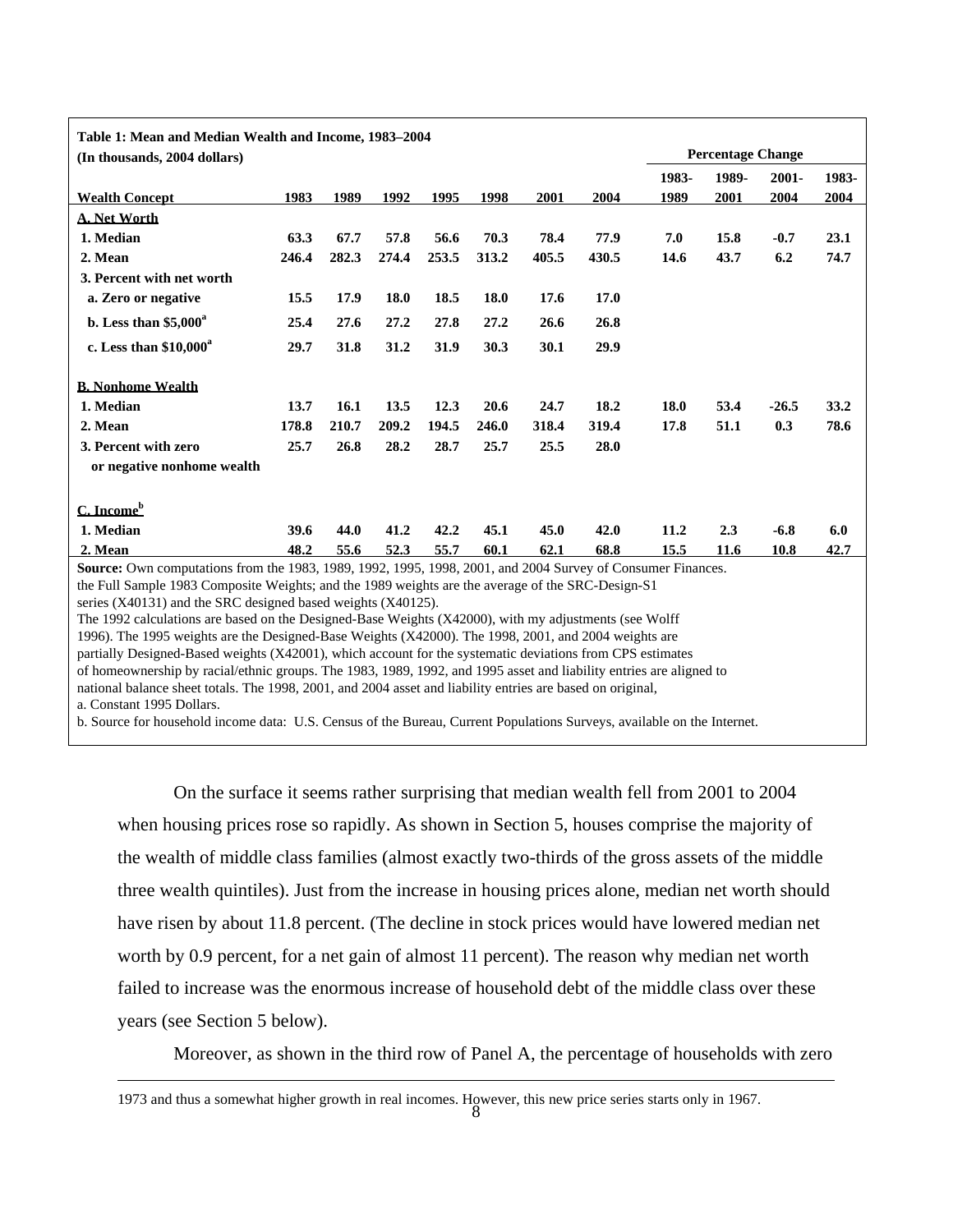**Table 1: Mean and Median Wealth and Income, 1983–2004**
**(In thousands, 2004 dollars)**

| | | | | | | | | Percentage Change | | | |
|---|---|---|---|---|---|---|---|---|---|---|---|
| **Wealth Concept** | **1983** | **1989** | **1992** | **1995** | **1998** | **2001** | **2004** | **1983-1989** | **1989-2001** | **2001-2004** | **1983-2004** |
| **A. Net Worth** | | | | | | | | | | | |
| 1. Median | 63.3 | 67.7 | 57.8 | 56.6 | 70.3 | 78.4 | 77.9 | 7.0 | 15.8 | -0.7 | 23.1 |
| 2. Mean | 246.4 | 282.3 | 274.4 | 253.5 | 313.2 | 405.5 | 430.5 | 14.6 | 43.7 | 6.2 | 74.7 |
| 3. Percent with net worth | | | | | | | | | | | |
| a. Zero or negative | 15.5 | 17.9 | 18.0 | 18.5 | 18.0 | 17.6 | 17.0 | | | | |
| b. Less than $5,000[a] | 25.4 | 27.6 | 27.2 | 27.8 | 27.2 | 26.6 | 26.8 | | | | |
| c. Less than $10,000[a] | 29.7 | 31.8 | 31.2 | 31.9 | 30.3 | 30.1 | 29.9 | | | | |
| **B. Nonhome Wealth** | | | | | | | | | | | |
| 1. Median | 13.7 | 16.1 | 13.5 | 12.3 | 20.6 | 24.7 | 18.2 | 18.0 | 53.4 | -26.5 | 33.2 |
| 2. Mean | 178.8 | 210.7 | 209.2 | 194.5 | 246.0 | 318.4 | 319.4 | 17.8 | 51.1 | 0.3 | 78.6 |
| 3. Percent with zero or negative nonhome wealth | 25.7 | 26.8 | 28.2 | 28.7 | 25.7 | 25.5 | 28.0 | | | | |
| **C. Income[b]** | | | | | | | | | | | |
| 1. Median | 39.6 | 44.0 | 41.2 | 42.2 | 45.1 | 45.0 | 42.0 | 11.2 | 2.3 | -6.8 | 6.0 |
| 2. Mean | 48.2 | 55.6 | 52.3 | 55.7 | 60.1 | 62.1 | 68.8 | 15.5 | 11.6 | 10.8 | 42.7 |

**Source:** Own computations from the 1983, 1989, 1992, 1995, 1998, 2001, and 2004 Survey of Consumer Finances. the Full Sample 1983 Composite Weights; and the 1989 weights are the average of the SRC-Design-S1 series (X40131) and the SRC designed based weights (X40125).
The 1992 calculations are based on the Designed-Base Weights (X42000), with my adjustments (see Wolff 1996). The 1995 weights are the Designed-Base Weights (X42000). The 1998, 2001, and 2004 weights are partially Designed-Based weights (X42001), which account for the systematic deviations from CPS estimates of homeownership by racial/ethnic groups. The 1983, 1989, 1992, and 1995 asset and liability entries are aligned to national balance sheet totals. The 1998, 2001, and 2004 asset and liability entries are based on original,
a. Constant 1995 Dollars.
b. Source for household income data: U.S. Census of the Bureau, Current Populations Surveys, available on the Internet.

On the surface it seems rather surprising that median wealth fell from 2001 to 2004 when housing prices rose so rapidly. As shown in Section 5, houses comprise the majority of the wealth of middle class families (almost exactly two-thirds of the gross assets of the middle three wealth quintiles). Just from the increase in housing prices alone, median net worth should have risen by about 11.8 percent. (The decline in stock prices would have lowered median net worth by 0.9 percent, for a net gain of almost 11 percent). The reason why median net worth failed to increase was the enormous increase of household debt of the middle class over these years (see Section 5 below).

Moreover, as shown in the third row of Panel A, the percentage of households with zero

1973 and thus a somewhat higher growth in real incomes. However, this new price series starts only in 1967.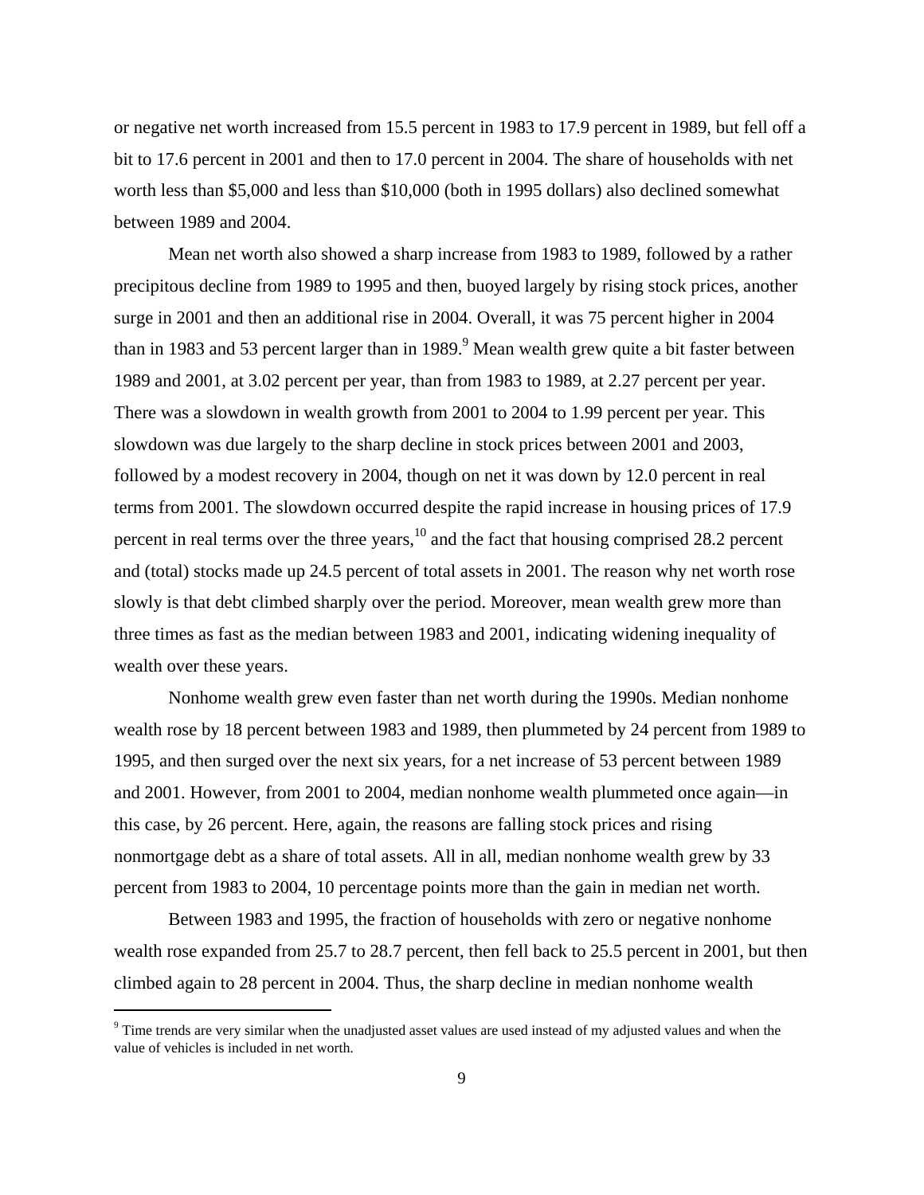or negative net worth increased from 15.5 percent in 1983 to 17.9 percent in 1989, but fell off a bit to 17.6 percent in 2001 and then to 17.0 percent in 2004. The share of households with net worth less than $5,000 and less than $10,000 (both in 1995 dollars) also declined somewhat between 1989 and 2004.

Mean net worth also showed a sharp increase from 1983 to 1989, followed by a rather precipitous decline from 1989 to 1995 and then, buoyed largely by rising stock prices, another surge in 2001 and then an additional rise in 2004. Overall, it was 75 percent higher in 2004 than in 1983 and 53 percent larger than in 1989.[9] Mean wealth grew quite a bit faster between 1989 and 2001, at 3.02 percent per year, than from 1983 to 1989, at 2.27 percent per year. There was a slowdown in wealth growth from 2001 to 2004 to 1.99 percent per year. This slowdown was due largely to the sharp decline in stock prices between 2001 and 2003, followed by a modest recovery in 2004, though on net it was down by 12.0 percent in real terms from 2001. The slowdown occurred despite the rapid increase in housing prices of 17.9 percent in real terms over the three years,[10] and the fact that housing comprised 28.2 percent and (total) stocks made up 24.5 percent of total assets in 2001. The reason why net worth rose slowly is that debt climbed sharply over the period. Moreover, mean wealth grew more than three times as fast as the median between 1983 and 2001, indicating widening inequality of wealth over these years.

Nonhome wealth grew even faster than net worth during the 1990s. Median nonhome wealth rose by 18 percent between 1983 and 1989, then plummeted by 24 percent from 1989 to 1995, and then surged over the next six years, for a net increase of 53 percent between 1989 and 2001. However, from 2001 to 2004, median nonhome wealth plummeted once again—in this case, by 26 percent. Here, again, the reasons are falling stock prices and rising nonmortgage debt as a share of total assets. All in all, median nonhome wealth grew by 33 percent from 1983 to 2004, 10 percentage points more than the gain in median net worth.

Between 1983 and 1995, the fraction of households with zero or negative nonhome wealth rose expanded from 25.7 to 28.7 percent, then fell back to 25.5 percent in 2001, but then climbed again to 28 percent in 2004. Thus, the sharp decline in median nonhome wealth

[9] Time trends are very similar when the unadjusted asset values are used instead of my adjusted values and when the value of vehicles is included in net worth.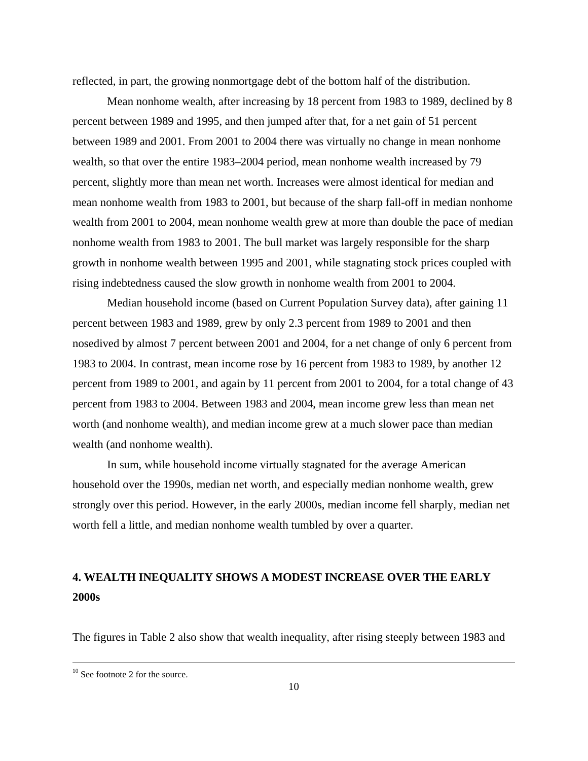reflected, in part, the growing nonmortgage debt of the bottom half of the distribution.

Mean nonhome wealth, after increasing by 18 percent from 1983 to 1989, declined by 8 percent between 1989 and 1995, and then jumped after that, for a net gain of 51 percent between 1989 and 2001. From 2001 to 2004 there was virtually no change in mean nonhome wealth, so that over the entire 1983–2004 period, mean nonhome wealth increased by 79 percent, slightly more than mean net worth. Increases were almost identical for median and mean nonhome wealth from 1983 to 2001, but because of the sharp fall-off in median nonhome wealth from 2001 to 2004, mean nonhome wealth grew at more than double the pace of median nonhome wealth from 1983 to 2001. The bull market was largely responsible for the sharp growth in nonhome wealth between 1995 and 2001, while stagnating stock prices coupled with rising indebtedness caused the slow growth in nonhome wealth from 2001 to 2004.

Median household income (based on Current Population Survey data), after gaining 11 percent between 1983 and 1989, grew by only 2.3 percent from 1989 to 2001 and then nosedived by almost 7 percent between 2001 and 2004, for a net change of only 6 percent from 1983 to 2004. In contrast, mean income rose by 16 percent from 1983 to 1989, by another 12 percent from 1989 to 2001, and again by 11 percent from 2001 to 2004, for a total change of 43 percent from 1983 to 2004. Between 1983 and 2004, mean income grew less than mean net worth (and nonhome wealth), and median income grew at a much slower pace than median wealth (and nonhome wealth).

In sum, while household income virtually stagnated for the average American household over the 1990s, median net worth, and especially median nonhome wealth, grew strongly over this period. However, in the early 2000s, median income fell sharply, median net worth fell a little, and median nonhome wealth tumbled by over a quarter.

## 4. WEALTH INEQUALITY SHOWS A MODEST INCREASE OVER THE EARLY 2000s

The figures in Table 2 also show that wealth inequality, after rising steeply between 1983 and

---

[10] See footnote 2 for the source.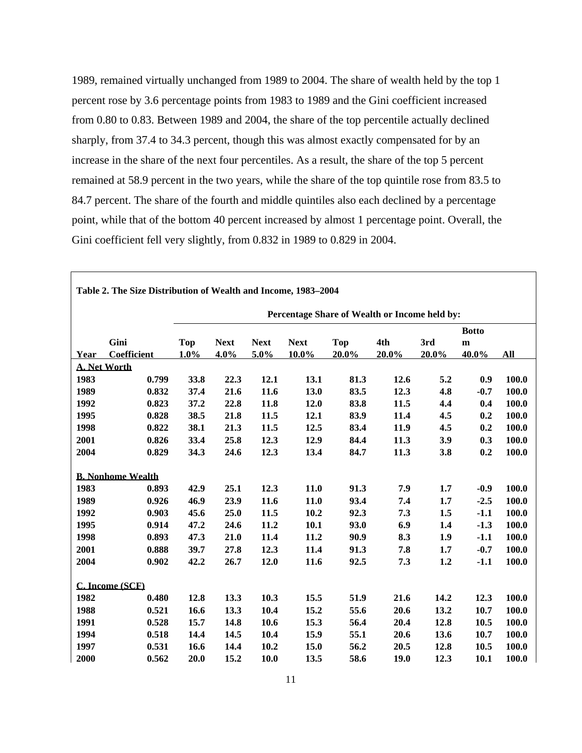1989, remained virtually unchanged from 1989 to 2004. The share of wealth held by the top 1 percent rose by 3.6 percentage points from 1983 to 1989 and the Gini coefficient increased from 0.80 to 0.83. Between 1989 and 2004, the share of the top percentile actually declined sharply, from 37.4 to 34.3 percent, though this was almost exactly compensated for by an increase in the share of the next four percentiles. As a result, the share of the top 5 percent remained at 58.9 percent in the two years, while the share of the top quintile rose from 83.5 to 84.7 percent. The share of the fourth and middle quintiles also each declined by a percentage point, while that of the bottom 40 percent increased by almost 1 percentage point. Overall, the Gini coefficient fell very slightly, from 0.832 in 1989 to 0.829 in 2004.

**Table 2. The Size Distribution of Wealth and Income, 1983–2004**

| | | Percentage Share of Wealth or Income held by: | | | | | | | | |
|---|---|---|---|---|---|---|---|---|---|---|
| Year | Gini Coefficient | Top 1.0% | Next 4.0% | Next 5.0% | Next 10.0% | Top 20.0% | 4th 20.0% | 3rd 20.0% | Bottom 40.0% | All |
| **A. Net Worth** | | | | | | | | | | |
| 1983 | 0.799 | 33.8 | 22.3 | 12.1 | 13.1 | 81.3 | 12.6 | 5.2 | 0.9 | 100.0 |
| 1989 | 0.832 | 37.4 | 21.6 | 11.6 | 13.0 | 83.5 | 12.3 | 4.8 | -0.7 | 100.0 |
| 1992 | 0.823 | 37.2 | 22.8 | 11.8 | 12.0 | 83.8 | 11.5 | 4.4 | 0.4 | 100.0 |
| 1995 | 0.828 | 38.5 | 21.8 | 11.5 | 12.1 | 83.9 | 11.4 | 4.5 | 0.2 | 100.0 |
| 1998 | 0.822 | 38.1 | 21.3 | 11.5 | 12.5 | 83.4 | 11.9 | 4.5 | 0.2 | 100.0 |
| 2001 | 0.826 | 33.4 | 25.8 | 12.3 | 12.9 | 84.4 | 11.3 | 3.9 | 0.3 | 100.0 |
| 2004 | 0.829 | 34.3 | 24.6 | 12.3 | 13.4 | 84.7 | 11.3 | 3.8 | 0.2 | 100.0 |
| **B. Nonhome Wealth** | | | | | | | | | | |
| 1983 | 0.893 | 42.9 | 25.1 | 12.3 | 11.0 | 91.3 | 7.9 | 1.7 | -0.9 | 100.0 |
| 1989 | 0.926 | 46.9 | 23.9 | 11.6 | 11.0 | 93.4 | 7.4 | 1.7 | -2.5 | 100.0 |
| 1992 | 0.903 | 45.6 | 25.0 | 11.5 | 10.2 | 92.3 | 7.3 | 1.5 | -1.1 | 100.0 |
| 1995 | 0.914 | 47.2 | 24.6 | 11.2 | 10.1 | 93.0 | 6.9 | 1.4 | -1.3 | 100.0 |
| 1998 | 0.893 | 47.3 | 21.0 | 11.4 | 11.2 | 90.9 | 8.3 | 1.9 | -1.1 | 100.0 |
| 2001 | 0.888 | 39.7 | 27.8 | 12.3 | 11.4 | 91.3 | 7.8 | 1.7 | -0.7 | 100.0 |
| 2004 | 0.902 | 42.2 | 26.7 | 12.0 | 11.6 | 92.5 | 7.3 | 1.2 | -1.1 | 100.0 |
| **C. Income (SCF)** | | | | | | | | | | |
| 1982 | 0.480 | 12.8 | 13.3 | 10.3 | 15.5 | 51.9 | 21.6 | 14.2 | 12.3 | 100.0 |
| 1988 | 0.521 | 16.6 | 13.3 | 10.4 | 15.2 | 55.6 | 20.6 | 13.2 | 10.7 | 100.0 |
| 1991 | 0.528 | 15.7 | 14.8 | 10.6 | 15.3 | 56.4 | 20.4 | 12.8 | 10.5 | 100.0 |
| 1994 | 0.518 | 14.4 | 14.5 | 10.4 | 15.9 | 55.1 | 20.6 | 13.6 | 10.7 | 100.0 |
| 1997 | 0.531 | 16.6 | 14.4 | 10.2 | 15.0 | 56.2 | 20.5 | 12.8 | 10.5 | 100.0 |
| 2000 | 0.562 | 20.0 | 15.2 | 10.0 | 13.5 | 58.6 | 19.0 | 12.3 | 10.1 | 100.0 |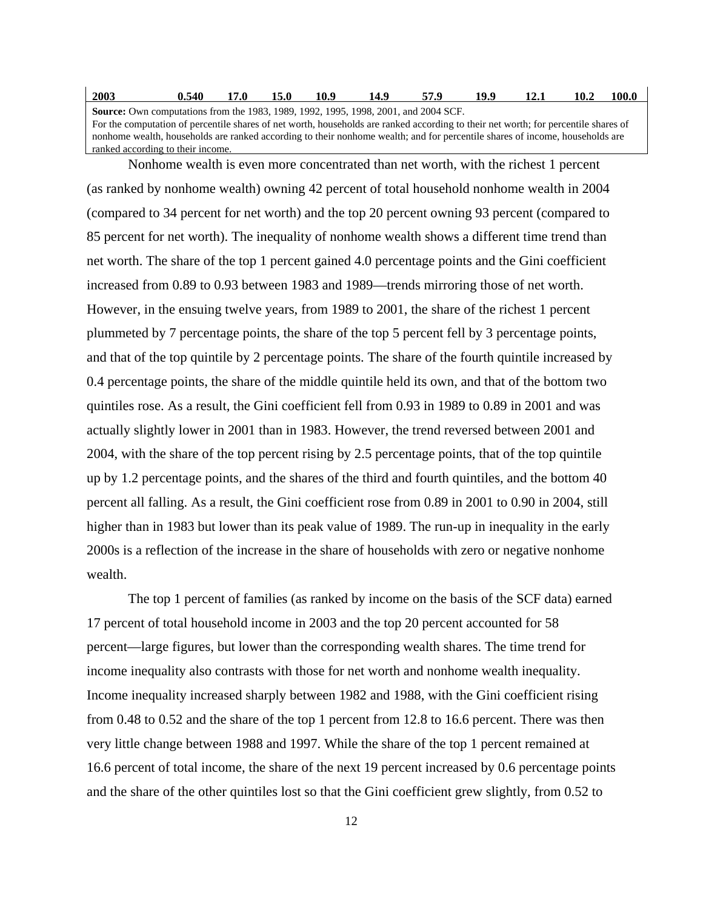| | | | | | | | | | | |
|---|---|---|---|---|---|---|---|---|---|---|
| **2003** | **0.540** | **17.0** | **15.0** | **10.9** | **14.9** | **57.9** | **19.9** | **12.1** | **10.2** | **100.0** |

**Source:** Own computations from the 1983, 1989, 1992, 1995, 1998, 2001, and 2004 SCF.
For the computation of percentile shares of net worth, households are ranked according to their net worth; for percentile shares of nonhome wealth, households are ranked according to their nonhome wealth; and for percentile shares of income, households are ranked according to their income.

Nonhome wealth is even more concentrated than net worth, with the richest 1 percent (as ranked by nonhome wealth) owning 42 percent of total household nonhome wealth in 2004 (compared to 34 percent for net worth) and the top 20 percent owning 93 percent (compared to 85 percent for net worth). The inequality of nonhome wealth shows a different time trend than net worth. The share of the top 1 percent gained 4.0 percentage points and the Gini coefficient increased from 0.89 to 0.93 between 1983 and 1989—trends mirroring those of net worth. However, in the ensuing twelve years, from 1989 to 2001, the share of the richest 1 percent plummeted by 7 percentage points, the share of the top 5 percent fell by 3 percentage points, and that of the top quintile by 2 percentage points. The share of the fourth quintile increased by 0.4 percentage points, the share of the middle quintile held its own, and that of the bottom two quintiles rose. As a result, the Gini coefficient fell from 0.93 in 1989 to 0.89 in 2001 and was actually slightly lower in 2001 than in 1983. However, the trend reversed between 2001 and 2004, with the share of the top percent rising by 2.5 percentage points, that of the top quintile up by 1.2 percentage points, and the shares of the third and fourth quintiles, and the bottom 40 percent all falling. As a result, the Gini coefficient rose from 0.89 in 2001 to 0.90 in 2004, still higher than in 1983 but lower than its peak value of 1989. The run-up in inequality in the early 2000s is a reflection of the increase in the share of households with zero or negative nonhome wealth.

The top 1 percent of families (as ranked by income on the basis of the SCF data) earned 17 percent of total household income in 2003 and the top 20 percent accounted for 58 percent—large figures, but lower than the corresponding wealth shares. The time trend for income inequality also contrasts with those for net worth and nonhome wealth inequality. Income inequality increased sharply between 1982 and 1988, with the Gini coefficient rising from 0.48 to 0.52 and the share of the top 1 percent from 12.8 to 16.6 percent. There was then very little change between 1988 and 1997. While the share of the top 1 percent remained at 16.6 percent of total income, the share of the next 19 percent increased by 0.6 percentage points and the share of the other quintiles lost so that the Gini coefficient grew slightly, from 0.52 to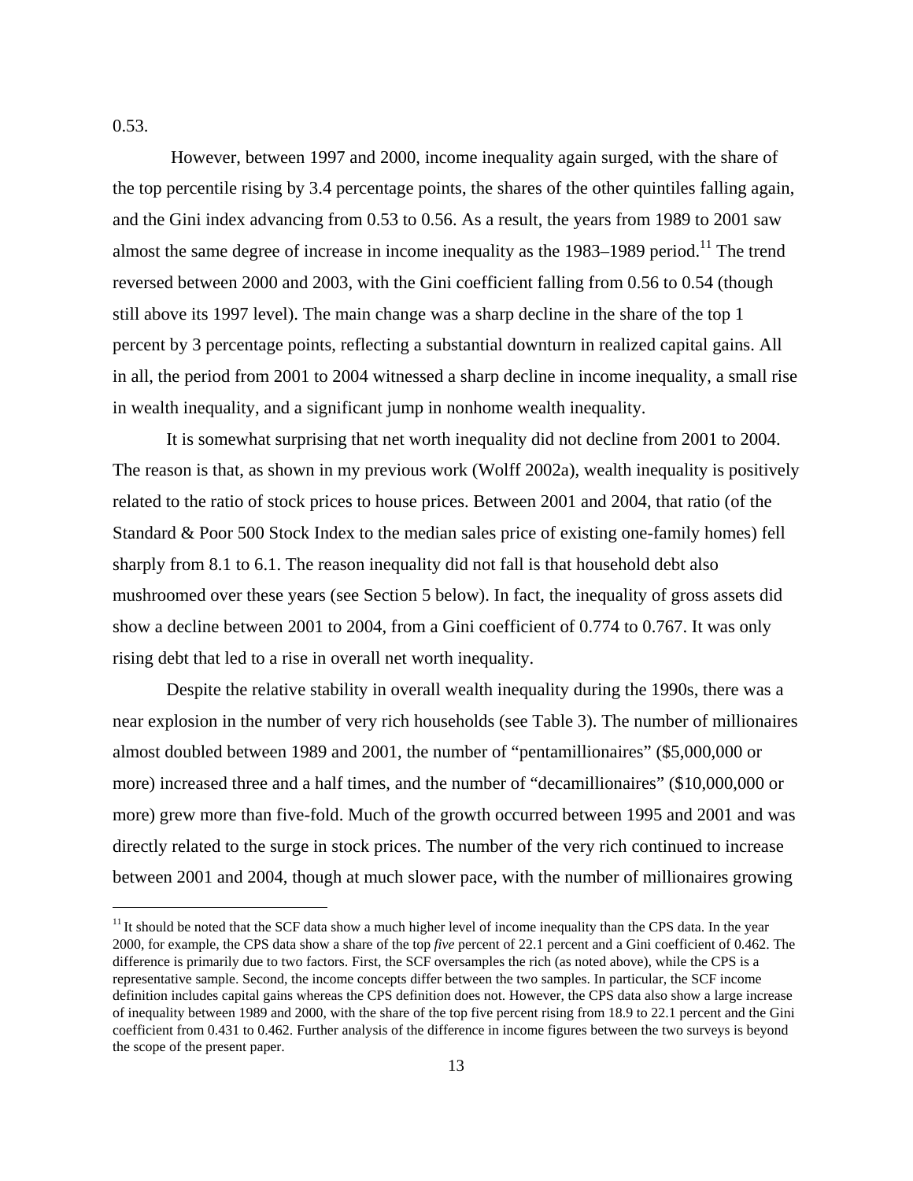0.53.

However, between 1997 and 2000, income inequality again surged, with the share of the top percentile rising by 3.4 percentage points, the shares of the other quintiles falling again, and the Gini index advancing from 0.53 to 0.56. As a result, the years from 1989 to 2001 saw almost the same degree of increase in income inequality as the 1983–1989 period.[11] The trend reversed between 2000 and 2003, with the Gini coefficient falling from 0.56 to 0.54 (though still above its 1997 level). The main change was a sharp decline in the share of the top 1 percent by 3 percentage points, reflecting a substantial downturn in realized capital gains. All in all, the period from 2001 to 2004 witnessed a sharp decline in income inequality, a small rise in wealth inequality, and a significant jump in nonhome wealth inequality.

It is somewhat surprising that net worth inequality did not decline from 2001 to 2004. The reason is that, as shown in my previous work (Wolff 2002a), wealth inequality is positively related to the ratio of stock prices to house prices. Between 2001 and 2004, that ratio (of the Standard & Poor 500 Stock Index to the median sales price of existing one-family homes) fell sharply from 8.1 to 6.1. The reason inequality did not fall is that household debt also mushroomed over these years (see Section 5 below). In fact, the inequality of gross assets did show a decline between 2001 to 2004, from a Gini coefficient of 0.774 to 0.767. It was only rising debt that led to a rise in overall net worth inequality.

Despite the relative stability in overall wealth inequality during the 1990s, there was a near explosion in the number of very rich households (see Table 3). The number of millionaires almost doubled between 1989 and 2001, the number of "pentamillionaires" ($5,000,000 or more) increased three and a half times, and the number of "decamillionaires" ($10,000,000 or more) grew more than five-fold. Much of the growth occurred between 1995 and 2001 and was directly related to the surge in stock prices. The number of the very rich continued to increase between 2001 and 2004, though at much slower pace, with the number of millionaires growing

[11] It should be noted that the SCF data show a much higher level of income inequality than the CPS data. In the year 2000, for example, the CPS data show a share of the top *five* percent of 22.1 percent and a Gini coefficient of 0.462. The difference is primarily due to two factors. First, the SCF oversamples the rich (as noted above), while the CPS is a representative sample. Second, the income concepts differ between the two samples. In particular, the SCF income definition includes capital gains whereas the CPS definition does not. However, the CPS data also show a large increase of inequality between 1989 and 2000, with the share of the top five percent rising from 18.9 to 22.1 percent and the Gini coefficient from 0.431 to 0.462. Further analysis of the difference in income figures between the two surveys is beyond the scope of the present paper.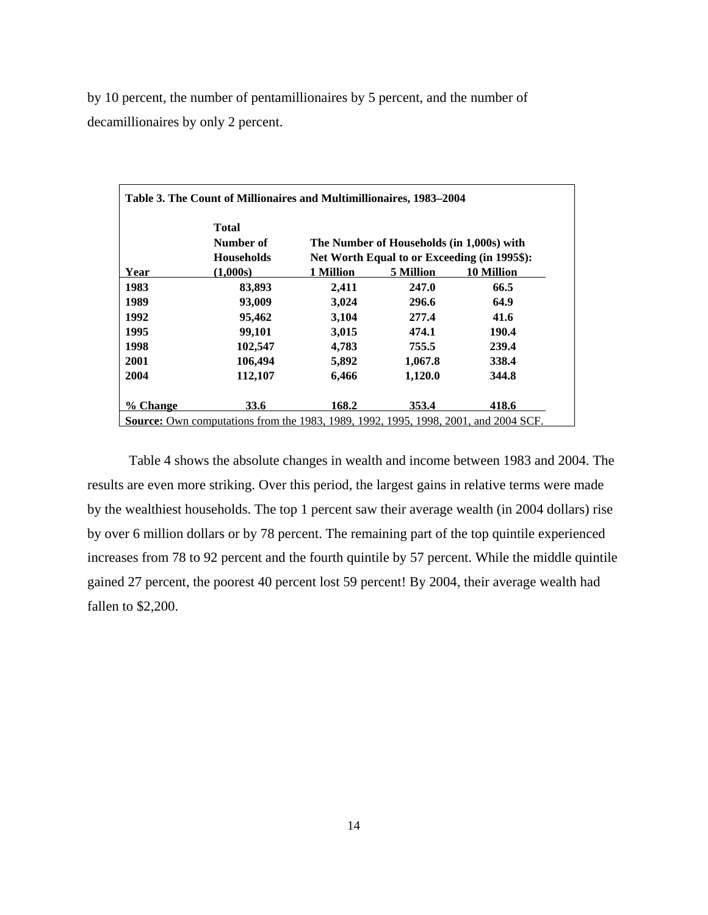by 10 percent, the number of pentamillionaires by 5 percent, and the number of decamillionaires by only 2 percent.

**Table 3. The Count of Millionaires and Multimillionaires, 1983–2004**

| Year | Total Number of Households (1,000s) | The Number of Households (in 1,000s) with Net Worth Equal to or Exceeding (in 1995$): 1 Million | 5 Million | 10 Million |
|---|---|---|---|---|
| 1983 | 83,893 | 2,411 | 247.0 | 66.5 |
| 1989 | 93,009 | 3,024 | 296.6 | 64.9 |
| 1992 | 95,462 | 3,104 | 277.4 | 41.6 |
| 1995 | 99,101 | 3,015 | 474.1 | 190.4 |
| 1998 | 102,547 | 4,783 | 755.5 | 239.4 |
| 2001 | 106,494 | 5,892 | 1,067.8 | 338.4 |
| 2004 | 112,107 | 6,466 | 1,120.0 | 344.8 |
| % Change | 33.6 | 168.2 | 353.4 | 418.6 |

**Source:** Own computations from the 1983, 1989, 1992, 1995, 1998, 2001, and 2004 SCF.

Table 4 shows the absolute changes in wealth and income between 1983 and 2004. The results are even more striking. Over this period, the largest gains in relative terms were made by the wealthiest households. The top 1 percent saw their average wealth (in 2004 dollars) rise by over 6 million dollars or by 78 percent. The remaining part of the top quintile experienced increases from 78 to 92 percent and the fourth quintile by 57 percent. While the middle quintile gained 27 percent, the poorest 40 percent lost 59 percent! By 2004, their average wealth had fallen to $2,200.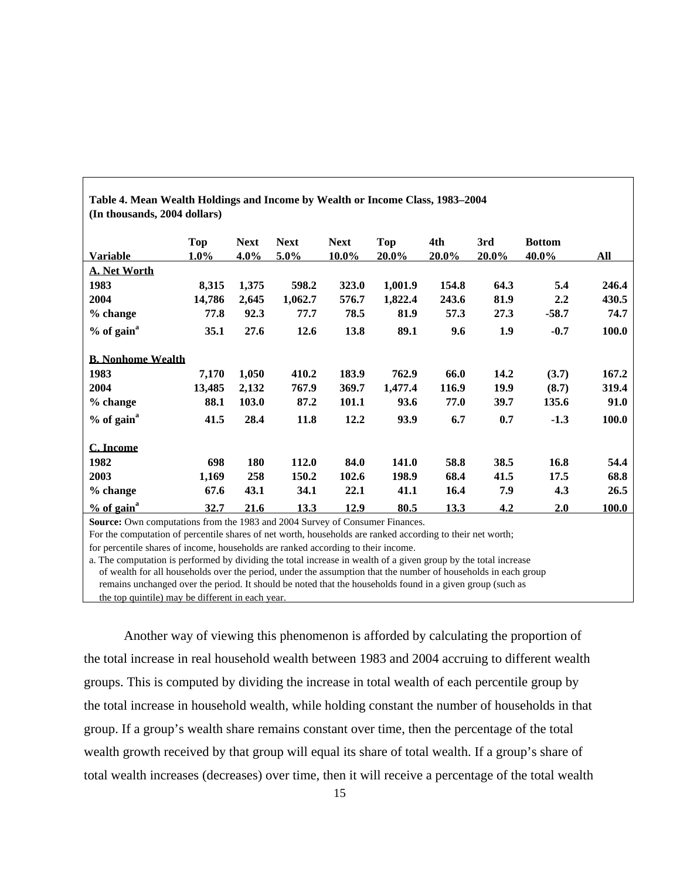**Table 4. Mean Wealth Holdings and Income by Wealth or Income Class, 1983–2004**
**(In thousands, 2004 dollars)**

| Variable | Top 1.0% | Next 4.0% | Next 5.0% | Next 10.0% | Top 20.0% | 4th 20.0% | 3rd 20.0% | Bottom 40.0% | All |
|---|---|---|---|---|---|---|---|---|---|
| **A. Net Worth** | | | | | | | | | |
| **1983** | **8,315** | **1,375** | **598.2** | **323.0** | **1,001.9** | **154.8** | **64.3** | **5.4** | **246.4** |
| **2004** | **14,786** | **2,645** | **1,062.7** | **576.7** | **1,822.4** | **243.6** | **81.9** | **2.2** | **430.5** |
| **% change** | **77.8** | **92.3** | **77.7** | **78.5** | **81.9** | **57.3** | **27.3** | **-58.7** | **74.7** |
| **% of gain[a]** | **35.1** | **27.6** | **12.6** | **13.8** | **89.1** | **9.6** | **1.9** | **-0.7** | **100.0** |
| **B. Nonhome Wealth** | | | | | | | | | |
| **1983** | **7,170** | **1,050** | **410.2** | **183.9** | **762.9** | **66.0** | **14.2** | **(3.7)** | **167.2** |
| **2004** | **13,485** | **2,132** | **767.9** | **369.7** | **1,477.4** | **116.9** | **19.9** | **(8.7)** | **319.4** |
| **% change** | **88.1** | **103.0** | **87.2** | **101.1** | **93.6** | **77.0** | **39.7** | **135.6** | **91.0** |
| **% of gain[a]** | **41.5** | **28.4** | **11.8** | **12.2** | **93.9** | **6.7** | **0.7** | **-1.3** | **100.0** |
| **C. Income** | | | | | | | | | |
| **1982** | **698** | **180** | **112.0** | **84.0** | **141.0** | **58.8** | **38.5** | **16.8** | **54.4** |
| **2003** | **1,169** | **258** | **150.2** | **102.6** | **198.9** | **68.4** | **41.5** | **17.5** | **68.8** |
| **% change** | **67.6** | **43.1** | **34.1** | **22.1** | **41.1** | **16.4** | **7.9** | **4.3** | **26.5** |
| **% of gain[a]** | **32.7** | **21.6** | **13.3** | **12.9** | **80.5** | **13.3** | **4.2** | **2.0** | **100.0** |

**Source:** Own computations from the 1983 and 2004 Survey of Consumer Finances.
For the computation of percentile shares of net worth, households are ranked according to their net worth; for percentile shares of income, households are ranked according to their income.
a. The computation is performed by dividing the total increase in wealth of a given group by the total increase of wealth for all households over the period, under the assumption that the number of households in each group remains unchanged over the period. It should be noted that the households found in a given group (such as the top quintile) may be different in each year.

Another way of viewing this phenomenon is afforded by calculating the proportion of the total increase in real household wealth between 1983 and 2004 accruing to different wealth groups. This is computed by dividing the increase in total wealth of each percentile group by the total increase in household wealth, while holding constant the number of households in that group. If a group's wealth share remains constant over time, then the percentage of the total wealth growth received by that group will equal its share of total wealth. If a group's share of total wealth increases (decreases) over time, then it will receive a percentage of the total wealth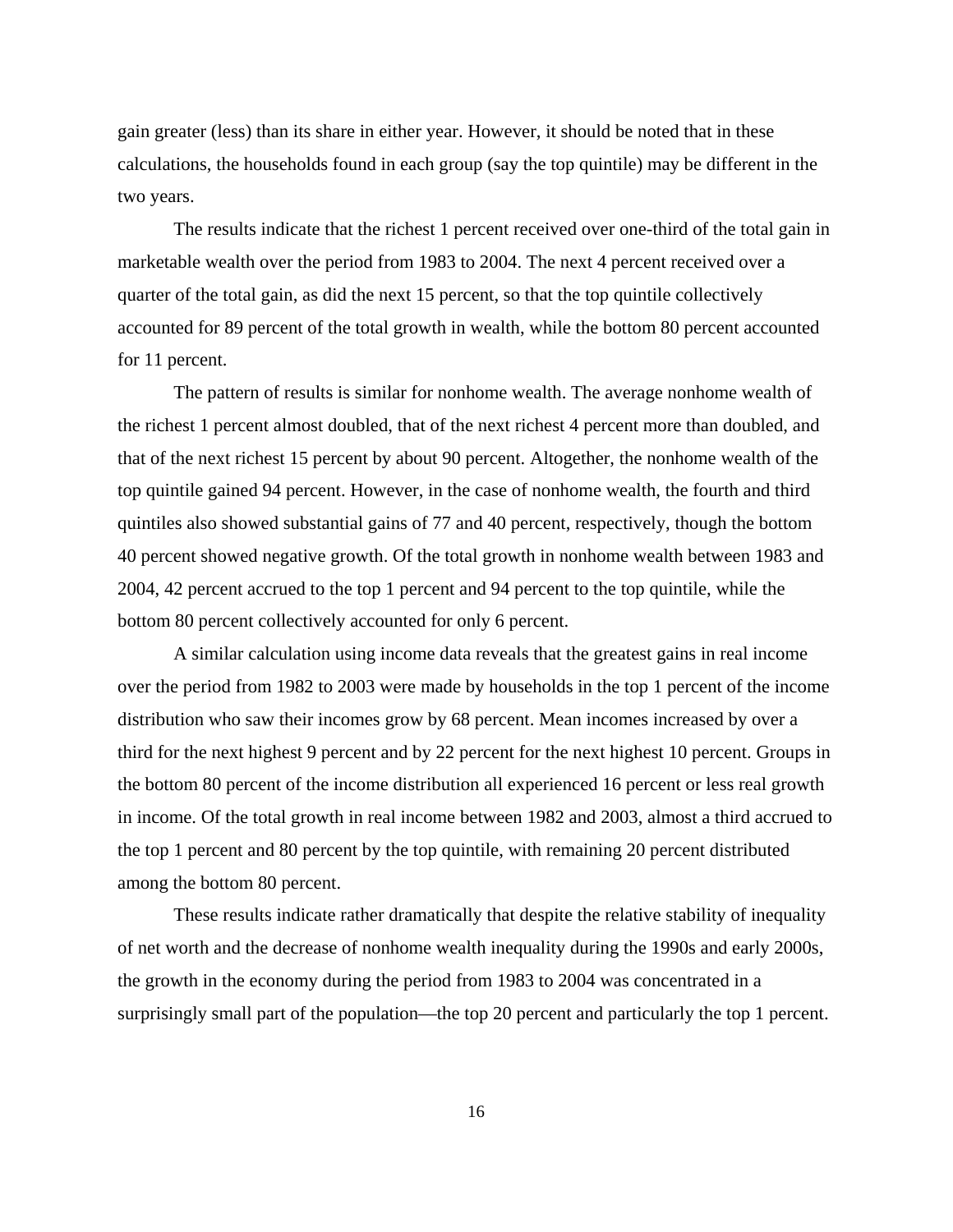gain greater (less) than its share in either year. However, it should be noted that in these calculations, the households found in each group (say the top quintile) may be different in the two years.

The results indicate that the richest 1 percent received over one-third of the total gain in marketable wealth over the period from 1983 to 2004. The next 4 percent received over a quarter of the total gain, as did the next 15 percent, so that the top quintile collectively accounted for 89 percent of the total growth in wealth, while the bottom 80 percent accounted for 11 percent.

The pattern of results is similar for nonhome wealth. The average nonhome wealth of the richest 1 percent almost doubled, that of the next richest 4 percent more than doubled, and that of the next richest 15 percent by about 90 percent. Altogether, the nonhome wealth of the top quintile gained 94 percent. However, in the case of nonhome wealth, the fourth and third quintiles also showed substantial gains of 77 and 40 percent, respectively, though the bottom 40 percent showed negative growth. Of the total growth in nonhome wealth between 1983 and 2004, 42 percent accrued to the top 1 percent and 94 percent to the top quintile, while the bottom 80 percent collectively accounted for only 6 percent.

A similar calculation using income data reveals that the greatest gains in real income over the period from 1982 to 2003 were made by households in the top 1 percent of the income distribution who saw their incomes grow by 68 percent. Mean incomes increased by over a third for the next highest 9 percent and by 22 percent for the next highest 10 percent. Groups in the bottom 80 percent of the income distribution all experienced 16 percent or less real growth in income. Of the total growth in real income between 1982 and 2003, almost a third accrued to the top 1 percent and 80 percent by the top quintile, with remaining 20 percent distributed among the bottom 80 percent.

These results indicate rather dramatically that despite the relative stability of inequality of net worth and the decrease of nonhome wealth inequality during the 1990s and early 2000s, the growth in the economy during the period from 1983 to 2004 was concentrated in a surprisingly small part of the population—the top 20 percent and particularly the top 1 percent.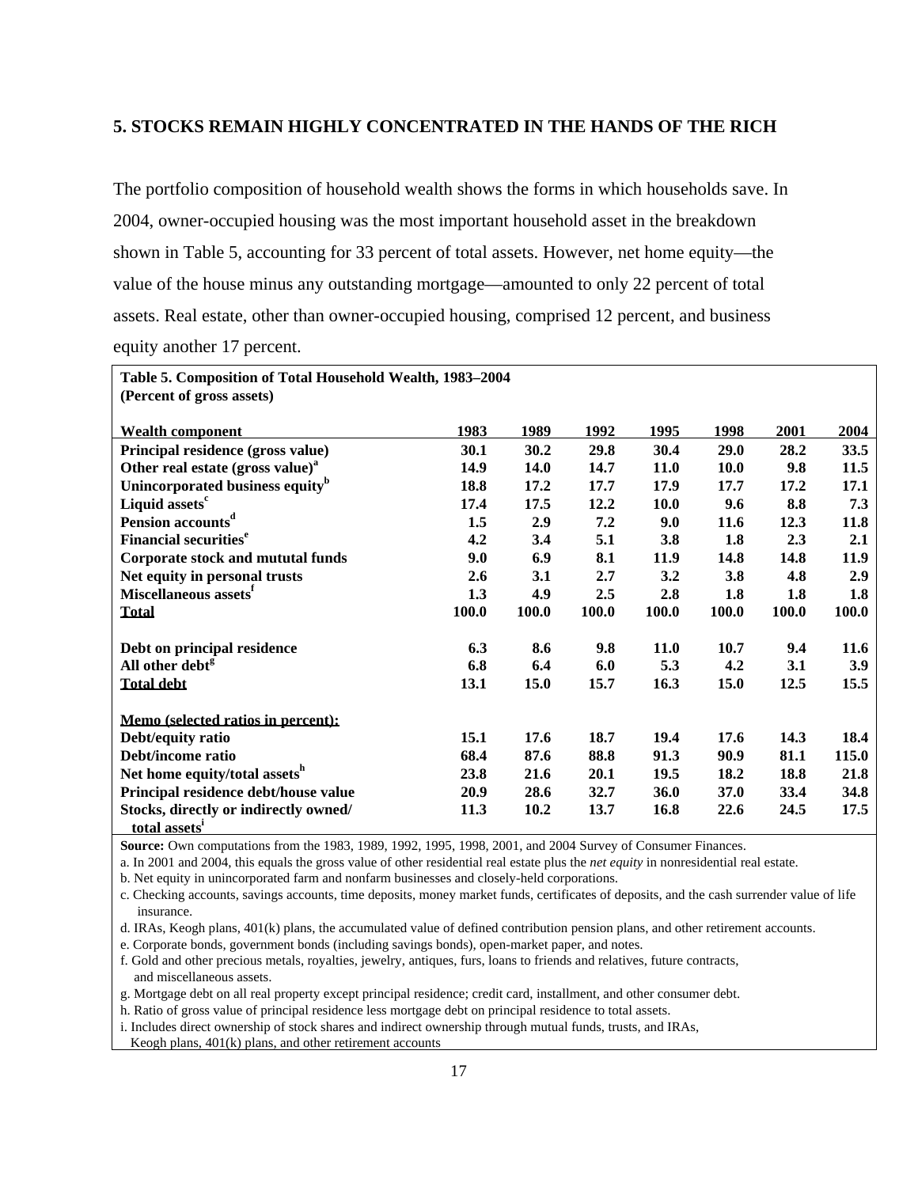## 5. STOCKS REMAIN HIGHLY CONCENTRATED IN THE HANDS OF THE RICH

The portfolio composition of household wealth shows the forms in which households save. In 2004, owner-occupied housing was the most important household asset in the breakdown shown in Table 5, accounting for 33 percent of total assets. However, net home equity—the value of the house minus any outstanding mortgage—amounted to only 22 percent of total assets. Real estate, other than owner-occupied housing, comprised 12 percent, and business equity another 17 percent.

**Table 5. Composition of Total Household Wealth, 1983–2004**
**(Percent of gross assets)**

| Wealth component | 1983 | 1989 | 1992 | 1995 | 1998 | 2001 | 2004 |
|---|---|---|---|---|---|---|---|
| **Principal residence (gross value)** | 30.1 | 30.2 | 29.8 | 30.4 | 29.0 | 28.2 | 33.5 |
| **Other real estate (gross value)**[a] | 14.9 | 14.0 | 14.7 | 11.0 | 10.0 | 9.8 | 11.5 |
| **Unincorporated business equity**[b] | 18.8 | 17.2 | 17.7 | 17.9 | 17.7 | 17.2 | 17.1 |
| **Liquid assets**[c] | 17.4 | 17.5 | 12.2 | 10.0 | 9.6 | 8.8 | 7.3 |
| **Pension accounts**[d] | 1.5 | 2.9 | 7.2 | 9.0 | 11.6 | 12.3 | 11.8 |
| **Financial securities**[e] | 4.2 | 3.4 | 5.1 | 3.8 | 1.8 | 2.3 | 2.1 |
| **Corporate stock and mututal funds** | 9.0 | 6.9 | 8.1 | 11.9 | 14.8 | 14.8 | 11.9 |
| **Net equity in personal trusts** | 2.6 | 3.1 | 2.7 | 3.2 | 3.8 | 4.8 | 2.9 |
| **Miscellaneous assets**[f] | 1.3 | 4.9 | 2.5 | 2.8 | 1.8 | 1.8 | 1.8 |
| **Total** | 100.0 | 100.0 | 100.0 | 100.0 | 100.0 | 100.0 | 100.0 |
| | | | | | | | |
| **Debt on principal residence** | 6.3 | 8.6 | 9.8 | 11.0 | 10.7 | 9.4 | 11.6 |
| **All other debt**[g] | 6.8 | 6.4 | 6.0 | 5.3 | 4.2 | 3.1 | 3.9 |
| **Total debt** | 13.1 | 15.0 | 15.7 | 16.3 | 15.0 | 12.5 | 15.5 |
| | | | | | | | |
| **Memo (selected ratios in percent):** | | | | | | | |
| **Debt/equity ratio** | 15.1 | 17.6 | 18.7 | 19.4 | 17.6 | 14.3 | 18.4 |
| **Debt/income ratio** | 68.4 | 87.6 | 88.8 | 91.3 | 90.9 | 81.1 | 115.0 |
| **Net home equity/total assets**[h] | 23.8 | 21.6 | 20.1 | 19.5 | 18.2 | 18.8 | 21.8 |
| **Principal residence debt/house value** | 20.9 | 28.6 | 32.7 | 36.0 | 37.0 | 33.4 | 34.8 |
| **Stocks, directly or indirectly owned/ total assets**[i] | 11.3 | 10.2 | 13.7 | 16.8 | 22.6 | 24.5 | 17.5 |

**Source:** Own computations from the 1983, 1989, 1992, 1995, 1998, 2001, and 2004 Survey of Consumer Finances.

a. In 2001 and 2004, this equals the gross value of other residential real estate plus the *net equity* in nonresidential real estate.

b. Net equity in unincorporated farm and nonfarm businesses and closely-held corporations.

c. Checking accounts, savings accounts, time deposits, money market funds, certificates of deposits, and the cash surrender value of life insurance.

d. IRAs, Keogh plans, 401(k) plans, the accumulated value of defined contribution pension plans, and other retirement accounts.

e. Corporate bonds, government bonds (including savings bonds), open-market paper, and notes.

f. Gold and other precious metals, royalties, jewelry, antiques, furs, loans to friends and relatives, future contracts, and miscellaneous assets.

g. Mortgage debt on all real property except principal residence; credit card, installment, and other consumer debt.

h. Ratio of gross value of principal residence less mortgage debt on principal residence to total assets.

i. Includes direct ownership of stock shares and indirect ownership through mutual funds, trusts, and IRAs, Keogh plans, 401(k) plans, and other retirement accounts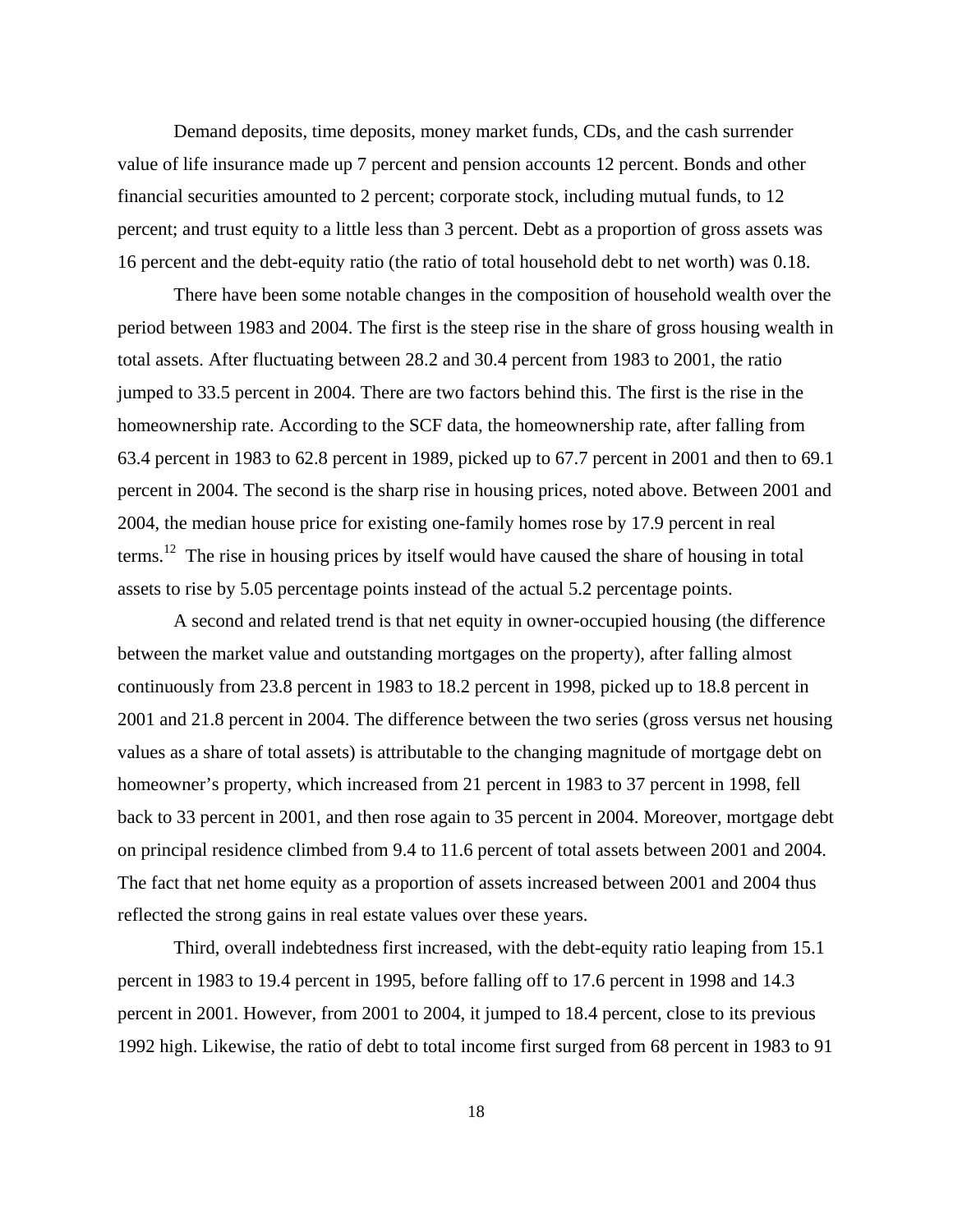Demand deposits, time deposits, money market funds, CDs, and the cash surrender value of life insurance made up 7 percent and pension accounts 12 percent. Bonds and other financial securities amounted to 2 percent; corporate stock, including mutual funds, to 12 percent; and trust equity to a little less than 3 percent. Debt as a proportion of gross assets was 16 percent and the debt-equity ratio (the ratio of total household debt to net worth) was 0.18.

There have been some notable changes in the composition of household wealth over the period between 1983 and 2004. The first is the steep rise in the share of gross housing wealth in total assets. After fluctuating between 28.2 and 30.4 percent from 1983 to 2001, the ratio jumped to 33.5 percent in 2004. There are two factors behind this. The first is the rise in the homeownership rate. According to the SCF data, the homeownership rate, after falling from 63.4 percent in 1983 to 62.8 percent in 1989, picked up to 67.7 percent in 2001 and then to 69.1 percent in 2004. The second is the sharp rise in housing prices, noted above. Between 2001 and 2004, the median house price for existing one-family homes rose by 17.9 percent in real terms.[12] The rise in housing prices by itself would have caused the share of housing in total assets to rise by 5.05 percentage points instead of the actual 5.2 percentage points.

A second and related trend is that net equity in owner-occupied housing (the difference between the market value and outstanding mortgages on the property), after falling almost continuously from 23.8 percent in 1983 to 18.2 percent in 1998, picked up to 18.8 percent in 2001 and 21.8 percent in 2004. The difference between the two series (gross versus net housing values as a share of total assets) is attributable to the changing magnitude of mortgage debt on homeowner's property, which increased from 21 percent in 1983 to 37 percent in 1998, fell back to 33 percent in 2001, and then rose again to 35 percent in 2004. Moreover, mortgage debt on principal residence climbed from 9.4 to 11.6 percent of total assets between 2001 and 2004. The fact that net home equity as a proportion of assets increased between 2001 and 2004 thus reflected the strong gains in real estate values over these years.

Third, overall indebtedness first increased, with the debt-equity ratio leaping from 15.1 percent in 1983 to 19.4 percent in 1995, before falling off to 17.6 percent in 1998 and 14.3 percent in 2001. However, from 2001 to 2004, it jumped to 18.4 percent, close to its previous 1992 high. Likewise, the ratio of debt to total income first surged from 68 percent in 1983 to 91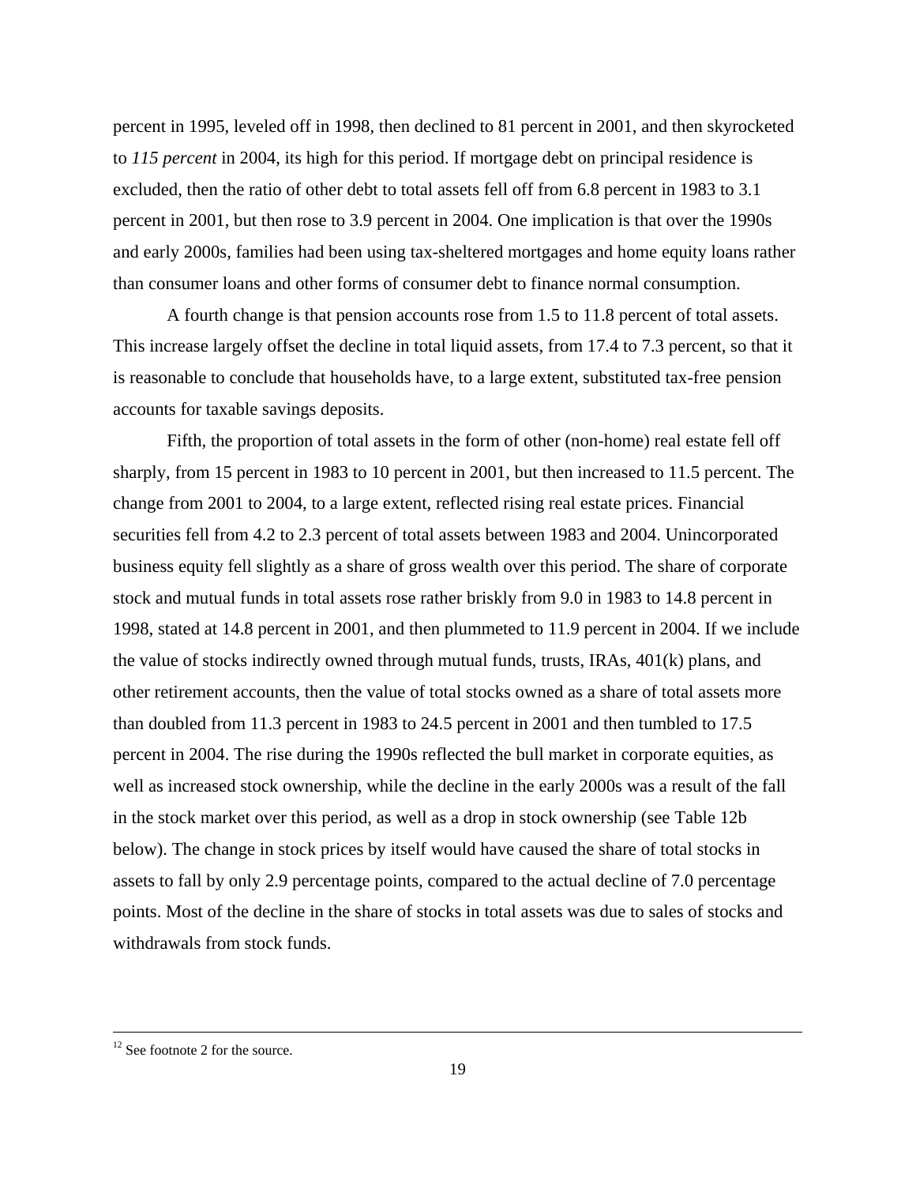percent in 1995, leveled off in 1998, then declined to 81 percent in 2001, and then skyrocketed to *115 percent* in 2004, its high for this period. If mortgage debt on principal residence is excluded, then the ratio of other debt to total assets fell off from 6.8 percent in 1983 to 3.1 percent in 2001, but then rose to 3.9 percent in 2004. One implication is that over the 1990s and early 2000s, families had been using tax-sheltered mortgages and home equity loans rather than consumer loans and other forms of consumer debt to finance normal consumption.

A fourth change is that pension accounts rose from 1.5 to 11.8 percent of total assets. This increase largely offset the decline in total liquid assets, from 17.4 to 7.3 percent, so that it is reasonable to conclude that households have, to a large extent, substituted tax-free pension accounts for taxable savings deposits.

Fifth, the proportion of total assets in the form of other (non-home) real estate fell off sharply, from 15 percent in 1983 to 10 percent in 2001, but then increased to 11.5 percent. The change from 2001 to 2004, to a large extent, reflected rising real estate prices. Financial securities fell from 4.2 to 2.3 percent of total assets between 1983 and 2004. Unincorporated business equity fell slightly as a share of gross wealth over this period. The share of corporate stock and mutual funds in total assets rose rather briskly from 9.0 in 1983 to 14.8 percent in 1998, stated at 14.8 percent in 2001, and then plummeted to 11.9 percent in 2004. If we include the value of stocks indirectly owned through mutual funds, trusts, IRAs, 401(k) plans, and other retirement accounts, then the value of total stocks owned as a share of total assets more than doubled from 11.3 percent in 1983 to 24.5 percent in 2001 and then tumbled to 17.5 percent in 2004. The rise during the 1990s reflected the bull market in corporate equities, as well as increased stock ownership, while the decline in the early 2000s was a result of the fall in the stock market over this period, as well as a drop in stock ownership (see Table 12b below). The change in stock prices by itself would have caused the share of total stocks in assets to fall by only 2.9 percentage points, compared to the actual decline of 7.0 percentage points. Most of the decline in the share of stocks in total assets was due to sales of stocks and withdrawals from stock funds.

---

[12] See footnote 2 for the source.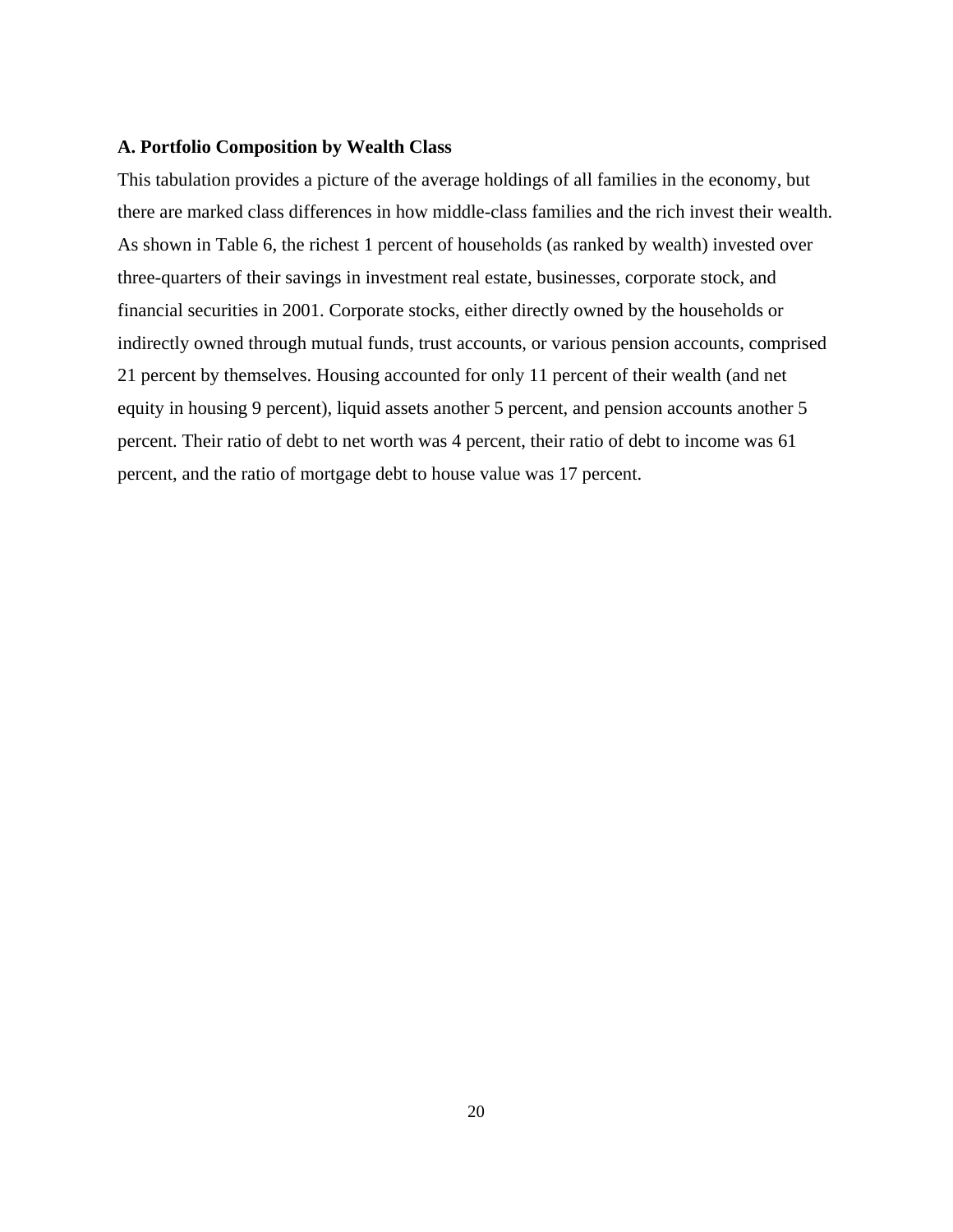### A. Portfolio Composition by Wealth Class

This tabulation provides a picture of the average holdings of all families in the economy, but there are marked class differences in how middle-class families and the rich invest their wealth. As shown in Table 6, the richest 1 percent of households (as ranked by wealth) invested over three-quarters of their savings in investment real estate, businesses, corporate stock, and financial securities in 2001. Corporate stocks, either directly owned by the households or indirectly owned through mutual funds, trust accounts, or various pension accounts, comprised 21 percent by themselves. Housing accounted for only 11 percent of their wealth (and net equity in housing 9 percent), liquid assets another 5 percent, and pension accounts another 5 percent. Their ratio of debt to net worth was 4 percent, their ratio of debt to income was 61 percent, and the ratio of mortgage debt to house value was 17 percent.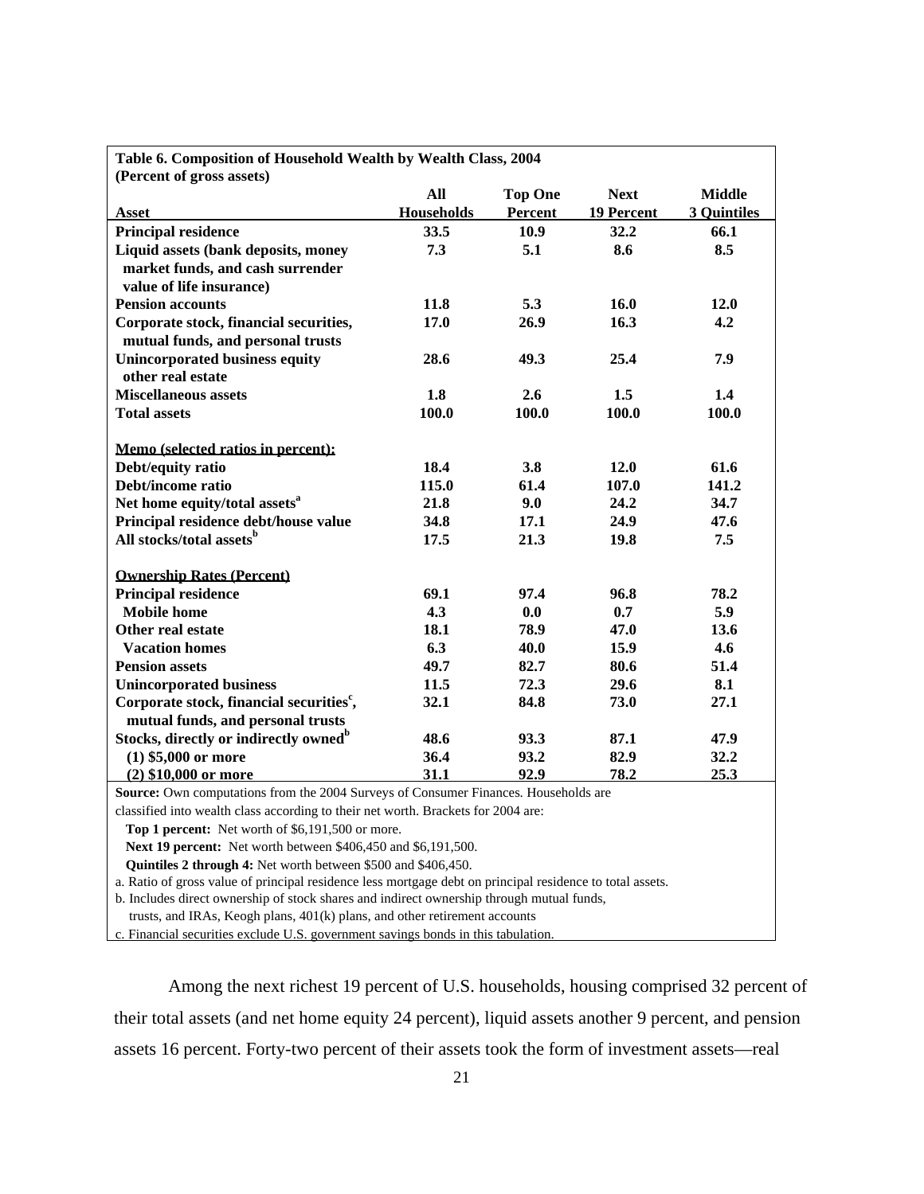**Table 6. Composition of Household Wealth by Wealth Class, 2004**
**(Percent of gross assets)**

| Asset | All Households | Top One Percent | Next 19 Percent | Middle 3 Quintiles |
|---|---|---|---|---|
| **Principal residence** | **33.5** | **10.9** | **32.2** | **66.1** |
| **Liquid assets (bank deposits, money market funds, and cash surrender value of life insurance)** | **7.3** | **5.1** | **8.6** | **8.5** |
| **Pension accounts** | **11.8** | **5.3** | **16.0** | **12.0** |
| **Corporate stock, financial securities, mutual funds, and personal trusts** | **17.0** | **26.9** | **16.3** | **4.2** |
| **Unincorporated business equity other real estate** | **28.6** | **49.3** | **25.4** | **7.9** |
| **Miscellaneous assets** | **1.8** | **2.6** | **1.5** | **1.4** |
| **Total assets** | **100.0** | **100.0** | **100.0** | **100.0** |
| | | | | |
| **Memo (selected ratios in percent):** | | | | |
| **Debt/equity ratio** | **18.4** | **3.8** | **12.0** | **61.6** |
| **Debt/income ratio** | **115.0** | **61.4** | **107.0** | **141.2** |
| **Net home equity/total assets[a]** | **21.8** | **9.0** | **24.2** | **34.7** |
| **Principal residence debt/house value** | **34.8** | **17.1** | **24.9** | **47.6** |
| **All stocks/total assets[b]** | **17.5** | **21.3** | **19.8** | **7.5** |
| | | | | |
| **Ownership Rates (Percent)** | | | | |
| **Principal residence** | **69.1** | **97.4** | **96.8** | **78.2** |
| **Mobile home** | **4.3** | **0.0** | **0.7** | **5.9** |
| **Other real estate** | **18.1** | **78.9** | **47.0** | **13.6** |
| **Vacation homes** | **6.3** | **40.0** | **15.9** | **4.6** |
| **Pension assets** | **49.7** | **82.7** | **80.6** | **51.4** |
| **Unincorporated business** | **11.5** | **72.3** | **29.6** | **8.1** |
| **Corporate stock, financial securities[c], mutual funds, and personal trusts** | **32.1** | **84.8** | **73.0** | **27.1** |
| **Stocks, directly or indirectly owned[b]** | **48.6** | **93.3** | **87.1** | **47.9** |
| **(1) $5,000 or more** | **36.4** | **93.2** | **82.9** | **32.2** |
| **(2) $10,000 or more** | **31.1** | **92.9** | **78.2** | **25.3** |

**Source:** Own computations from the 2004 Surveys of Consumer Finances. Households are classified into wealth class according to their net worth. Brackets for 2004 are:

**Top 1 percent:** Net worth of $6,191,500 or more.

**Next 19 percent:** Net worth between $406,450 and $6,191,500.

**Quintiles 2 through 4:** Net worth between $500 and $406,450.

a. Ratio of gross value of principal residence less mortgage debt on principal residence to total assets.

b. Includes direct ownership of stock shares and indirect ownership through mutual funds, trusts, and IRAs, Keogh plans, 401(k) plans, and other retirement accounts

c. Financial securities exclude U.S. government savings bonds in this tabulation.

Among the next richest 19 percent of U.S. households, housing comprised 32 percent of their total assets (and net home equity 24 percent), liquid assets another 9 percent, and pension assets 16 percent. Forty-two percent of their assets took the form of investment assets—real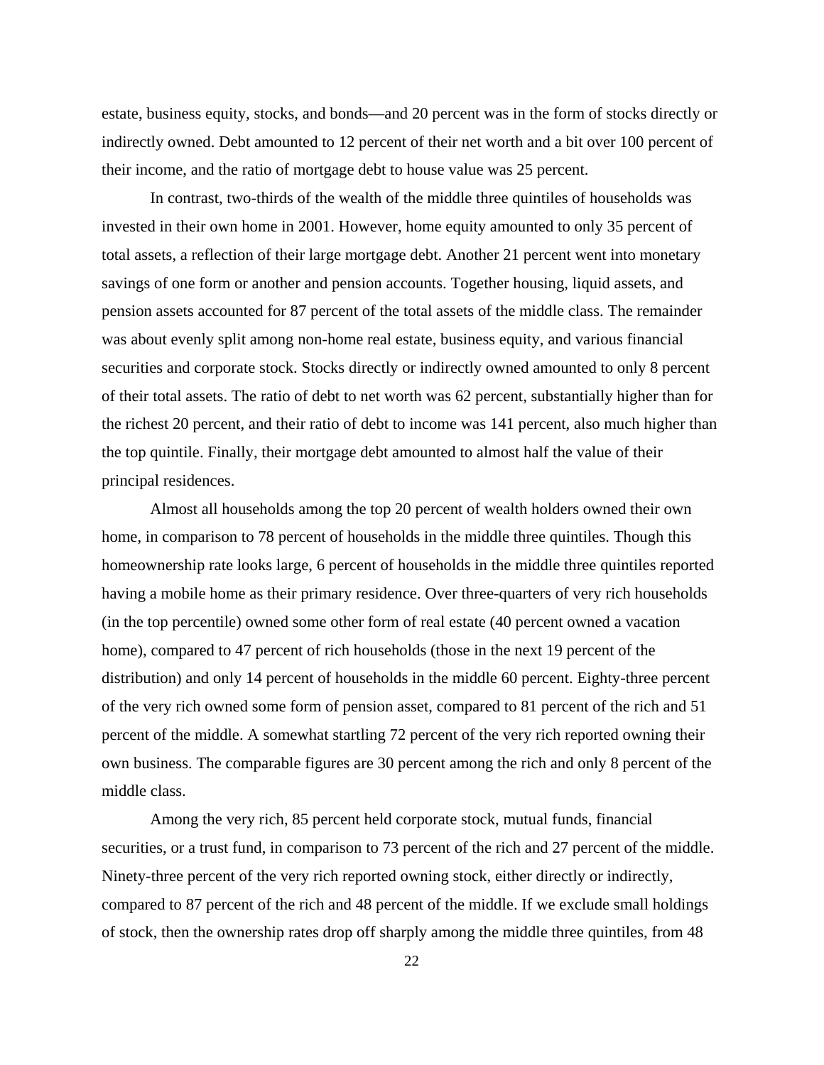estate, business equity, stocks, and bonds—and 20 percent was in the form of stocks directly or indirectly owned. Debt amounted to 12 percent of their net worth and a bit over 100 percent of their income, and the ratio of mortgage debt to house value was 25 percent.

In contrast, two-thirds of the wealth of the middle three quintiles of households was invested in their own home in 2001. However, home equity amounted to only 35 percent of total assets, a reflection of their large mortgage debt. Another 21 percent went into monetary savings of one form or another and pension accounts. Together housing, liquid assets, and pension assets accounted for 87 percent of the total assets of the middle class. The remainder was about evenly split among non-home real estate, business equity, and various financial securities and corporate stock. Stocks directly or indirectly owned amounted to only 8 percent of their total assets. The ratio of debt to net worth was 62 percent, substantially higher than for the richest 20 percent, and their ratio of debt to income was 141 percent, also much higher than the top quintile. Finally, their mortgage debt amounted to almost half the value of their principal residences.

Almost all households among the top 20 percent of wealth holders owned their own home, in comparison to 78 percent of households in the middle three quintiles. Though this homeownership rate looks large, 6 percent of households in the middle three quintiles reported having a mobile home as their primary residence. Over three-quarters of very rich households (in the top percentile) owned some other form of real estate (40 percent owned a vacation home), compared to 47 percent of rich households (those in the next 19 percent of the distribution) and only 14 percent of households in the middle 60 percent. Eighty-three percent of the very rich owned some form of pension asset, compared to 81 percent of the rich and 51 percent of the middle. A somewhat startling 72 percent of the very rich reported owning their own business. The comparable figures are 30 percent among the rich and only 8 percent of the middle class.

Among the very rich, 85 percent held corporate stock, mutual funds, financial securities, or a trust fund, in comparison to 73 percent of the rich and 27 percent of the middle. Ninety-three percent of the very rich reported owning stock, either directly or indirectly, compared to 87 percent of the rich and 48 percent of the middle. If we exclude small holdings of stock, then the ownership rates drop off sharply among the middle three quintiles, from 48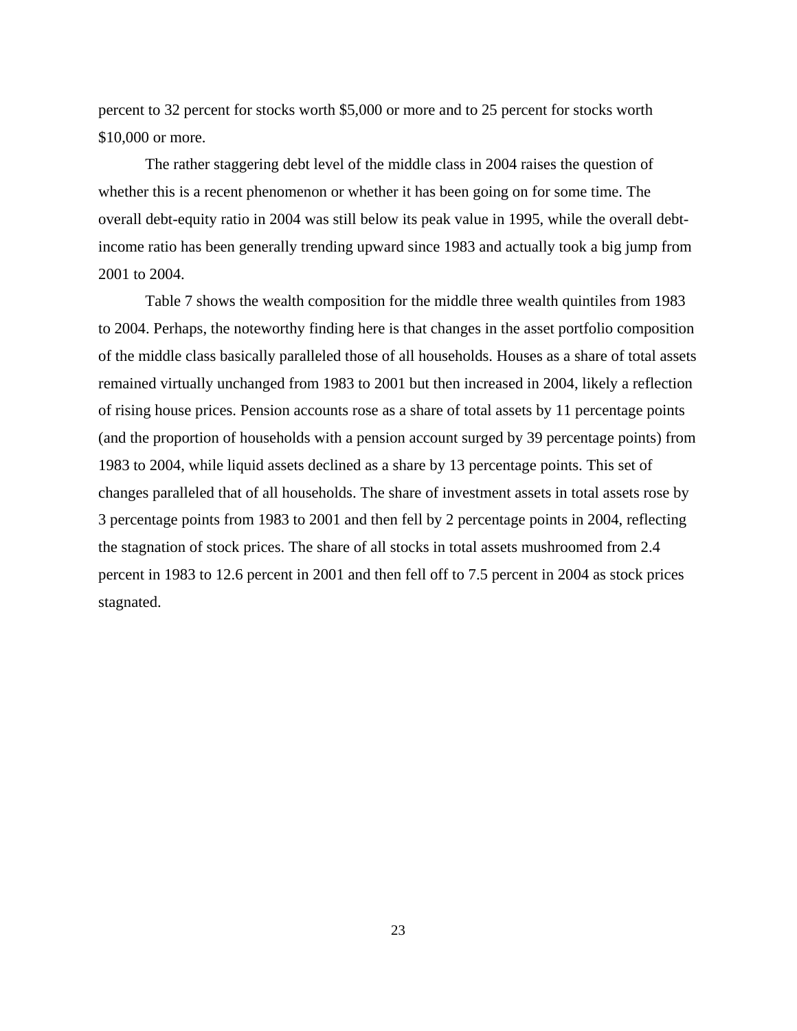percent to 32 percent for stocks worth $5,000 or more and to 25 percent for stocks worth $10,000 or more.

The rather staggering debt level of the middle class in 2004 raises the question of whether this is a recent phenomenon or whether it has been going on for some time. The overall debt-equity ratio in 2004 was still below its peak value in 1995, while the overall debt-income ratio has been generally trending upward since 1983 and actually took a big jump from 2001 to 2004.

Table 7 shows the wealth composition for the middle three wealth quintiles from 1983 to 2004. Perhaps, the noteworthy finding here is that changes in the asset portfolio composition of the middle class basically paralleled those of all households. Houses as a share of total assets remained virtually unchanged from 1983 to 2001 but then increased in 2004, likely a reflection of rising house prices. Pension accounts rose as a share of total assets by 11 percentage points (and the proportion of households with a pension account surged by 39 percentage points) from 1983 to 2004, while liquid assets declined as a share by 13 percentage points. This set of changes paralleled that of all households. The share of investment assets in total assets rose by 3 percentage points from 1983 to 2001 and then fell by 2 percentage points in 2004, reflecting the stagnation of stock prices. The share of all stocks in total assets mushroomed from 2.4 percent in 1983 to 12.6 percent in 2001 and then fell off to 7.5 percent in 2004 as stock prices stagnated.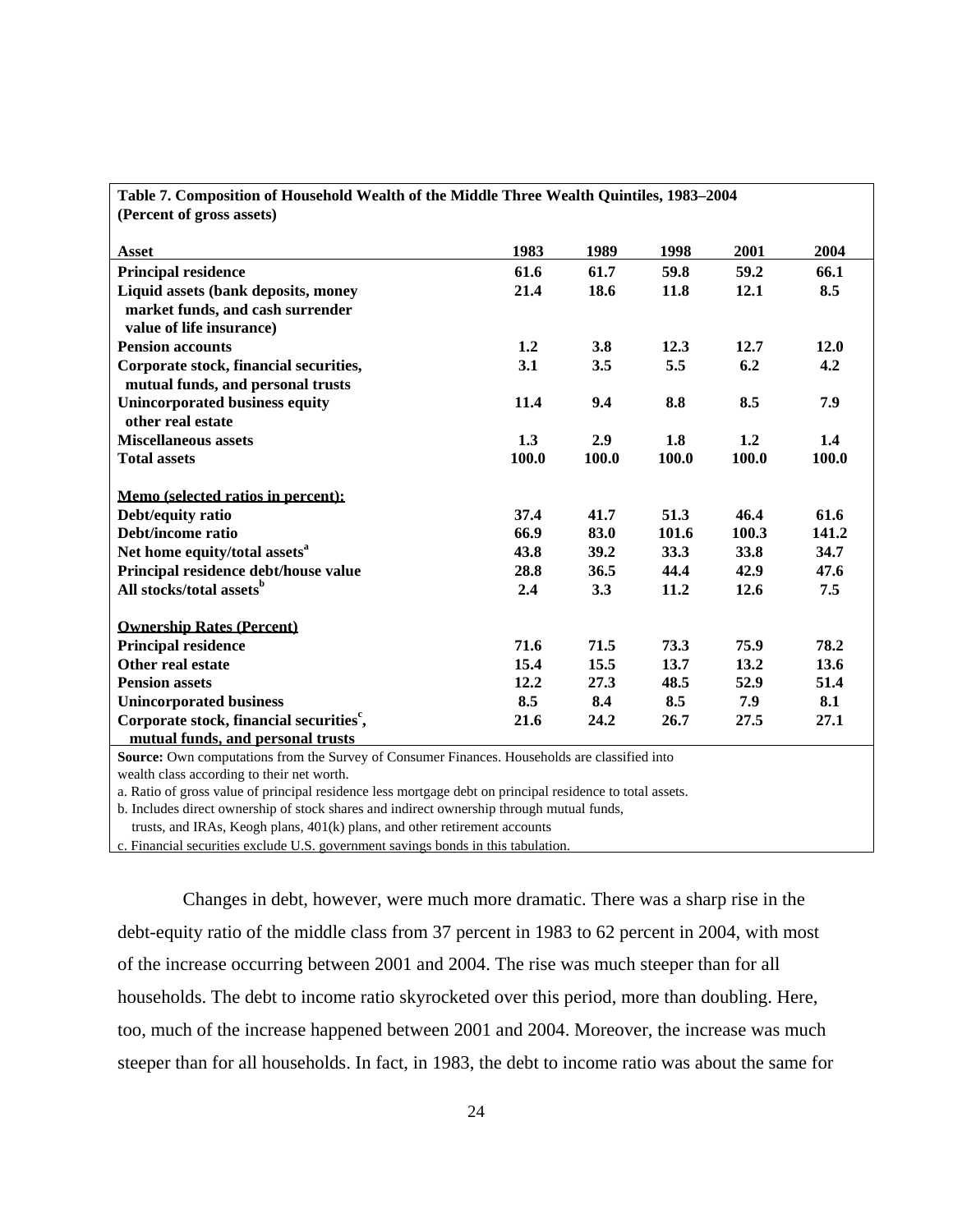**Table 7. Composition of Household Wealth of the Middle Three Wealth Quintiles, 1983–2004 (Percent of gross assets)**

| Asset | 1983 | 1989 | 1998 | 2001 | 2004 |
|---|---|---|---|---|---|
| Principal residence | 61.6 | 61.7 | 59.8 | 59.2 | 66.1 |
| Liquid assets (bank deposits, money market funds, and cash surrender value of life insurance) | 21.4 | 18.6 | 11.8 | 12.1 | 8.5 |
| Pension accounts | 1.2 | 3.8 | 12.3 | 12.7 | 12.0 |
| Corporate stock, financial securities, mutual funds, and personal trusts | 3.1 | 3.5 | 5.5 | 6.2 | 4.2 |
| Unincorporated business equity other real estate | 11.4 | 9.4 | 8.8 | 8.5 | 7.9 |
| Miscellaneous assets | 1.3 | 2.9 | 1.8 | 1.2 | 1.4 |
| Total assets | 100.0 | 100.0 | 100.0 | 100.0 | 100.0 |
| | | | | | |
| **Memo (selected ratios in percent):** | | | | | |
| Debt/equity ratio | 37.4 | 41.7 | 51.3 | 46.4 | 61.6 |
| Debt/income ratio | 66.9 | 83.0 | 101.6 | 100.3 | 141.2 |
| Net home equity/total assets[a] | 43.8 | 39.2 | 33.3 | 33.8 | 34.7 |
| Principal residence debt/house value | 28.8 | 36.5 | 44.4 | 42.9 | 47.6 |
| All stocks/total assets[b] | 2.4 | 3.3 | 11.2 | 12.6 | 7.5 |
| | | | | | |
| **Ownership Rates (Percent)** | | | | | |
| Principal residence | 71.6 | 71.5 | 73.3 | 75.9 | 78.2 |
| Other real estate | 15.4 | 15.5 | 13.7 | 13.2 | 13.6 |
| Pension assets | 12.2 | 27.3 | 48.5 | 52.9 | 51.4 |
| Unincorporated business | 8.5 | 8.4 | 8.5 | 7.9 | 8.1 |
| Corporate stock, financial securities[c], mutual funds, and personal trusts | 21.6 | 24.2 | 26.7 | 27.5 | 27.1 |

**Source:** Own computations from the Survey of Consumer Finances. Households are classified into wealth class according to their net worth.

a. Ratio of gross value of principal residence less mortgage debt on principal residence to total assets.

b. Includes direct ownership of stock shares and indirect ownership through mutual funds, trusts, and IRAs, Keogh plans, 401(k) plans, and other retirement accounts

c. Financial securities exclude U.S. government savings bonds in this tabulation.

Changes in debt, however, were much more dramatic. There was a sharp rise in the debt-equity ratio of the middle class from 37 percent in 1983 to 62 percent in 2004, with most of the increase occurring between 2001 and 2004. The rise was much steeper than for all households. The debt to income ratio skyrocketed over this period, more than doubling. Here, too, much of the increase happened between 2001 and 2004. Moreover, the increase was much steeper than for all households. In fact, in 1983, the debt to income ratio was about the same for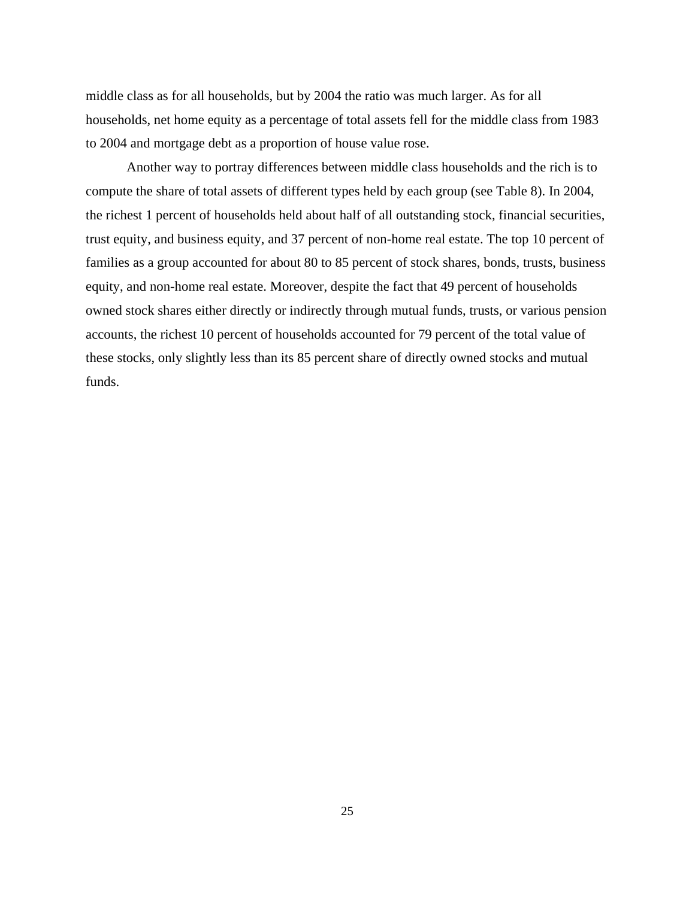middle class as for all households, but by 2004 the ratio was much larger. As for all households, net home equity as a percentage of total assets fell for the middle class from 1983 to 2004 and mortgage debt as a proportion of house value rose.

Another way to portray differences between middle class households and the rich is to compute the share of total assets of different types held by each group (see Table 8). In 2004, the richest 1 percent of households held about half of all outstanding stock, financial securities, trust equity, and business equity, and 37 percent of non-home real estate. The top 10 percent of families as a group accounted for about 80 to 85 percent of stock shares, bonds, trusts, business equity, and non-home real estate. Moreover, despite the fact that 49 percent of households owned stock shares either directly or indirectly through mutual funds, trusts, or various pension accounts, the richest 10 percent of households accounted for 79 percent of the total value of these stocks, only slightly less than its 85 percent share of directly owned stocks and mutual funds.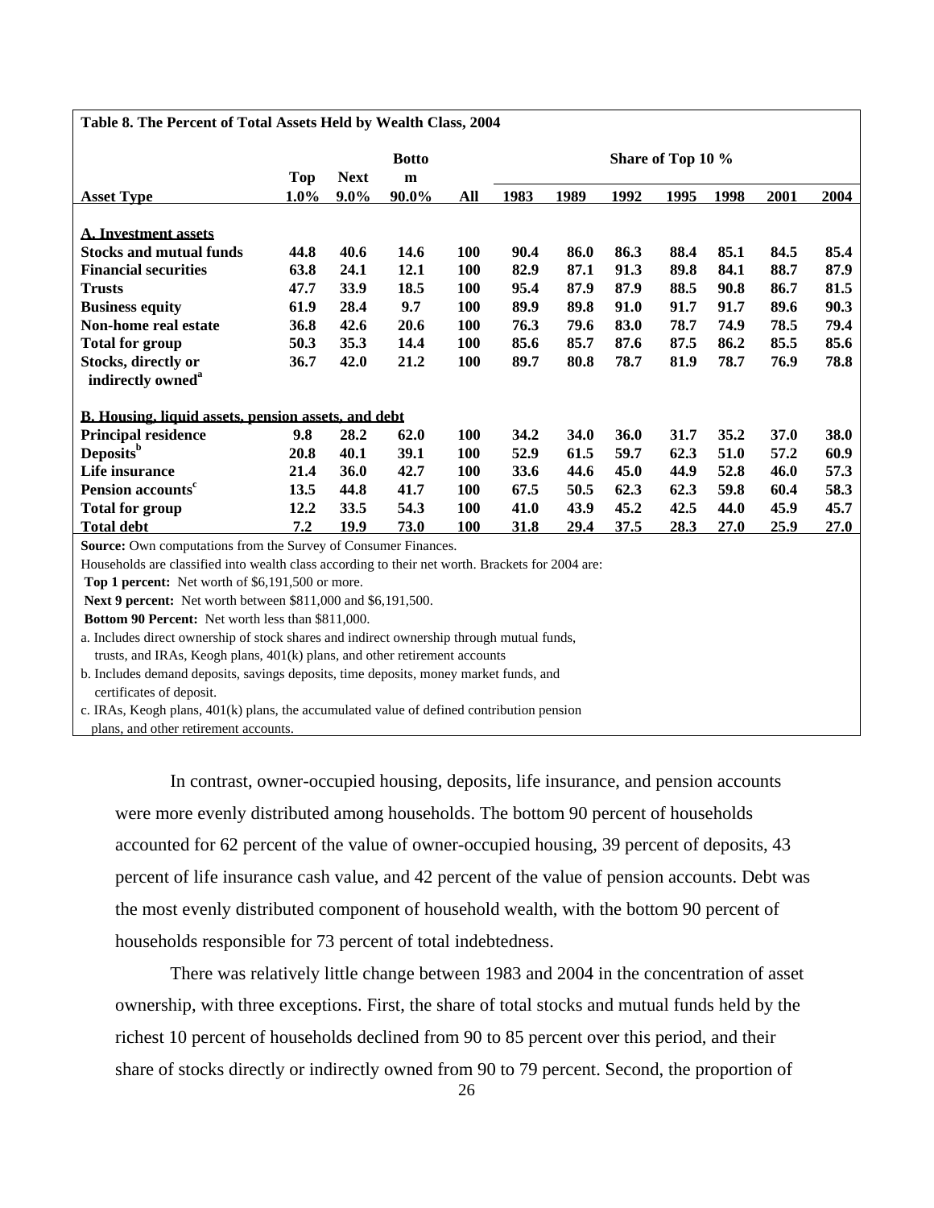**Table 8. The Percent of Total Assets Held by Wealth Class, 2004**

| Asset Type | Top 1.0% | Next 9.0% | Bottom 90.0% | All | Share of Top 10 % 1983 | 1989 | 1992 | 1995 | 1998 | 2001 | 2004 |
|---|---|---|---|---|---|---|---|---|---|---|---|
| **A. Investment assets** | | | | | | | | | | | |
| **Stocks and mutual funds** | 44.8 | 40.6 | 14.6 | 100 | 90.4 | 86.0 | 86.3 | 88.4 | 85.1 | 84.5 | 85.4 |
| **Financial securities** | 63.8 | 24.1 | 12.1 | 100 | 82.9 | 87.1 | 91.3 | 89.8 | 84.1 | 88.7 | 87.9 |
| **Trusts** | 47.7 | 33.9 | 18.5 | 100 | 95.4 | 87.9 | 87.9 | 88.5 | 90.8 | 86.7 | 81.5 |
| **Business equity** | 61.9 | 28.4 | 9.7 | 100 | 89.9 | 89.8 | 91.0 | 91.7 | 91.7 | 89.6 | 90.3 |
| **Non-home real estate** | 36.8 | 42.6 | 20.6 | 100 | 76.3 | 79.6 | 83.0 | 78.7 | 74.9 | 78.5 | 79.4 |
| **Total for group** | 50.3 | 35.3 | 14.4 | 100 | 85.6 | 85.7 | 87.6 | 87.5 | 86.2 | 85.5 | 85.6 |
| **Stocks, directly or indirectly owned**[a] | 36.7 | 42.0 | 21.2 | 100 | 89.7 | 80.8 | 78.7 | 81.9 | 78.7 | 76.9 | 78.8 |
| **B. Housing, liquid assets, pension assets, and debt** | | | | | | | | | | | |
| **Principal residence** | 9.8 | 28.2 | 62.0 | 100 | 34.2 | 34.0 | 36.0 | 31.7 | 35.2 | 37.0 | 38.0 |
| **Deposits**[b] | 20.8 | 40.1 | 39.1 | 100 | 52.9 | 61.5 | 59.7 | 62.3 | 51.0 | 57.2 | 60.9 |
| **Life insurance** | 21.4 | 36.0 | 42.7 | 100 | 33.6 | 44.6 | 45.0 | 44.9 | 52.8 | 46.0 | 57.3 |
| **Pension accounts**[c] | 13.5 | 44.8 | 41.7 | 100 | 67.5 | 50.5 | 62.3 | 62.3 | 59.8 | 60.4 | 58.3 |
| **Total for group** | 12.2 | 33.5 | 54.3 | 100 | 41.0 | 43.9 | 45.2 | 42.5 | 44.0 | 45.9 | 45.7 |
| **Total debt** | 7.2 | 19.9 | 73.0 | 100 | 31.8 | 29.4 | 37.5 | 28.3 | 27.0 | 25.9 | 27.0 |

**Source:** Own computations from the Survey of Consumer Finances.

Households are classified into wealth class according to their net worth. Brackets for 2004 are:

**Top 1 percent:** Net worth of $6,191,500 or more.

**Next 9 percent:** Net worth between $811,000 and $6,191,500.

**Bottom 90 Percent:** Net worth less than $811,000.

a. Includes direct ownership of stock shares and indirect ownership through mutual funds, trusts, and IRAs, Keogh plans, 401(k) plans, and other retirement accounts

b. Includes demand deposits, savings deposits, time deposits, money market funds, and certificates of deposit.

c. IRAs, Keogh plans, 401(k) plans, the accumulated value of defined contribution pension plans, and other retirement accounts.

In contrast, owner-occupied housing, deposits, life insurance, and pension accounts were more evenly distributed among households. The bottom 90 percent of households accounted for 62 percent of the value of owner-occupied housing, 39 percent of deposits, 43 percent of life insurance cash value, and 42 percent of the value of pension accounts. Debt was the most evenly distributed component of household wealth, with the bottom 90 percent of households responsible for 73 percent of total indebtedness.

There was relatively little change between 1983 and 2004 in the concentration of asset ownership, with three exceptions. First, the share of total stocks and mutual funds held by the richest 10 percent of households declined from 90 to 85 percent over this period, and their share of stocks directly or indirectly owned from 90 to 79 percent. Second, the proportion of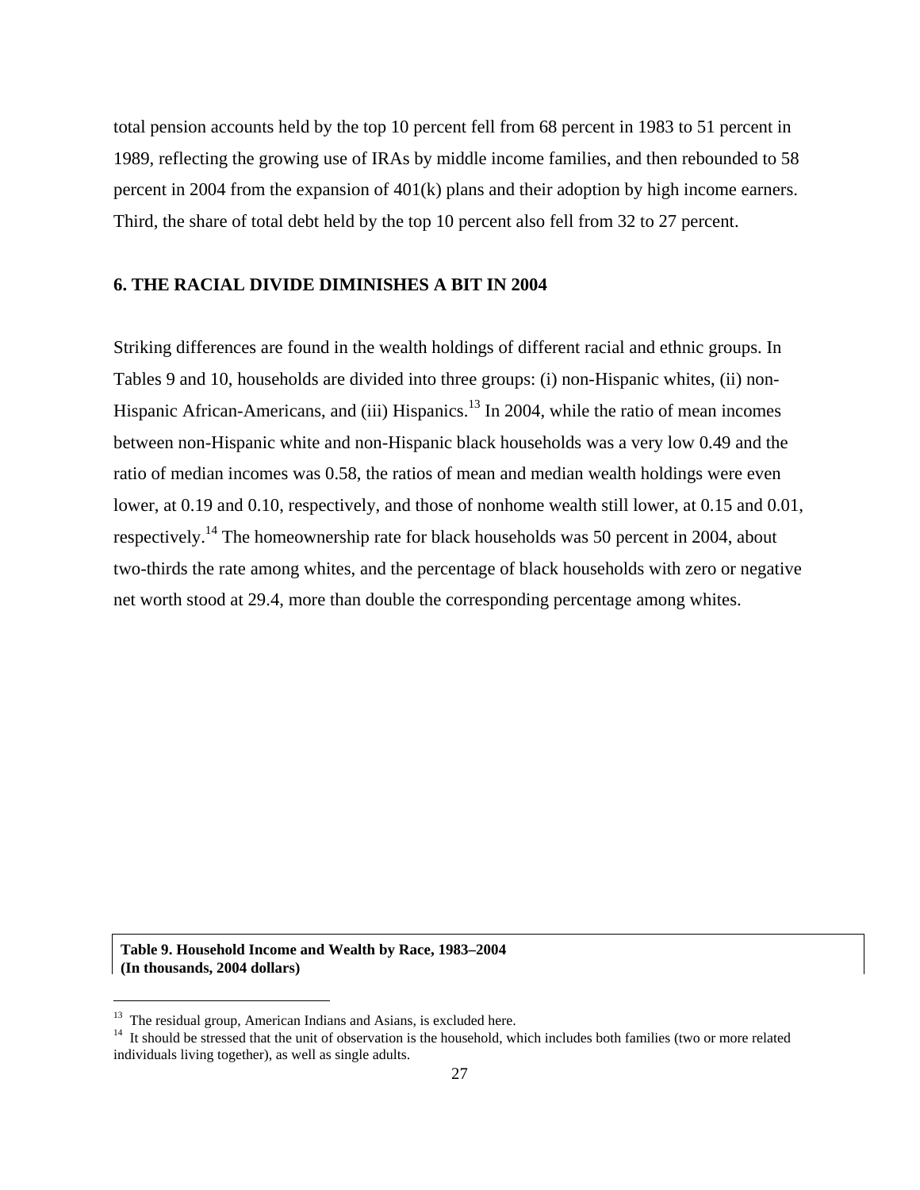total pension accounts held by the top 10 percent fell from 68 percent in 1983 to 51 percent in 1989, reflecting the growing use of IRAs by middle income families, and then rebounded to 58 percent in 2004 from the expansion of 401(k) plans and their adoption by high income earners. Third, the share of total debt held by the top 10 percent also fell from 32 to 27 percent.

## 6. THE RACIAL DIVIDE DIMINISHES A BIT IN 2004

Striking differences are found in the wealth holdings of different racial and ethnic groups. In Tables 9 and 10, households are divided into three groups: (i) non-Hispanic whites, (ii) non-Hispanic African-Americans, and (iii) Hispanics.[13] In 2004, while the ratio of mean incomes between non-Hispanic white and non-Hispanic black households was a very low 0.49 and the ratio of median incomes was 0.58, the ratios of mean and median wealth holdings were even lower, at 0.19 and 0.10, respectively, and those of nonhome wealth still lower, at 0.15 and 0.01, respectively.[14] The homeownership rate for black households was 50 percent in 2004, about two-thirds the rate among whites, and the percentage of black households with zero or negative net worth stood at 29.4, more than double the corresponding percentage among whites.

**Table 9. Household Income and Wealth by Race, 1983–2004**
**(In thousands, 2004 dollars)**

[13] The residual group, American Indians and Asians, is excluded here.

[14] It should be stressed that the unit of observation is the household, which includes both families (two or more related individuals living together), as well as single adults.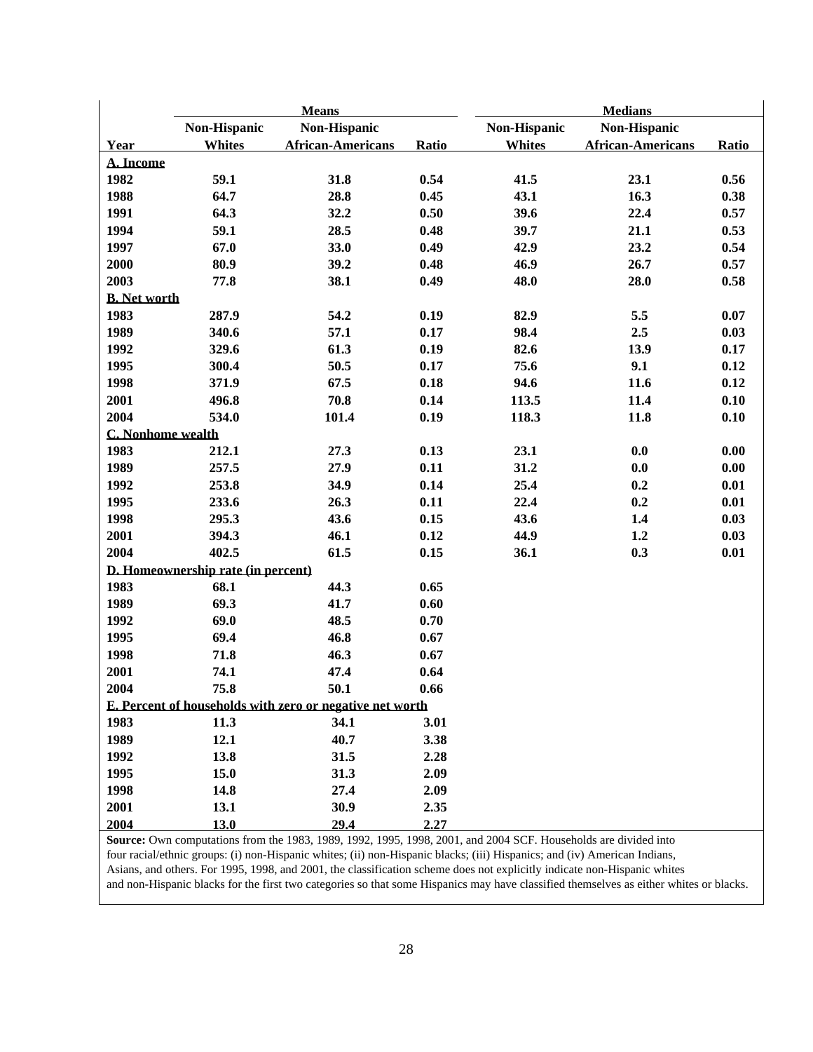| | Means | | | Medians | | |
|---|---|---|---|---|---|---|
| Year | Non-Hispanic Whites | Non-Hispanic African-Americans | Ratio | Non-Hispanic Whites | Non-Hispanic African-Americans | Ratio |
| **A. Income** | | | | | | |
| 1982 | 59.1 | 31.8 | 0.54 | 41.5 | 23.1 | 0.56 |
| 1988 | 64.7 | 28.8 | 0.45 | 43.1 | 16.3 | 0.38 |
| 1991 | 64.3 | 32.2 | 0.50 | 39.6 | 22.4 | 0.57 |
| 1994 | 59.1 | 28.5 | 0.48 | 39.7 | 21.1 | 0.53 |
| 1997 | 67.0 | 33.0 | 0.49 | 42.9 | 23.2 | 0.54 |
| 2000 | 80.9 | 39.2 | 0.48 | 46.9 | 26.7 | 0.57 |
| 2003 | 77.8 | 38.1 | 0.49 | 48.0 | 28.0 | 0.58 |
| **B. Net worth** | | | | | | |
| 1983 | 287.9 | 54.2 | 0.19 | 82.9 | 5.5 | 0.07 |
| 1989 | 340.6 | 57.1 | 0.17 | 98.4 | 2.5 | 0.03 |
| 1992 | 329.6 | 61.3 | 0.19 | 82.6 | 13.9 | 0.17 |
| 1995 | 300.4 | 50.5 | 0.17 | 75.6 | 9.1 | 0.12 |
| 1998 | 371.9 | 67.5 | 0.18 | 94.6 | 11.6 | 0.12 |
| 2001 | 496.8 | 70.8 | 0.14 | 113.5 | 11.4 | 0.10 |
| 2004 | 534.0 | 101.4 | 0.19 | 118.3 | 11.8 | 0.10 |
| **C. Nonhome wealth** | | | | | | |
| 1983 | 212.1 | 27.3 | 0.13 | 23.1 | 0.0 | 0.00 |
| 1989 | 257.5 | 27.9 | 0.11 | 31.2 | 0.0 | 0.00 |
| 1992 | 253.8 | 34.9 | 0.14 | 25.4 | 0.2 | 0.01 |
| 1995 | 233.6 | 26.3 | 0.11 | 22.4 | 0.2 | 0.01 |
| 1998 | 295.3 | 43.6 | 0.15 | 43.6 | 1.4 | 0.03 |
| 2001 | 394.3 | 46.1 | 0.12 | 44.9 | 1.2 | 0.03 |
| 2004 | 402.5 | 61.5 | 0.15 | 36.1 | 0.3 | 0.01 |
| **D. Homeownership rate (in percent)** | | | | | | |
| 1983 | 68.1 | 44.3 | 0.65 | | | |
| 1989 | 69.3 | 41.7 | 0.60 | | | |
| 1992 | 69.0 | 48.5 | 0.70 | | | |
| 1995 | 69.4 | 46.8 | 0.67 | | | |
| 1998 | 71.8 | 46.3 | 0.67 | | | |
| 2001 | 74.1 | 47.4 | 0.64 | | | |
| 2004 | 75.8 | 50.1 | 0.66 | | | |
| **E. Percent of households with zero or negative net worth** | | | | | | |
| 1983 | 11.3 | 34.1 | 3.01 | | | |
| 1989 | 12.1 | 40.7 | 3.38 | | | |
| 1992 | 13.8 | 31.5 | 2.28 | | | |
| 1995 | 15.0 | 31.3 | 2.09 | | | |
| 1998 | 14.8 | 27.4 | 2.09 | | | |
| 2001 | 13.1 | 30.9 | 2.35 | | | |
| 2004 | 13.0 | 29.4 | 2.27 | | | |

**Source:** Own computations from the 1983, 1989, 1992, 1995, 1998, 2001, and 2004 SCF. Households are divided into four racial/ethnic groups: (i) non-Hispanic whites; (ii) non-Hispanic blacks; (iii) Hispanics; and (iv) American Indians, Asians, and others. For 1995, 1998, and 2001, the classification scheme does not explicitly indicate non-Hispanic whites and non-Hispanic blacks for the first two categories so that some Hispanics may have classified themselves as either whites or blacks.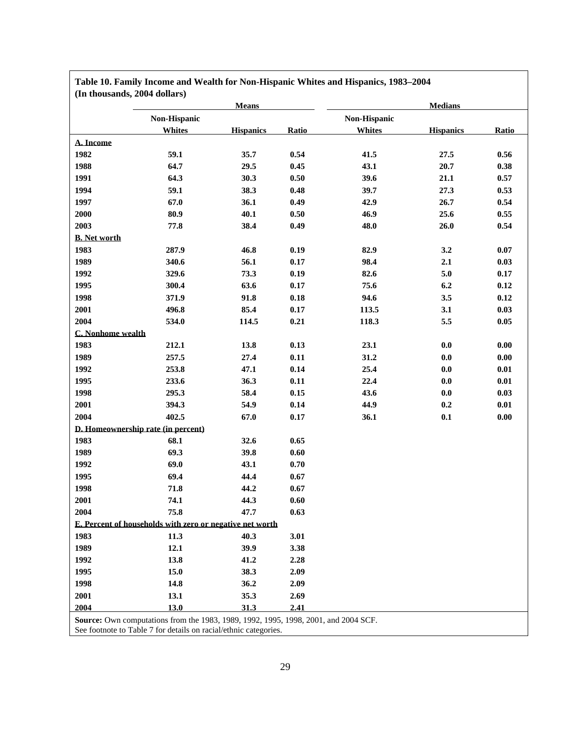**Table 10. Family Income and Wealth for Non-Hispanic Whites and Hispanics, 1983–2004**
**(In thousands, 2004 dollars)**

| | Means | | | Medians | | |
|---|---|---|---|---|---|---|
| | Non-Hispanic Whites | Hispanics | Ratio | Non-Hispanic Whites | Hispanics | Ratio |
| **A. Income** | | | | | | |
| 1982 | 59.1 | 35.7 | 0.54 | 41.5 | 27.5 | 0.56 |
| 1988 | 64.7 | 29.5 | 0.45 | 43.1 | 20.7 | 0.38 |
| 1991 | 64.3 | 30.3 | 0.50 | 39.6 | 21.1 | 0.57 |
| 1994 | 59.1 | 38.3 | 0.48 | 39.7 | 27.3 | 0.53 |
| 1997 | 67.0 | 36.1 | 0.49 | 42.9 | 26.7 | 0.54 |
| 2000 | 80.9 | 40.1 | 0.50 | 46.9 | 25.6 | 0.55 |
| 2003 | 77.8 | 38.4 | 0.49 | 48.0 | 26.0 | 0.54 |
| **B. Net worth** | | | | | | |
| 1983 | 287.9 | 46.8 | 0.19 | 82.9 | 3.2 | 0.07 |
| 1989 | 340.6 | 56.1 | 0.17 | 98.4 | 2.1 | 0.03 |
| 1992 | 329.6 | 73.3 | 0.19 | 82.6 | 5.0 | 0.17 |
| 1995 | 300.4 | 63.6 | 0.17 | 75.6 | 6.2 | 0.12 |
| 1998 | 371.9 | 91.8 | 0.18 | 94.6 | 3.5 | 0.12 |
| 2001 | 496.8 | 85.4 | 0.17 | 113.5 | 3.1 | 0.03 |
| 2004 | 534.0 | 114.5 | 0.21 | 118.3 | 5.5 | 0.05 |
| **C. Nonhome wealth** | | | | | | |
| 1983 | 212.1 | 13.8 | 0.13 | 23.1 | 0.0 | 0.00 |
| 1989 | 257.5 | 27.4 | 0.11 | 31.2 | 0.0 | 0.00 |
| 1992 | 253.8 | 47.1 | 0.14 | 25.4 | 0.0 | 0.01 |
| 1995 | 233.6 | 36.3 | 0.11 | 22.4 | 0.0 | 0.01 |
| 1998 | 295.3 | 58.4 | 0.15 | 43.6 | 0.0 | 0.03 |
| 2001 | 394.3 | 54.9 | 0.14 | 44.9 | 0.2 | 0.01 |
| 2004 | 402.5 | 67.0 | 0.17 | 36.1 | 0.1 | 0.00 |
| **D. Homeownership rate (in percent)** | | | | | | |
| 1983 | 68.1 | 32.6 | 0.65 | | | |
| 1989 | 69.3 | 39.8 | 0.60 | | | |
| 1992 | 69.0 | 43.1 | 0.70 | | | |
| 1995 | 69.4 | 44.4 | 0.67 | | | |
| 1998 | 71.8 | 44.2 | 0.67 | | | |
| 2001 | 74.1 | 44.3 | 0.60 | | | |
| 2004 | 75.8 | 47.7 | 0.63 | | | |
| **E. Percent of households with zero or negative net worth** | | | | | | |
| 1983 | 11.3 | 40.3 | 3.01 | | | |
| 1989 | 12.1 | 39.9 | 3.38 | | | |
| 1992 | 13.8 | 41.2 | 2.28 | | | |
| 1995 | 15.0 | 38.3 | 2.09 | | | |
| 1998 | 14.8 | 36.2 | 2.09 | | | |
| 2001 | 13.1 | 35.3 | 2.69 | | | |
| 2004 | 13.0 | 31.3 | 2.41 | | | |

**Source:** Own computations from the 1983, 1989, 1992, 1995, 1998, 2001, and 2004 SCF.
See footnote to Table 7 for details on racial/ethnic categories.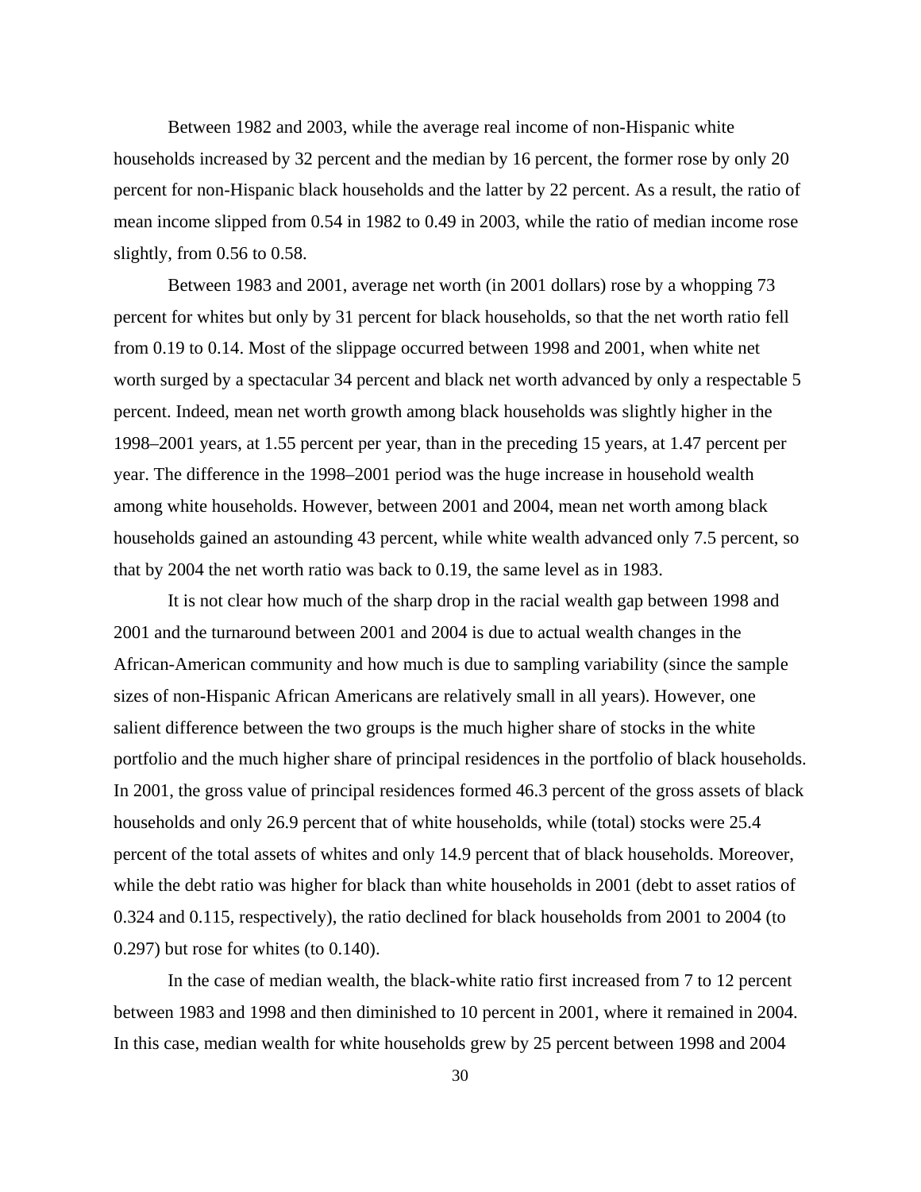Between 1982 and 2003, while the average real income of non-Hispanic white households increased by 32 percent and the median by 16 percent, the former rose by only 20 percent for non-Hispanic black households and the latter by 22 percent. As a result, the ratio of mean income slipped from 0.54 in 1982 to 0.49 in 2003, while the ratio of median income rose slightly, from 0.56 to 0.58.

Between 1983 and 2001, average net worth (in 2001 dollars) rose by a whopping 73 percent for whites but only by 31 percent for black households, so that the net worth ratio fell from 0.19 to 0.14. Most of the slippage occurred between 1998 and 2001, when white net worth surged by a spectacular 34 percent and black net worth advanced by only a respectable 5 percent. Indeed, mean net worth growth among black households was slightly higher in the 1998–2001 years, at 1.55 percent per year, than in the preceding 15 years, at 1.47 percent per year. The difference in the 1998–2001 period was the huge increase in household wealth among white households. However, between 2001 and 2004, mean net worth among black households gained an astounding 43 percent, while white wealth advanced only 7.5 percent, so that by 2004 the net worth ratio was back to 0.19, the same level as in 1983.

It is not clear how much of the sharp drop in the racial wealth gap between 1998 and 2001 and the turnaround between 2001 and 2004 is due to actual wealth changes in the African-American community and how much is due to sampling variability (since the sample sizes of non-Hispanic African Americans are relatively small in all years). However, one salient difference between the two groups is the much higher share of stocks in the white portfolio and the much higher share of principal residences in the portfolio of black households. In 2001, the gross value of principal residences formed 46.3 percent of the gross assets of black households and only 26.9 percent that of white households, while (total) stocks were 25.4 percent of the total assets of whites and only 14.9 percent that of black households. Moreover, while the debt ratio was higher for black than white households in 2001 (debt to asset ratios of 0.324 and 0.115, respectively), the ratio declined for black households from 2001 to 2004 (to 0.297) but rose for whites (to 0.140).

In the case of median wealth, the black-white ratio first increased from 7 to 12 percent between 1983 and 1998 and then diminished to 10 percent in 2001, where it remained in 2004. In this case, median wealth for white households grew by 25 percent between 1998 and 2004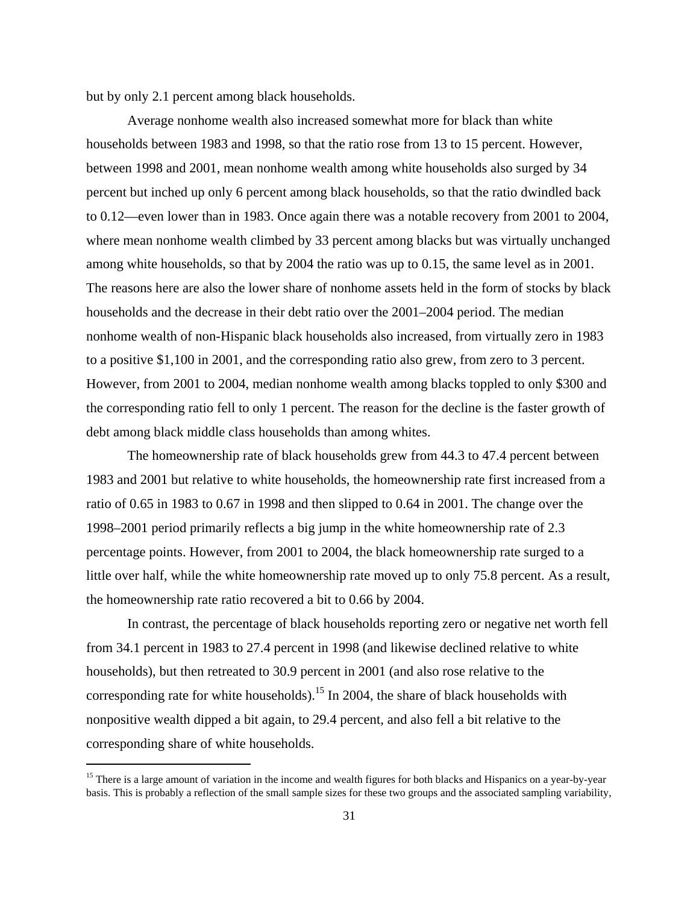but by only 2.1 percent among black households.

Average nonhome wealth also increased somewhat more for black than white households between 1983 and 1998, so that the ratio rose from 13 to 15 percent. However, between 1998 and 2001, mean nonhome wealth among white households also surged by 34 percent but inched up only 6 percent among black households, so that the ratio dwindled back to 0.12—even lower than in 1983. Once again there was a notable recovery from 2001 to 2004, where mean nonhome wealth climbed by 33 percent among blacks but was virtually unchanged among white households, so that by 2004 the ratio was up to 0.15, the same level as in 2001. The reasons here are also the lower share of nonhome assets held in the form of stocks by black households and the decrease in their debt ratio over the 2001–2004 period. The median nonhome wealth of non-Hispanic black households also increased, from virtually zero in 1983 to a positive $1,100 in 2001, and the corresponding ratio also grew, from zero to 3 percent. However, from 2001 to 2004, median nonhome wealth among blacks toppled to only $300 and the corresponding ratio fell to only 1 percent. The reason for the decline is the faster growth of debt among black middle class households than among whites.

The homeownership rate of black households grew from 44.3 to 47.4 percent between 1983 and 2001 but relative to white households, the homeownership rate first increased from a ratio of 0.65 in 1983 to 0.67 in 1998 and then slipped to 0.64 in 2001. The change over the 1998–2001 period primarily reflects a big jump in the white homeownership rate of 2.3 percentage points. However, from 2001 to 2004, the black homeownership rate surged to a little over half, while the white homeownership rate moved up to only 75.8 percent. As a result, the homeownership rate ratio recovered a bit to 0.66 by 2004.

In contrast, the percentage of black households reporting zero or negative net worth fell from 34.1 percent in 1983 to 27.4 percent in 1998 (and likewise declined relative to white households), but then retreated to 30.9 percent in 2001 (and also rose relative to the corresponding rate for white households).[15] In 2004, the share of black households with nonpositive wealth dipped a bit again, to 29.4 percent, and also fell a bit relative to the corresponding share of white households.

---

[15] There is a large amount of variation in the income and wealth figures for both blacks and Hispanics on a year-by-year basis. This is probably a reflection of the small sample sizes for these two groups and the associated sampling variability,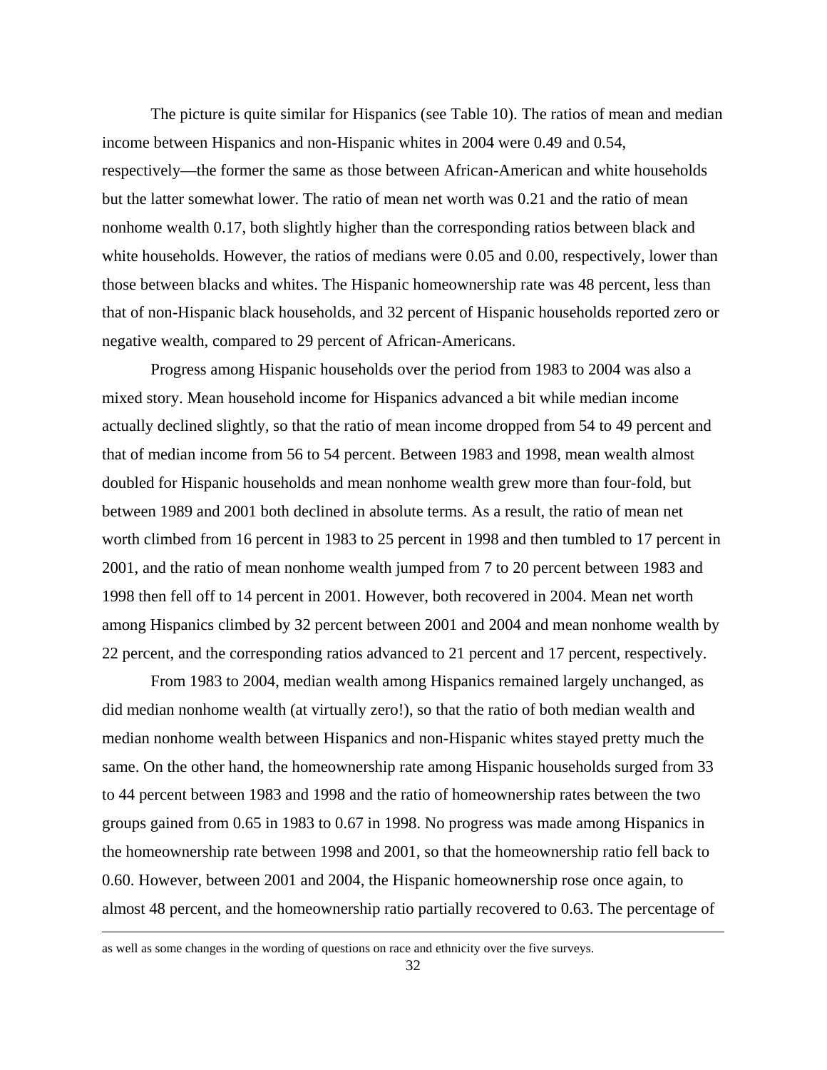The picture is quite similar for Hispanics (see Table 10). The ratios of mean and median income between Hispanics and non-Hispanic whites in 2004 were 0.49 and 0.54, respectively—the former the same as those between African-American and white households but the latter somewhat lower. The ratio of mean net worth was 0.21 and the ratio of mean nonhome wealth 0.17, both slightly higher than the corresponding ratios between black and white households. However, the ratios of medians were 0.05 and 0.00, respectively, lower than those between blacks and whites. The Hispanic homeownership rate was 48 percent, less than that of non-Hispanic black households, and 32 percent of Hispanic households reported zero or negative wealth, compared to 29 percent of African-Americans.

Progress among Hispanic households over the period from 1983 to 2004 was also a mixed story. Mean household income for Hispanics advanced a bit while median income actually declined slightly, so that the ratio of mean income dropped from 54 to 49 percent and that of median income from 56 to 54 percent. Between 1983 and 1998, mean wealth almost doubled for Hispanic households and mean nonhome wealth grew more than four-fold, but between 1989 and 2001 both declined in absolute terms. As a result, the ratio of mean net worth climbed from 16 percent in 1983 to 25 percent in 1998 and then tumbled to 17 percent in 2001, and the ratio of mean nonhome wealth jumped from 7 to 20 percent between 1983 and 1998 then fell off to 14 percent in 2001. However, both recovered in 2004. Mean net worth among Hispanics climbed by 32 percent between 2001 and 2004 and mean nonhome wealth by 22 percent, and the corresponding ratios advanced to 21 percent and 17 percent, respectively.

From 1983 to 2004, median wealth among Hispanics remained largely unchanged, as did median nonhome wealth (at virtually zero!), so that the ratio of both median wealth and median nonhome wealth between Hispanics and non-Hispanic whites stayed pretty much the same. On the other hand, the homeownership rate among Hispanic households surged from 33 to 44 percent between 1983 and 1998 and the ratio of homeownership rates between the two groups gained from 0.65 in 1983 to 0.67 in 1998. No progress was made among Hispanics in the homeownership rate between 1998 and 2001, so that the homeownership ratio fell back to 0.60. However, between 2001 and 2004, the Hispanic homeownership rose once again, to almost 48 percent, and the homeownership ratio partially recovered to 0.63. The percentage of

as well as some changes in the wording of questions on race and ethnicity over the five surveys.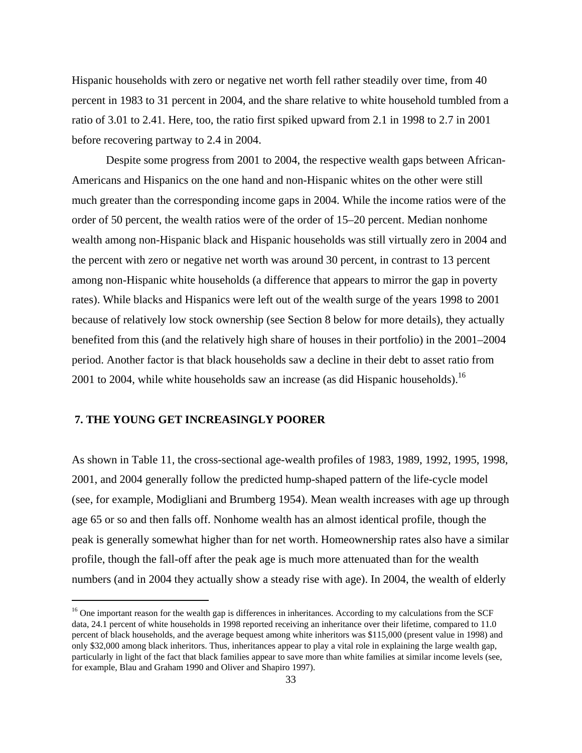Hispanic households with zero or negative net worth fell rather steadily over time, from 40 percent in 1983 to 31 percent in 2004, and the share relative to white household tumbled from a ratio of 3.01 to 2.41. Here, too, the ratio first spiked upward from 2.1 in 1998 to 2.7 in 2001 before recovering partway to 2.4 in 2004.

Despite some progress from 2001 to 2004, the respective wealth gaps between African-Americans and Hispanics on the one hand and non-Hispanic whites on the other were still much greater than the corresponding income gaps in 2004. While the income ratios were of the order of 50 percent, the wealth ratios were of the order of 15–20 percent. Median nonhome wealth among non-Hispanic black and Hispanic households was still virtually zero in 2004 and the percent with zero or negative net worth was around 30 percent, in contrast to 13 percent among non-Hispanic white households (a difference that appears to mirror the gap in poverty rates). While blacks and Hispanics were left out of the wealth surge of the years 1998 to 2001 because of relatively low stock ownership (see Section 8 below for more details), they actually benefited from this (and the relatively high share of houses in their portfolio) in the 2001–2004 period. Another factor is that black households saw a decline in their debt to asset ratio from 2001 to 2004, while white households saw an increase (as did Hispanic households).[16]

## 7. THE YOUNG GET INCREASINGLY POORER

As shown in Table 11, the cross-sectional age-wealth profiles of 1983, 1989, 1992, 1995, 1998, 2001, and 2004 generally follow the predicted hump-shaped pattern of the life-cycle model (see, for example, Modigliani and Brumberg 1954). Mean wealth increases with age up through age 65 or so and then falls off. Nonhome wealth has an almost identical profile, though the peak is generally somewhat higher than for net worth. Homeownership rates also have a similar profile, though the fall-off after the peak age is much more attenuated than for the wealth numbers (and in 2004 they actually show a steady rise with age). In 2004, the wealth of elderly

[16] One important reason for the wealth gap is differences in inheritances. According to my calculations from the SCF data, 24.1 percent of white households in 1998 reported receiving an inheritance over their lifetime, compared to 11.0 percent of black households, and the average bequest among white inheritors was $115,000 (present value in 1998) and only $32,000 among black inheritors. Thus, inheritances appear to play a vital role in explaining the large wealth gap, particularly in light of the fact that black families appear to save more than white families at similar income levels (see, for example, Blau and Graham 1990 and Oliver and Shapiro 1997).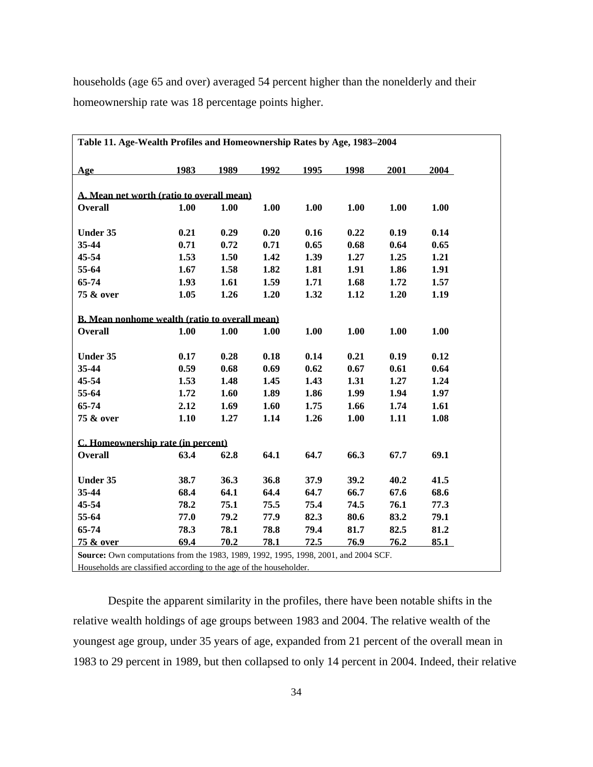households (age 65 and over) averaged 54 percent higher than the nonelderly and their homeownership rate was 18 percentage points higher.

**Table 11. Age-Wealth Profiles and Homeownership Rates by Age, 1983–2004**

| Age | 1983 | 1989 | 1992 | 1995 | 1998 | 2001 | 2004 |
|---|---|---|---|---|---|---|---|
| **A. Mean net worth (ratio to overall mean)** | | | | | | | |
| **Overall** | **1.00** | **1.00** | **1.00** | **1.00** | **1.00** | **1.00** | **1.00** |
| **Under 35** | **0.21** | **0.29** | **0.20** | **0.16** | **0.22** | **0.19** | **0.14** |
| **35-44** | **0.71** | **0.72** | **0.71** | **0.65** | **0.68** | **0.64** | **0.65** |
| **45-54** | **1.53** | **1.50** | **1.42** | **1.39** | **1.27** | **1.25** | **1.21** |
| **55-64** | **1.67** | **1.58** | **1.82** | **1.81** | **1.91** | **1.86** | **1.91** |
| **65-74** | **1.93** | **1.61** | **1.59** | **1.71** | **1.68** | **1.72** | **1.57** |
| **75 & over** | **1.05** | **1.26** | **1.20** | **1.32** | **1.12** | **1.20** | **1.19** |
| **B. Mean nonhome wealth (ratio to overall mean)** | | | | | | | |
| **Overall** | **1.00** | **1.00** | **1.00** | **1.00** | **1.00** | **1.00** | **1.00** |
| **Under 35** | **0.17** | **0.28** | **0.18** | **0.14** | **0.21** | **0.19** | **0.12** |
| **35-44** | **0.59** | **0.68** | **0.69** | **0.62** | **0.67** | **0.61** | **0.64** |
| **45-54** | **1.53** | **1.48** | **1.45** | **1.43** | **1.31** | **1.27** | **1.24** |
| **55-64** | **1.72** | **1.60** | **1.89** | **1.86** | **1.99** | **1.94** | **1.97** |
| **65-74** | **2.12** | **1.69** | **1.60** | **1.75** | **1.66** | **1.74** | **1.61** |
| **75 & over** | **1.10** | **1.27** | **1.14** | **1.26** | **1.00** | **1.11** | **1.08** |
| **C. Homeownership rate (in percent)** | | | | | | | |
| **Overall** | **63.4** | **62.8** | **64.1** | **64.7** | **66.3** | **67.7** | **69.1** |
| **Under 35** | **38.7** | **36.3** | **36.8** | **37.9** | **39.2** | **40.2** | **41.5** |
| **35-44** | **68.4** | **64.1** | **64.4** | **64.7** | **66.7** | **67.6** | **68.6** |
| **45-54** | **78.2** | **75.1** | **75.5** | **75.4** | **74.5** | **76.1** | **77.3** |
| **55-64** | **77.0** | **79.2** | **77.9** | **82.3** | **80.6** | **83.2** | **79.1** |
| **65-74** | **78.3** | **78.1** | **78.8** | **79.4** | **81.7** | **82.5** | **81.2** |
| **75 & over** | **69.4** | **70.2** | **78.1** | **72.5** | **76.9** | **76.2** | **85.1** |

**Source:** Own computations from the 1983, 1989, 1992, 1995, 1998, 2001, and 2004 SCF.
Households are classified according to the age of the householder.

Despite the apparent similarity in the profiles, there have been notable shifts in the relative wealth holdings of age groups between 1983 and 2004. The relative wealth of the youngest age group, under 35 years of age, expanded from 21 percent of the overall mean in 1983 to 29 percent in 1989, but then collapsed to only 14 percent in 2004. Indeed, their relative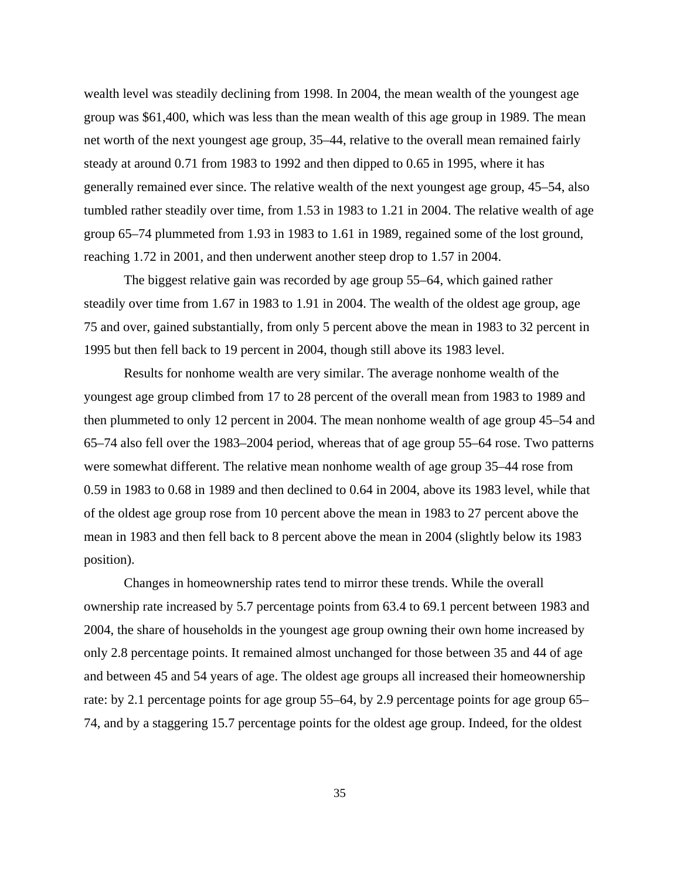wealth level was steadily declining from 1998. In 2004, the mean wealth of the youngest age group was $61,400, which was less than the mean wealth of this age group in 1989. The mean net worth of the next youngest age group, 35–44, relative to the overall mean remained fairly steady at around 0.71 from 1983 to 1992 and then dipped to 0.65 in 1995, where it has generally remained ever since. The relative wealth of the next youngest age group, 45–54, also tumbled rather steadily over time, from 1.53 in 1983 to 1.21 in 2004. The relative wealth of age group 65–74 plummeted from 1.93 in 1983 to 1.61 in 1989, regained some of the lost ground, reaching 1.72 in 2001, and then underwent another steep drop to 1.57 in 2004.

The biggest relative gain was recorded by age group 55–64, which gained rather steadily over time from 1.67 in 1983 to 1.91 in 2004. The wealth of the oldest age group, age 75 and over, gained substantially, from only 5 percent above the mean in 1983 to 32 percent in 1995 but then fell back to 19 percent in 2004, though still above its 1983 level.

Results for nonhome wealth are very similar. The average nonhome wealth of the youngest age group climbed from 17 to 28 percent of the overall mean from 1983 to 1989 and then plummeted to only 12 percent in 2004. The mean nonhome wealth of age group 45–54 and 65–74 also fell over the 1983–2004 period, whereas that of age group 55–64 rose. Two patterns were somewhat different. The relative mean nonhome wealth of age group 35–44 rose from 0.59 in 1983 to 0.68 in 1989 and then declined to 0.64 in 2004, above its 1983 level, while that of the oldest age group rose from 10 percent above the mean in 1983 to 27 percent above the mean in 1983 and then fell back to 8 percent above the mean in 2004 (slightly below its 1983 position).

Changes in homeownership rates tend to mirror these trends. While the overall ownership rate increased by 5.7 percentage points from 63.4 to 69.1 percent between 1983 and 2004, the share of households in the youngest age group owning their own home increased by only 2.8 percentage points. It remained almost unchanged for those between 35 and 44 of age and between 45 and 54 years of age. The oldest age groups all increased their homeownership rate: by 2.1 percentage points for age group 55–64, by 2.9 percentage points for age group 65–74, and by a staggering 15.7 percentage points for the oldest age group. Indeed, for the oldest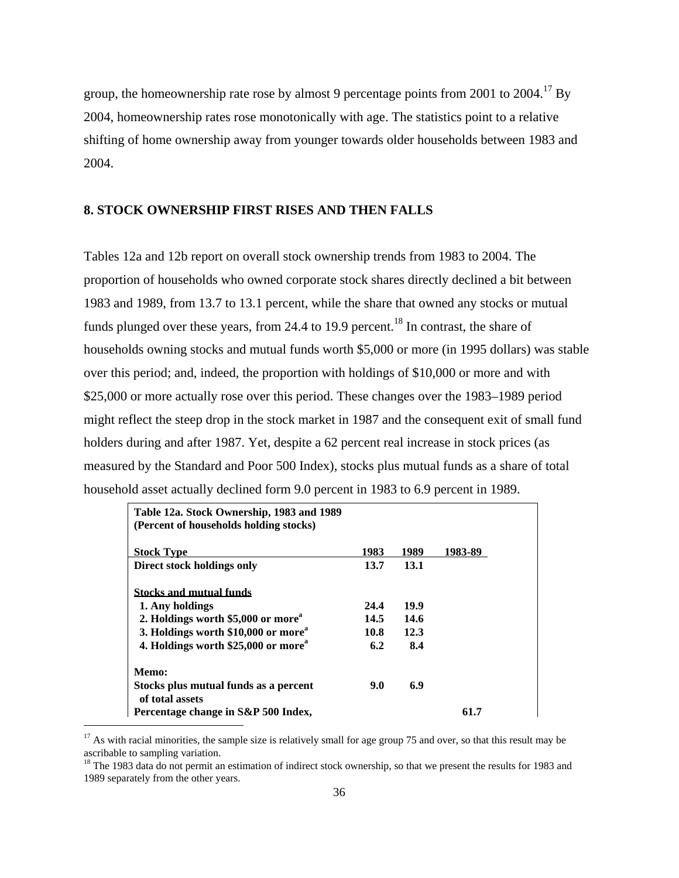group, the homeownership rate rose by almost 9 percentage points from 2001 to 2004.[17] By 2004, homeownership rates rose monotonically with age. The statistics point to a relative shifting of home ownership away from younger towards older households between 1983 and 2004.

## 8. STOCK OWNERSHIP FIRST RISES AND THEN FALLS

Tables 12a and 12b report on overall stock ownership trends from 1983 to 2004. The proportion of households who owned corporate stock shares directly declined a bit between 1983 and 1989, from 13.7 to 13.1 percent, while the share that owned any stocks or mutual funds plunged over these years, from 24.4 to 19.9 percent.[18] In contrast, the share of households owning stocks and mutual funds worth \$5,000 or more (in 1995 dollars) was stable over this period; and, indeed, the proportion with holdings of \$10,000 or more and with \$25,000 or more actually rose over this period. These changes over the 1983–1989 period might reflect the steep drop in the stock market in 1987 and the consequent exit of small fund holders during and after 1987. Yet, despite a 62 percent real increase in stock prices (as measured by the Standard and Poor 500 Index), stocks plus mutual funds as a share of total household asset actually declined form 9.0 percent in 1983 to 6.9 percent in 1989.

**Table 12a. Stock Ownership, 1983 and 1989**
**(Percent of households holding stocks)**

| Stock Type | 1983 | 1989 | 1983-89 |
|---|---|---|---|
| Direct stock holdings only | 13.7 | 13.1 | |
| | | | |
| Stocks and mutual funds | | | |
| 1. Any holdings | 24.4 | 19.9 | |
| 2. Holdings worth \$5,000 or more[a] | 14.5 | 14.6 | |
| 3. Holdings worth \$10,000 or more[a] | 10.8 | 12.3 | |
| 4. Holdings worth \$25,000 or more[a] | 6.2 | 8.4 | |
| | | | |
| Memo: | | | |
| Stocks plus mutual funds as a percent of total assets | 9.0 | 6.9 | |
| Percentage change in S&P 500 Index, | | | 61.7 |

[17] As with racial minorities, the sample size is relatively small for age group 75 and over, so that this result may be ascribable to sampling variation.

[18] The 1983 data do not permit an estimation of indirect stock ownership, so that we present the results for 1983 and 1989 separately from the other years.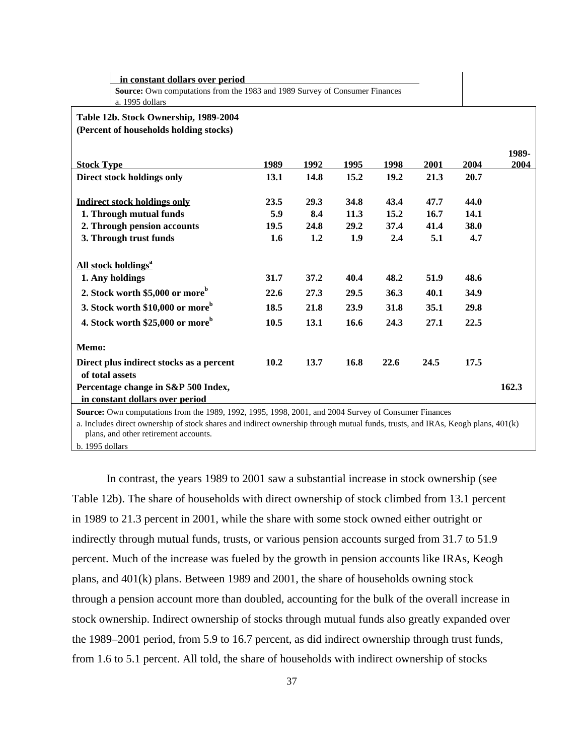in constant dollars over period

**Source:** Own computations from the 1983 and 1989 Survey of Consumer Finances
a. 1995 dollars

**Table 12b. Stock Ownership, 1989-2004**
**(Percent of households holding stocks)**

| Stock Type | 1989 | 1992 | 1995 | 1998 | 2001 | 2004 | 1989-2004 |
|---|---|---|---|---|---|---|---|
| **Direct stock holdings only** | **13.1** | **14.8** | **15.2** | **19.2** | **21.3** | **20.7** | |
| **Indirect stock holdings only** | **23.5** | **29.3** | **34.8** | **43.4** | **47.7** | **44.0** | |
| **1. Through mutual funds** | **5.9** | **8.4** | **11.3** | **15.2** | **16.7** | **14.1** | |
| **2. Through pension accounts** | **19.5** | **24.8** | **29.2** | **37.4** | **41.4** | **38.0** | |
| **3. Through trust funds** | **1.6** | **1.2** | **1.9** | **2.4** | **5.1** | **4.7** | |
| **All stock holdings[a]** | | | | | | | |
| **1. Any holdings** | **31.7** | **37.2** | **40.4** | **48.2** | **51.9** | **48.6** | |
| **2. Stock worth $5,000 or more[b]** | **22.6** | **27.3** | **29.5** | **36.3** | **40.1** | **34.9** | |
| **3. Stock worth $10,000 or more[b]** | **18.5** | **21.8** | **23.9** | **31.8** | **35.1** | **29.8** | |
| **4. Stock worth $25,000 or more[b]** | **10.5** | **13.1** | **16.6** | **24.3** | **27.1** | **22.5** | |
| **Memo:** | | | | | | | |
| **Direct plus indirect stocks as a percent of total assets** | **10.2** | **13.7** | **16.8** | **22.6** | **24.5** | **17.5** | |
| **Percentage change in S&P 500 Index, in constant dollars over period** | | | | | | | **162.3** |

**Source:** Own computations from the 1989, 1992, 1995, 1998, 2001, and 2004 Survey of Consumer Finances
a. Includes direct ownership of stock shares and indirect ownership through mutual funds, trusts, and IRAs, Keogh plans, 401(k) plans, and other retirement accounts.
b. 1995 dollars

In contrast, the years 1989 to 2001 saw a substantial increase in stock ownership (see Table 12b). The share of households with direct ownership of stock climbed from 13.1 percent in 1989 to 21.3 percent in 2001, while the share with some stock owned either outright or indirectly through mutual funds, trusts, or various pension accounts surged from 31.7 to 51.9 percent. Much of the increase was fueled by the growth in pension accounts like IRAs, Keogh plans, and 401(k) plans. Between 1989 and 2001, the share of households owning stock through a pension account more than doubled, accounting for the bulk of the overall increase in stock ownership. Indirect ownership of stocks through mutual funds also greatly expanded over the 1989–2001 period, from 5.9 to 16.7 percent, as did indirect ownership through trust funds, from 1.6 to 5.1 percent. All told, the share of households with indirect ownership of stocks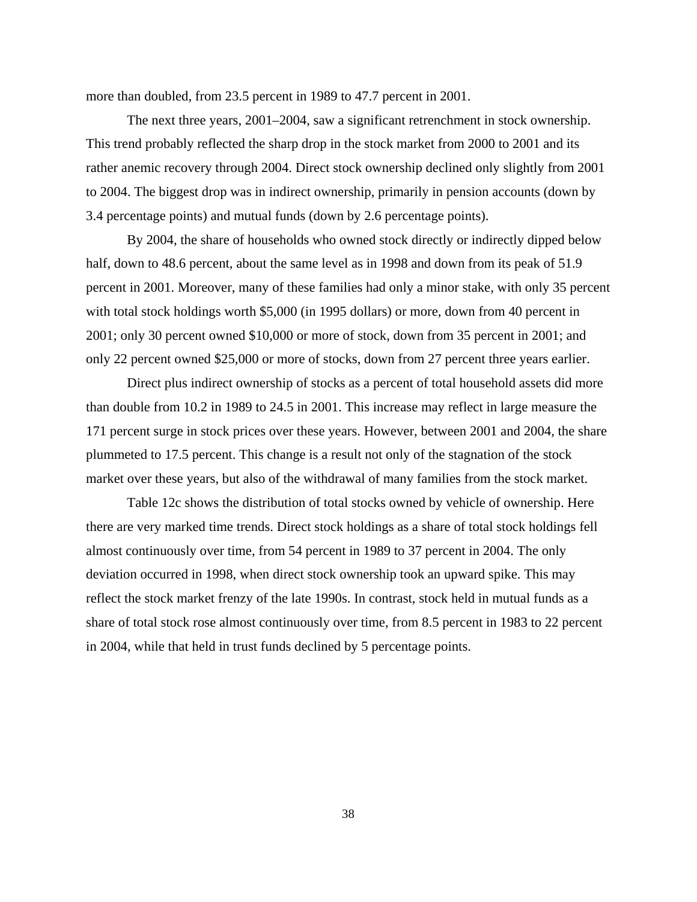more than doubled, from 23.5 percent in 1989 to 47.7 percent in 2001.

The next three years, 2001–2004, saw a significant retrenchment in stock ownership. This trend probably reflected the sharp drop in the stock market from 2000 to 2001 and its rather anemic recovery through 2004. Direct stock ownership declined only slightly from 2001 to 2004. The biggest drop was in indirect ownership, primarily in pension accounts (down by 3.4 percentage points) and mutual funds (down by 2.6 percentage points).

By 2004, the share of households who owned stock directly or indirectly dipped below half, down to 48.6 percent, about the same level as in 1998 and down from its peak of 51.9 percent in 2001. Moreover, many of these families had only a minor stake, with only 35 percent with total stock holdings worth $5,000 (in 1995 dollars) or more, down from 40 percent in 2001; only 30 percent owned $10,000 or more of stock, down from 35 percent in 2001; and only 22 percent owned $25,000 or more of stocks, down from 27 percent three years earlier.

Direct plus indirect ownership of stocks as a percent of total household assets did more than double from 10.2 in 1989 to 24.5 in 2001. This increase may reflect in large measure the 171 percent surge in stock prices over these years. However, between 2001 and 2004, the share plummeted to 17.5 percent. This change is a result not only of the stagnation of the stock market over these years, but also of the withdrawal of many families from the stock market.

Table 12c shows the distribution of total stocks owned by vehicle of ownership. Here there are very marked time trends. Direct stock holdings as a share of total stock holdings fell almost continuously over time, from 54 percent in 1989 to 37 percent in 2004. The only deviation occurred in 1998, when direct stock ownership took an upward spike. This may reflect the stock market frenzy of the late 1990s. In contrast, stock held in mutual funds as a share of total stock rose almost continuously over time, from 8.5 percent in 1983 to 22 percent in 2004, while that held in trust funds declined by 5 percentage points.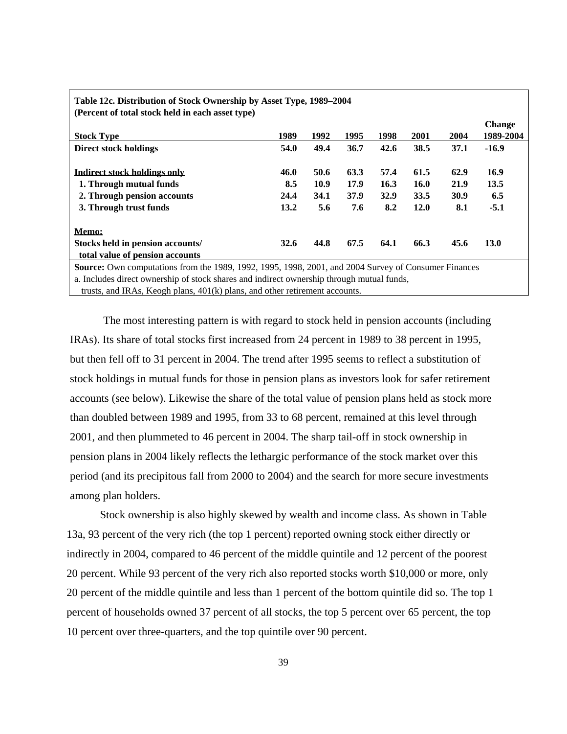**Table 12c. Distribution of Stock Ownership by Asset Type, 1989–2004**
**(Percent of total stock held in each asset type)**

| Stock Type | 1989 | 1992 | 1995 | 1998 | 2001 | 2004 | Change 1989-2004 |
|---|---|---|---|---|---|---|---|
| **Direct stock holdings** | **54.0** | **49.4** | **36.7** | **42.6** | **38.5** | **37.1** | **-16.9** |
| | | | | | | | |
| **Indirect stock holdings only** | **46.0** | **50.6** | **63.3** | **57.4** | **61.5** | **62.9** | **16.9** |
| **1. Through mutual funds** | **8.5** | **10.9** | **17.9** | **16.3** | **16.0** | **21.9** | **13.5** |
| **2. Through pension accounts** | **24.4** | **34.1** | **37.9** | **32.9** | **33.5** | **30.9** | **6.5** |
| **3. Through trust funds** | **13.2** | **5.6** | **7.6** | **8.2** | **12.0** | **8.1** | **-5.1** |
| | | | | | | | |
| **Memo:** | | | | | | | |
| **Stocks held in pension accounts/ total value of pension accounts** | **32.6** | **44.8** | **67.5** | **64.1** | **66.3** | **45.6** | **13.0** |

**Source:** Own computations from the 1989, 1992, 1995, 1998, 2001, and 2004 Survey of Consumer Finances
a. Includes direct ownership of stock shares and indirect ownership through mutual funds, trusts, and IRAs, Keogh plans, 401(k) plans, and other retirement accounts.

The most interesting pattern is with regard to stock held in pension accounts (including IRAs). Its share of total stocks first increased from 24 percent in 1989 to 38 percent in 1995, but then fell off to 31 percent in 2004. The trend after 1995 seems to reflect a substitution of stock holdings in mutual funds for those in pension plans as investors look for safer retirement accounts (see below). Likewise the share of the total value of pension plans held as stock more than doubled between 1989 and 1995, from 33 to 68 percent, remained at this level through 2001, and then plummeted to 46 percent in 2004. The sharp tail-off in stock ownership in pension plans in 2004 likely reflects the lethargic performance of the stock market over this period (and its precipitous fall from 2000 to 2004) and the search for more secure investments among plan holders.

Stock ownership is also highly skewed by wealth and income class. As shown in Table 13a, 93 percent of the very rich (the top 1 percent) reported owning stock either directly or indirectly in 2004, compared to 46 percent of the middle quintile and 12 percent of the poorest 20 percent. While 93 percent of the very rich also reported stocks worth $10,000 or more, only 20 percent of the middle quintile and less than 1 percent of the bottom quintile did so. The top 1 percent of households owned 37 percent of all stocks, the top 5 percent over 65 percent, the top 10 percent over three-quarters, and the top quintile over 90 percent.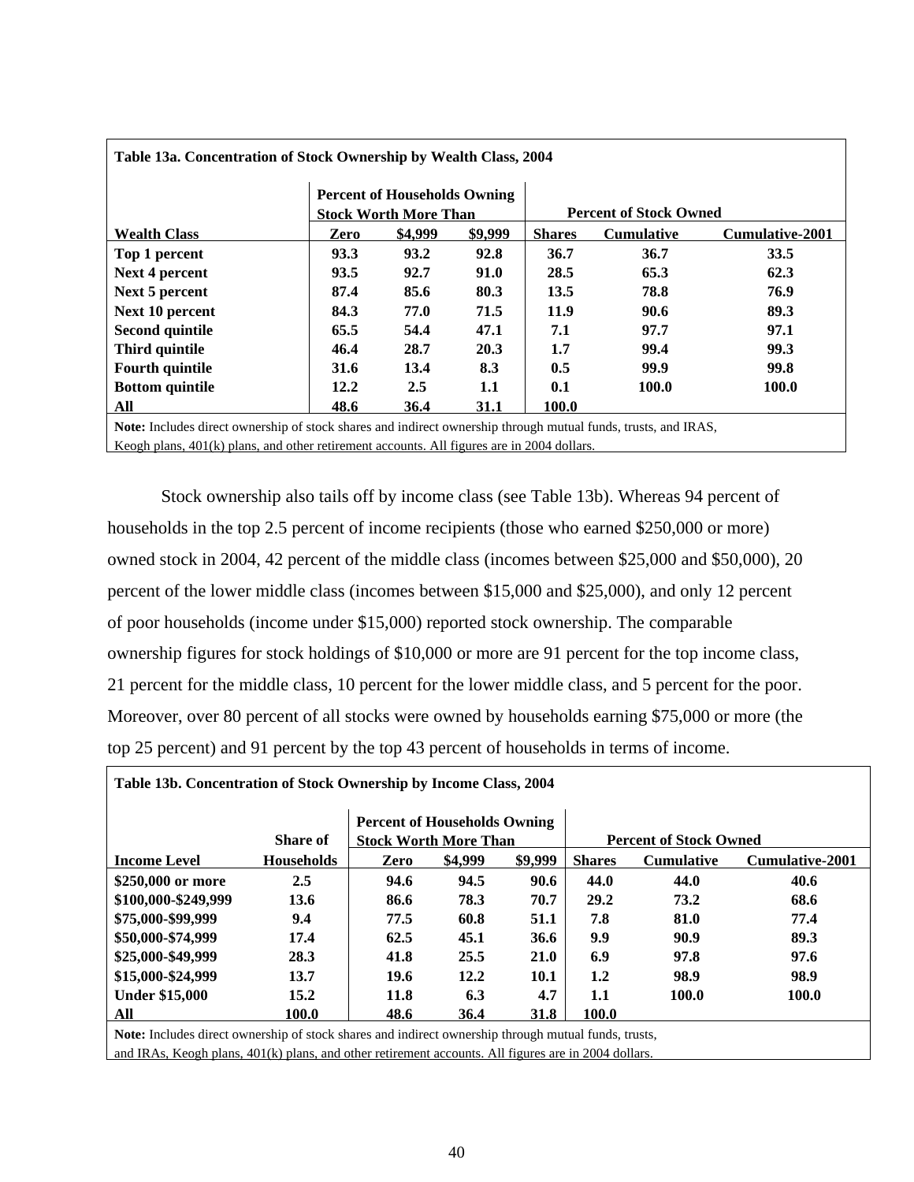**Table 13a. Concentration of Stock Ownership by Wealth Class, 2004**

| | Percent of Households Owning Stock Worth More Than | | | Percent of Stock Owned | | |
|---|---|---|---|---|---|---|
| **Wealth Class** | **Zero** | **$4,999** | **$9,999** | **Shares** | **Cumulative** | **Cumulative-2001** |
| **Top 1 percent** | **93.3** | **93.2** | **92.8** | **36.7** | **36.7** | **33.5** |
| **Next 4 percent** | **93.5** | **92.7** | **91.0** | **28.5** | **65.3** | **62.3** |
| **Next 5 percent** | **87.4** | **85.6** | **80.3** | **13.5** | **78.8** | **76.9** |
| **Next 10 percent** | **84.3** | **77.0** | **71.5** | **11.9** | **90.6** | **89.3** |
| **Second quintile** | **65.5** | **54.4** | **47.1** | **7.1** | **97.7** | **97.1** |
| **Third quintile** | **46.4** | **28.7** | **20.3** | **1.7** | **99.4** | **99.3** |
| **Fourth quintile** | **31.6** | **13.4** | **8.3** | **0.5** | **99.9** | **99.8** |
| **Bottom quintile** | **12.2** | **2.5** | **1.1** | **0.1** | **100.0** | **100.0** |
| **All** | **48.6** | **36.4** | **31.1** | **100.0** | | |

**Note:** Includes direct ownership of stock shares and indirect ownership through mutual funds, trusts, and IRAS, Keogh plans, 401(k) plans, and other retirement accounts. All figures are in 2004 dollars.

Stock ownership also tails off by income class (see Table 13b). Whereas 94 percent of households in the top 2.5 percent of income recipients (those who earned $250,000 or more) owned stock in 2004, 42 percent of the middle class (incomes between $25,000 and $50,000), 20 percent of the lower middle class (incomes between $15,000 and $25,000), and only 12 percent of poor households (income under $15,000) reported stock ownership. The comparable ownership figures for stock holdings of $10,000 or more are 91 percent for the top income class, 21 percent for the middle class, 10 percent for the lower middle class, and 5 percent for the poor. Moreover, over 80 percent of all stocks were owned by households earning $75,000 or more (the top 25 percent) and 91 percent by the top 43 percent of households in terms of income.

**Table 13b. Concentration of Stock Ownership by Income Class, 2004**

| | Share of | Percent of Households Owning Stock Worth More Than | | | Percent of Stock Owned | | |
|---|---|---|---|---|---|---|---|
| **Income Level** | **Households** | **Zero** | **$4,999** | **$9,999** | **Shares** | **Cumulative** | **Cumulative-2001** |
| **$250,000 or more** | **2.5** | **94.6** | **94.5** | **90.6** | **44.0** | **44.0** | **40.6** |
| **$100,000-$249,999** | **13.6** | **86.6** | **78.3** | **70.7** | **29.2** | **73.2** | **68.6** |
| **$75,000-$99,999** | **9.4** | **77.5** | **60.8** | **51.1** | **7.8** | **81.0** | **77.4** |
| **$50,000-$74,999** | **17.4** | **62.5** | **45.1** | **36.6** | **9.9** | **90.9** | **89.3** |
| **$25,000-$49,999** | **28.3** | **41.8** | **25.5** | **21.0** | **6.9** | **97.8** | **97.6** |
| **$15,000-$24,999** | **13.7** | **19.6** | **12.2** | **10.1** | **1.2** | **98.9** | **98.9** |
| **Under $15,000** | **15.2** | **11.8** | **6.3** | **4.7** | **1.1** | **100.0** | **100.0** |
| **All** | **100.0** | **48.6** | **36.4** | **31.8** | **100.0** | | |

**Note:** Includes direct ownership of stock shares and indirect ownership through mutual funds, trusts, and IRAs, Keogh plans, 401(k) plans, and other retirement accounts. All figures are in 2004 dollars.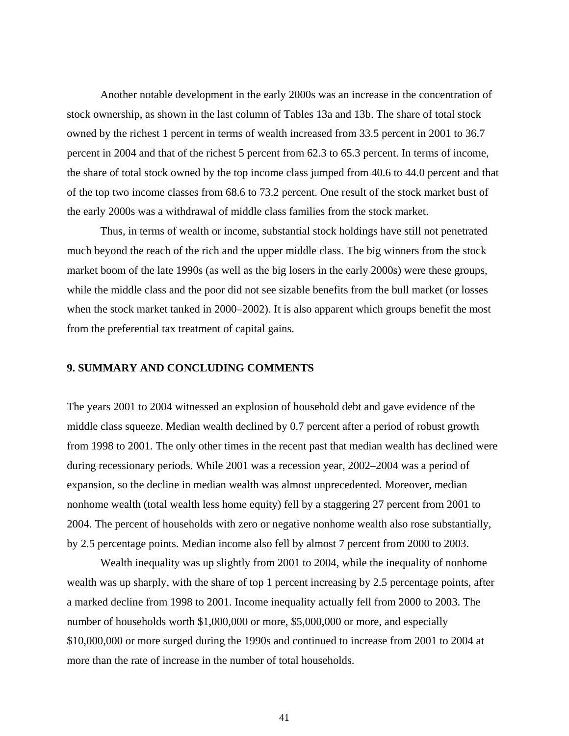Another notable development in the early 2000s was an increase in the concentration of stock ownership, as shown in the last column of Tables 13a and 13b. The share of total stock owned by the richest 1 percent in terms of wealth increased from 33.5 percent in 2001 to 36.7 percent in 2004 and that of the richest 5 percent from 62.3 to 65.3 percent. In terms of income, the share of total stock owned by the top income class jumped from 40.6 to 44.0 percent and that of the top two income classes from 68.6 to 73.2 percent. One result of the stock market bust of the early 2000s was a withdrawal of middle class families from the stock market.

Thus, in terms of wealth or income, substantial stock holdings have still not penetrated much beyond the reach of the rich and the upper middle class. The big winners from the stock market boom of the late 1990s (as well as the big losers in the early 2000s) were these groups, while the middle class and the poor did not see sizable benefits from the bull market (or losses when the stock market tanked in 2000–2002). It is also apparent which groups benefit the most from the preferential tax treatment of capital gains.

## 9. SUMMARY AND CONCLUDING COMMENTS

The years 2001 to 2004 witnessed an explosion of household debt and gave evidence of the middle class squeeze. Median wealth declined by 0.7 percent after a period of robust growth from 1998 to 2001. The only other times in the recent past that median wealth has declined were during recessionary periods. While 2001 was a recession year, 2002–2004 was a period of expansion, so the decline in median wealth was almost unprecedented. Moreover, median nonhome wealth (total wealth less home equity) fell by a staggering 27 percent from 2001 to 2004. The percent of households with zero or negative nonhome wealth also rose substantially, by 2.5 percentage points. Median income also fell by almost 7 percent from 2000 to 2003.

Wealth inequality was up slightly from 2001 to 2004, while the inequality of nonhome wealth was up sharply, with the share of top 1 percent increasing by 2.5 percentage points, after a marked decline from 1998 to 2001. Income inequality actually fell from 2000 to 2003. The number of households worth $1,000,000 or more, $5,000,000 or more, and especially $10,000,000 or more surged during the 1990s and continued to increase from 2001 to 2004 at more than the rate of increase in the number of total households.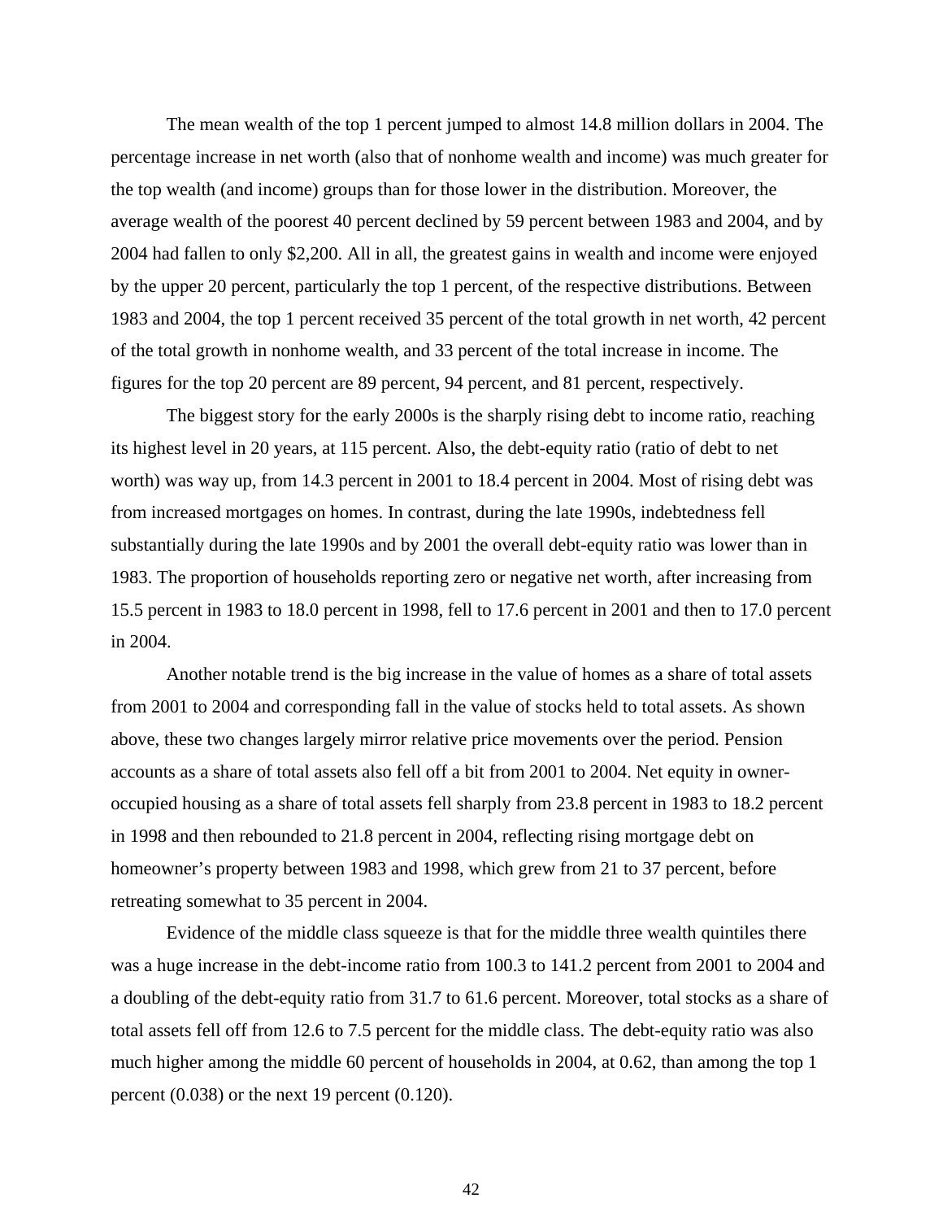The mean wealth of the top 1 percent jumped to almost 14.8 million dollars in 2004. The percentage increase in net worth (also that of nonhome wealth and income) was much greater for the top wealth (and income) groups than for those lower in the distribution. Moreover, the average wealth of the poorest 40 percent declined by 59 percent between 1983 and 2004, and by 2004 had fallen to only $2,200. All in all, the greatest gains in wealth and income were enjoyed by the upper 20 percent, particularly the top 1 percent, of the respective distributions. Between 1983 and 2004, the top 1 percent received 35 percent of the total growth in net worth, 42 percent of the total growth in nonhome wealth, and 33 percent of the total increase in income. The figures for the top 20 percent are 89 percent, 94 percent, and 81 percent, respectively.

The biggest story for the early 2000s is the sharply rising debt to income ratio, reaching its highest level in 20 years, at 115 percent. Also, the debt-equity ratio (ratio of debt to net worth) was way up, from 14.3 percent in 2001 to 18.4 percent in 2004. Most of rising debt was from increased mortgages on homes. In contrast, during the late 1990s, indebtedness fell substantially during the late 1990s and by 2001 the overall debt-equity ratio was lower than in 1983. The proportion of households reporting zero or negative net worth, after increasing from 15.5 percent in 1983 to 18.0 percent in 1998, fell to 17.6 percent in 2001 and then to 17.0 percent in 2004.

Another notable trend is the big increase in the value of homes as a share of total assets from 2001 to 2004 and corresponding fall in the value of stocks held to total assets. As shown above, these two changes largely mirror relative price movements over the period. Pension accounts as a share of total assets also fell off a bit from 2001 to 2004. Net equity in owner-occupied housing as a share of total assets fell sharply from 23.8 percent in 1983 to 18.2 percent in 1998 and then rebounded to 21.8 percent in 2004, reflecting rising mortgage debt on homeowner's property between 1983 and 1998, which grew from 21 to 37 percent, before retreating somewhat to 35 percent in 2004.

Evidence of the middle class squeeze is that for the middle three wealth quintiles there was a huge increase in the debt-income ratio from 100.3 to 141.2 percent from 2001 to 2004 and a doubling of the debt-equity ratio from 31.7 to 61.6 percent. Moreover, total stocks as a share of total assets fell off from 12.6 to 7.5 percent for the middle class. The debt-equity ratio was also much higher among the middle 60 percent of households in 2004, at 0.62, than among the top 1 percent (0.038) or the next 19 percent (0.120).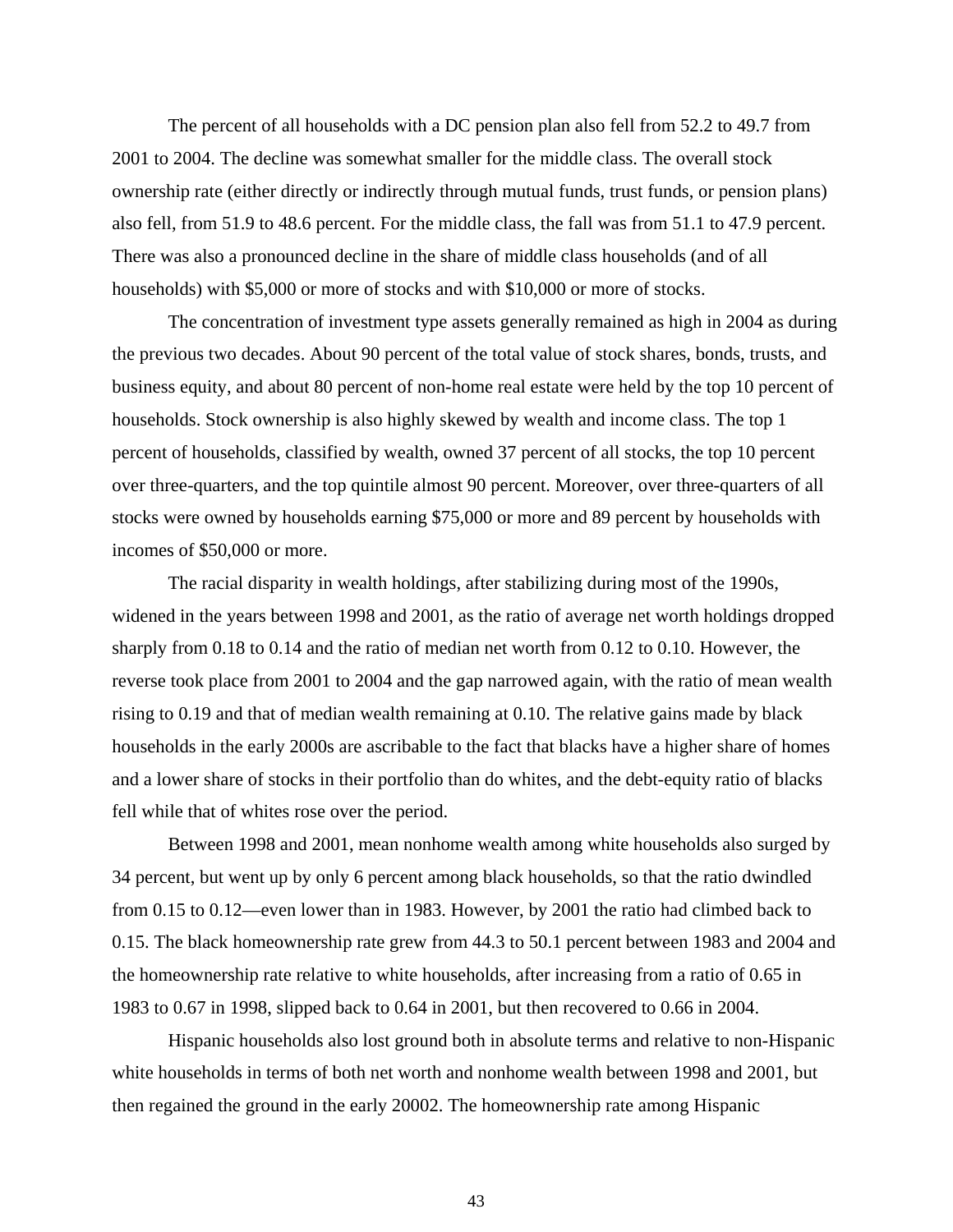The percent of all households with a DC pension plan also fell from 52.2 to 49.7 from 2001 to 2004. The decline was somewhat smaller for the middle class. The overall stock ownership rate (either directly or indirectly through mutual funds, trust funds, or pension plans) also fell, from 51.9 to 48.6 percent. For the middle class, the fall was from 51.1 to 47.9 percent. There was also a pronounced decline in the share of middle class households (and of all households) with $5,000 or more of stocks and with $10,000 or more of stocks.

The concentration of investment type assets generally remained as high in 2004 as during the previous two decades. About 90 percent of the total value of stock shares, bonds, trusts, and business equity, and about 80 percent of non-home real estate were held by the top 10 percent of households. Stock ownership is also highly skewed by wealth and income class. The top 1 percent of households, classified by wealth, owned 37 percent of all stocks, the top 10 percent over three-quarters, and the top quintile almost 90 percent. Moreover, over three-quarters of all stocks were owned by households earning $75,000 or more and 89 percent by households with incomes of $50,000 or more.

The racial disparity in wealth holdings, after stabilizing during most of the 1990s, widened in the years between 1998 and 2001, as the ratio of average net worth holdings dropped sharply from 0.18 to 0.14 and the ratio of median net worth from 0.12 to 0.10. However, the reverse took place from 2001 to 2004 and the gap narrowed again, with the ratio of mean wealth rising to 0.19 and that of median wealth remaining at 0.10. The relative gains made by black households in the early 2000s are ascribable to the fact that blacks have a higher share of homes and a lower share of stocks in their portfolio than do whites, and the debt-equity ratio of blacks fell while that of whites rose over the period.

Between 1998 and 2001, mean nonhome wealth among white households also surged by 34 percent, but went up by only 6 percent among black households, so that the ratio dwindled from 0.15 to 0.12—even lower than in 1983. However, by 2001 the ratio had climbed back to 0.15. The black homeownership rate grew from 44.3 to 50.1 percent between 1983 and 2004 and the homeownership rate relative to white households, after increasing from a ratio of 0.65 in 1983 to 0.67 in 1998, slipped back to 0.64 in 2001, but then recovered to 0.66 in 2004.

Hispanic households also lost ground both in absolute terms and relative to non-Hispanic white households in terms of both net worth and nonhome wealth between 1998 and 2001, but then regained the ground in the early 20002. The homeownership rate among Hispanic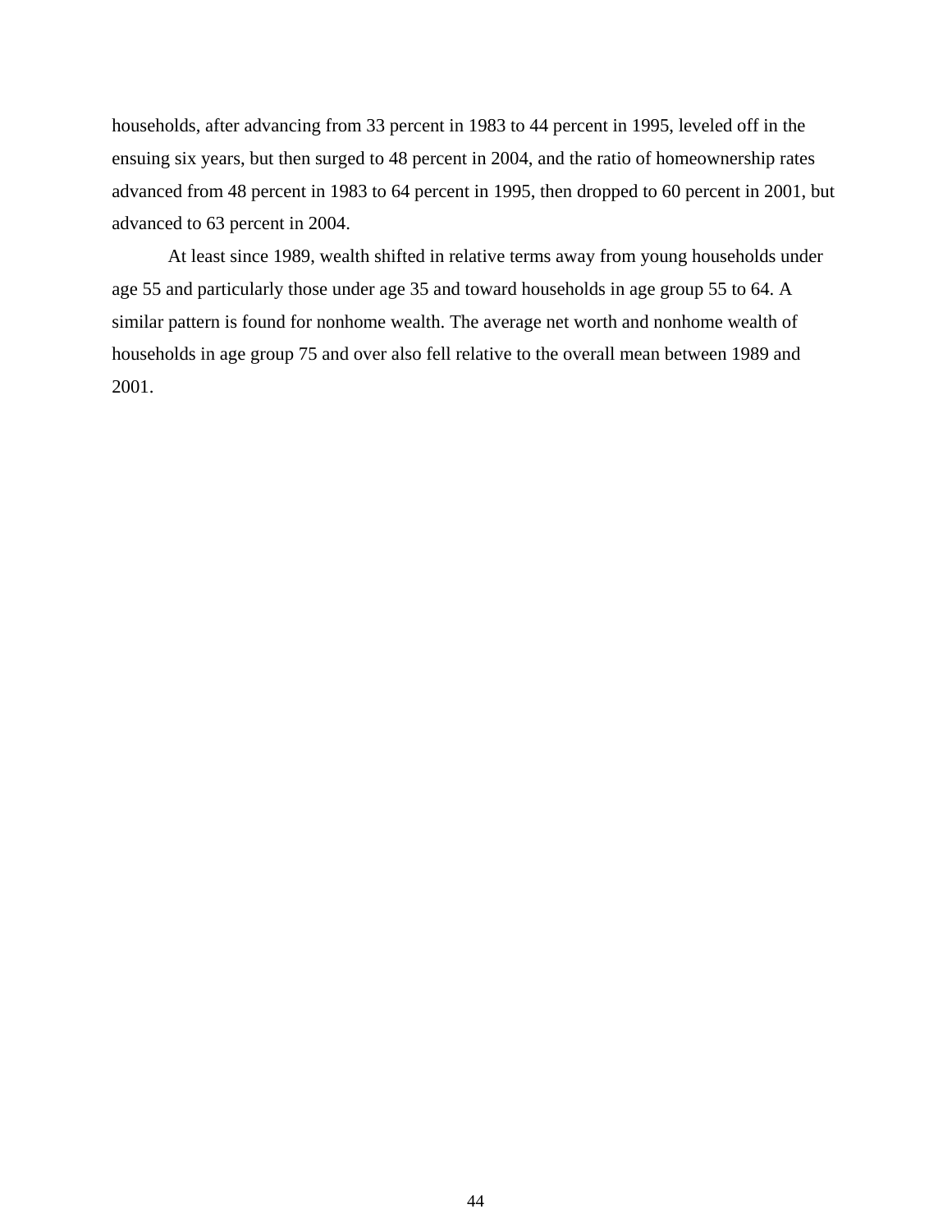households, after advancing from 33 percent in 1983 to 44 percent in 1995, leveled off in the ensuing six years, but then surged to 48 percent in 2004, and the ratio of homeownership rates advanced from 48 percent in 1983 to 64 percent in 1995, then dropped to 60 percent in 2001, but advanced to 63 percent in 2004.

At least since 1989, wealth shifted in relative terms away from young households under age 55 and particularly those under age 35 and toward households in age group 55 to 64. A similar pattern is found for nonhome wealth. The average net worth and nonhome wealth of households in age group 75 and over also fell relative to the overall mean between 1989 and 2001.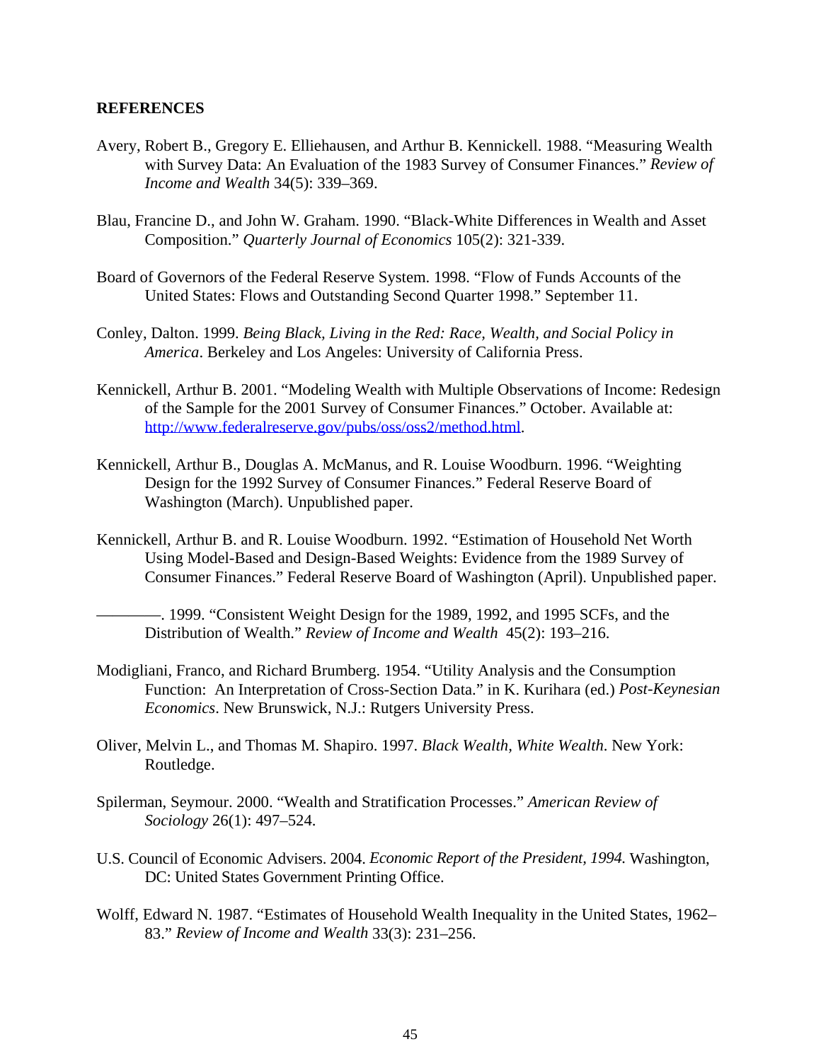## REFERENCES

Avery, Robert B., Gregory E. Elliehausen, and Arthur B. Kennickell. 1988. "Measuring Wealth with Survey Data: An Evaluation of the 1983 Survey of Consumer Finances." *Review of Income and Wealth* 34(5): 339–369.

Blau, Francine D., and John W. Graham. 1990. "Black-White Differences in Wealth and Asset Composition." *Quarterly Journal of Economics* 105(2): 321-339.

Board of Governors of the Federal Reserve System. 1998. "Flow of Funds Accounts of the United States: Flows and Outstanding Second Quarter 1998." September 11.

Conley, Dalton. 1999. *Being Black, Living in the Red: Race, Wealth, and Social Policy in America*. Berkeley and Los Angeles: University of California Press.

Kennickell, Arthur B. 2001. "Modeling Wealth with Multiple Observations of Income: Redesign of the Sample for the 2001 Survey of Consumer Finances." October. Available at: http://www.federalreserve.gov/pubs/oss/oss2/method.html.

Kennickell, Arthur B., Douglas A. McManus, and R. Louise Woodburn. 1996. "Weighting Design for the 1992 Survey of Consumer Finances." Federal Reserve Board of Washington (March). Unpublished paper.

Kennickell, Arthur B. and R. Louise Woodburn. 1992. "Estimation of Household Net Worth Using Model-Based and Design-Based Weights: Evidence from the 1989 Survey of Consumer Finances." Federal Reserve Board of Washington (April). Unpublished paper.

————. 1999. "Consistent Weight Design for the 1989, 1992, and 1995 SCFs, and the Distribution of Wealth." *Review of Income and Wealth* 45(2): 193–216.

Modigliani, Franco, and Richard Brumberg. 1954. "Utility Analysis and the Consumption Function: An Interpretation of Cross-Section Data." in K. Kurihara (ed.) *Post-Keynesian Economics*. New Brunswick, N.J.: Rutgers University Press.

Oliver, Melvin L., and Thomas M. Shapiro. 1997. *Black Wealth, White Wealth*. New York: Routledge.

Spilerman, Seymour. 2000. "Wealth and Stratification Processes." *American Review of Sociology* 26(1): 497–524.

U.S. Council of Economic Advisers. 2004. *Economic Report of the President, 1994.* Washington, DC: United States Government Printing Office.

Wolff, Edward N. 1987. "Estimates of Household Wealth Inequality in the United States, 1962–83." *Review of Income and Wealth* 33(3): 231–256.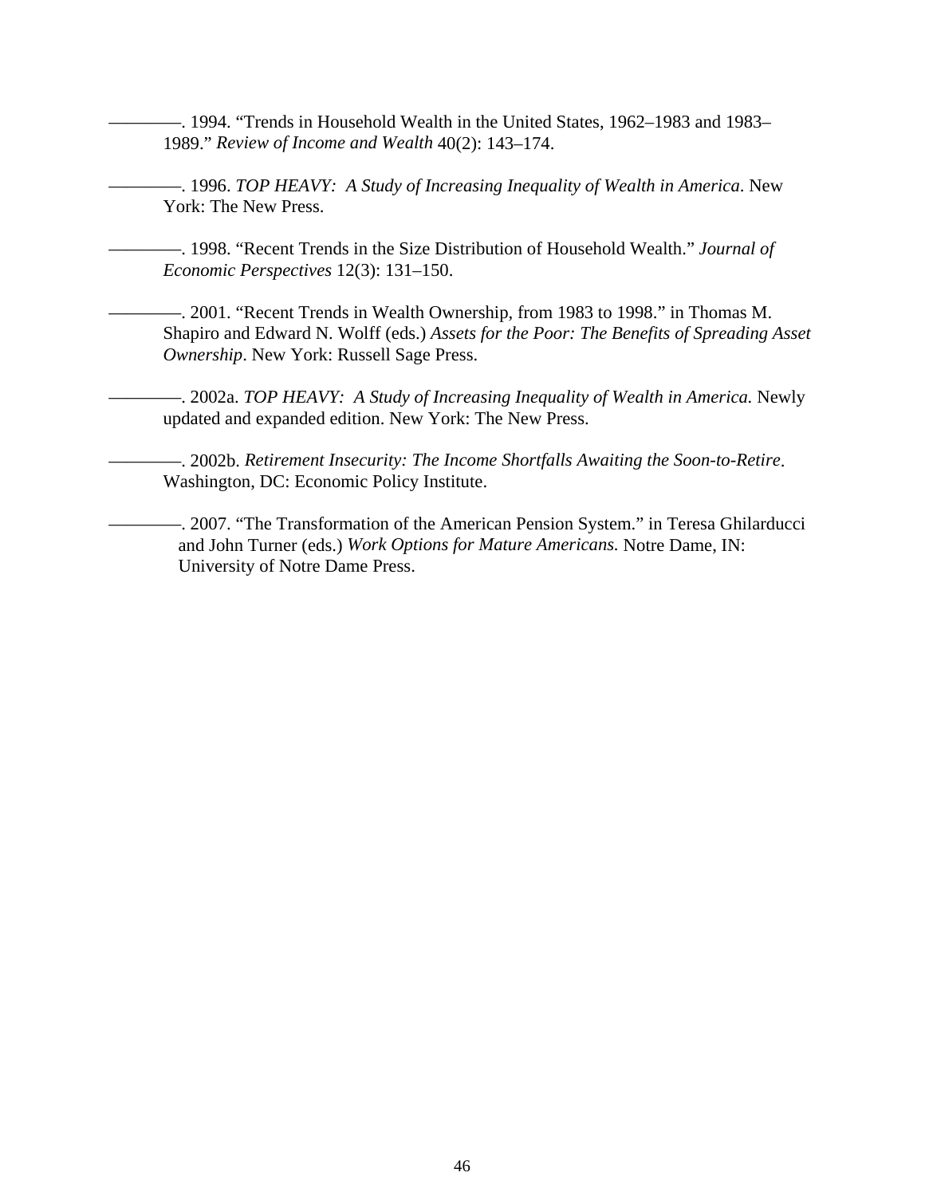————. 1994. “Trends in Household Wealth in the United States, 1962–1983 and 1983–1989.” *Review of Income and Wealth* 40(2): 143–174.

————. 1996. *TOP HEAVY: A Study of Increasing Inequality of Wealth in America*. New York: The New Press.

————. 1998. “Recent Trends in the Size Distribution of Household Wealth.” *Journal of Economic Perspectives* 12(3): 131–150.

————. 2001. “Recent Trends in Wealth Ownership, from 1983 to 1998.” in Thomas M. Shapiro and Edward N. Wolff (eds.) *Assets for the Poor: The Benefits of Spreading Asset Ownership*. New York: Russell Sage Press.

————. 2002a. *TOP HEAVY: A Study of Increasing Inequality of Wealth in America.* Newly updated and expanded edition. New York: The New Press.

————. 2002b. *Retirement Insecurity: The Income Shortfalls Awaiting the Soon-to-Retire*. Washington, DC: Economic Policy Institute.

————. 2007. “The Transformation of the American Pension System.” in Teresa Ghilarducci and John Turner (eds.) *Work Options for Mature Americans.* Notre Dame, IN: University of Notre Dame Press.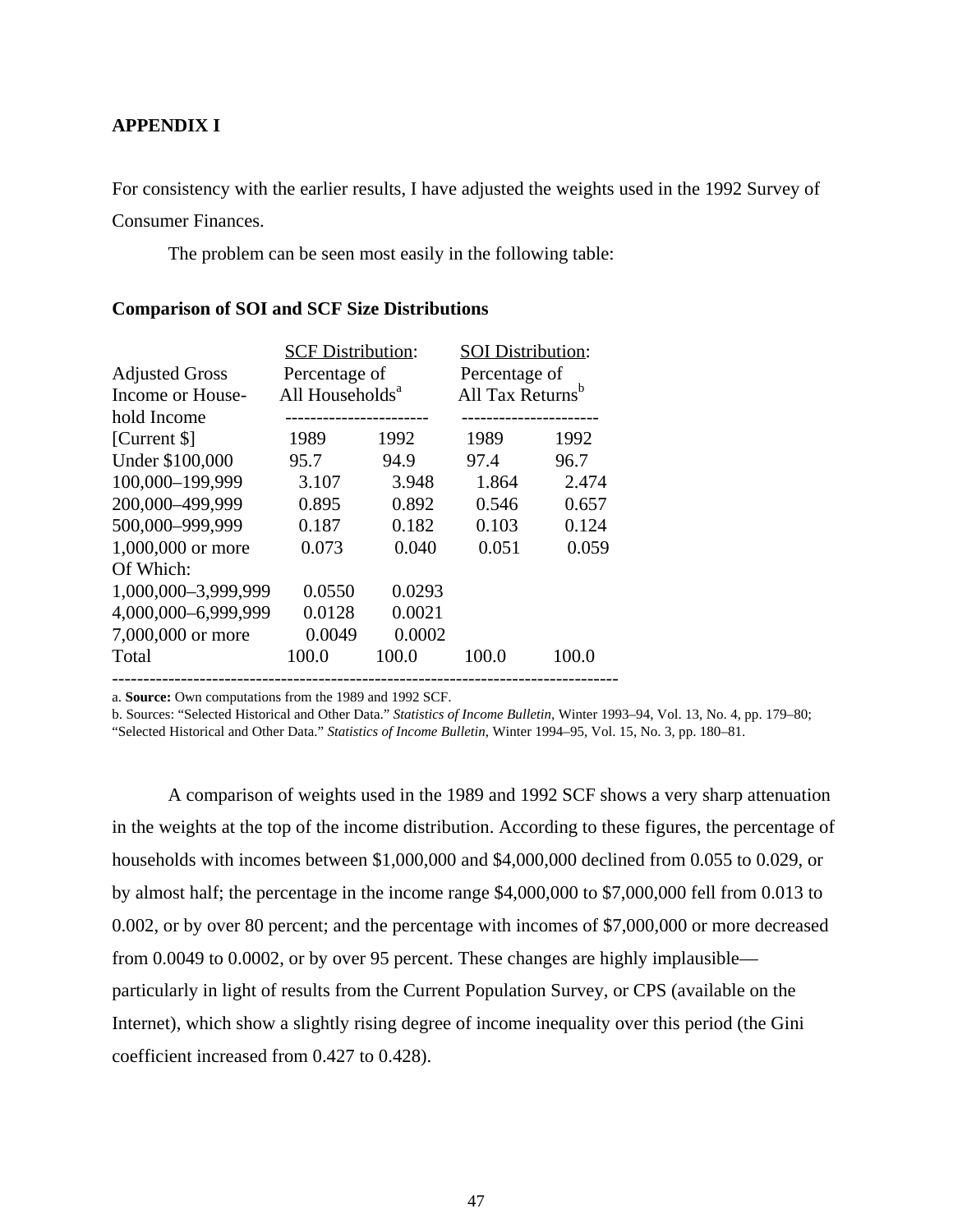## APPENDIX I

For consistency with the earlier results, I have adjusted the weights used in the 1992 Survey of Consumer Finances.

The problem can be seen most easily in the following table:

### Comparison of SOI and SCF Size Distributions

| Adjusted Gross Income or Household Income [Current $] | SCF Distribution: Percentage of All Households[a] | | SOI Distribution: Percentage of All Tax Returns[b] | |
|---|---|---|---|---|
| | 1989 | 1992 | 1989 | 1992 |
| Under $100,000 | 95.7 | 94.9 | 97.4 | 96.7 |
| 100,000–199,999 | 3.107 | 3.948 | 1.864 | 2.474 |
| 200,000–499,999 | 0.895 | 0.892 | 0.546 | 0.657 |
| 500,000–999,999 | 0.187 | 0.182 | 0.103 | 0.124 |
| 1,000,000 or more | 0.073 | 0.040 | 0.051 | 0.059 |
| Of Which: | | | | |
| 1,000,000–3,999,999 | 0.0550 | 0.0293 | | |
| 4,000,000–6,999,999 | 0.0128 | 0.0021 | | |
| 7,000,000 or more | 0.0049 | 0.0002 | | |
| Total | 100.0 | 100.0 | 100.0 | 100.0 |

a. **Source:** Own computations from the 1989 and 1992 SCF.

b. Sources: "Selected Historical and Other Data." *Statistics of Income Bulletin*, Winter 1993–94, Vol. 13, No. 4, pp. 179–80; "Selected Historical and Other Data." *Statistics of Income Bulletin*, Winter 1994–95, Vol. 15, No. 3, pp. 180–81.

A comparison of weights used in the 1989 and 1992 SCF shows a very sharp attenuation in the weights at the top of the income distribution. According to these figures, the percentage of households with incomes between $1,000,000 and $4,000,000 declined from 0.055 to 0.029, or by almost half; the percentage in the income range $4,000,000 to $7,000,000 fell from 0.013 to 0.002, or by over 80 percent; and the percentage with incomes of $7,000,000 or more decreased from 0.0049 to 0.0002, or by over 95 percent. These changes are highly implausible—particularly in light of results from the Current Population Survey, or CPS (available on the Internet), which show a slightly rising degree of income inequality over this period (the Gini coefficient increased from 0.427 to 0.428).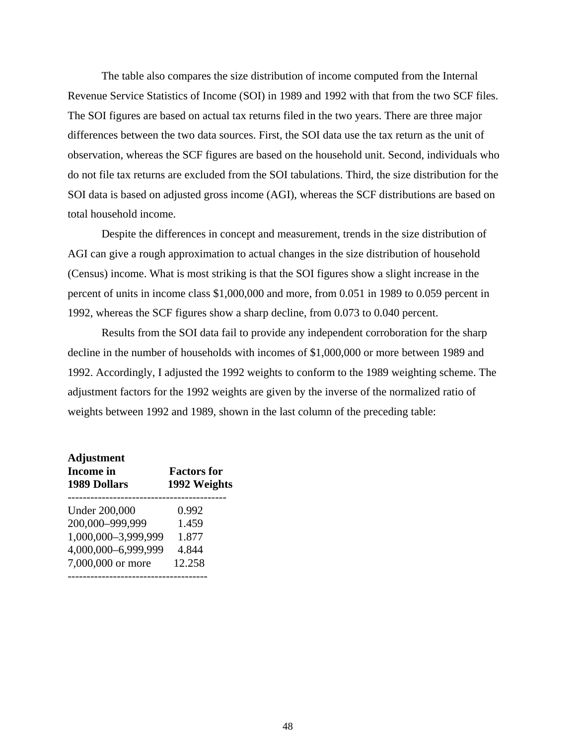The table also compares the size distribution of income computed from the Internal Revenue Service Statistics of Income (SOI) in 1989 and 1992 with that from the two SCF files. The SOI figures are based on actual tax returns filed in the two years. There are three major differences between the two data sources. First, the SOI data use the tax return as the unit of observation, whereas the SCF figures are based on the household unit. Second, individuals who do not file tax returns are excluded from the SOI tabulations. Third, the size distribution for the SOI data is based on adjusted gross income (AGI), whereas the SCF distributions are based on total household income.

Despite the differences in concept and measurement, trends in the size distribution of AGI can give a rough approximation to actual changes in the size distribution of household (Census) income. What is most striking is that the SOI figures show a slight increase in the percent of units in income class $1,000,000 and more, from 0.051 in 1989 to 0.059 percent in 1992, whereas the SCF figures show a sharp decline, from 0.073 to 0.040 percent.

Results from the SOI data fail to provide any independent corroboration for the sharp decline in the number of households with incomes of $1,000,000 or more between 1989 and 1992. Accordingly, I adjusted the 1992 weights to conform to the 1989 weighting scheme. The adjustment factors for the 1992 weights are given by the inverse of the normalized ratio of weights between 1992 and 1989, shown in the last column of the preceding table:

| **Income in 1989 Dollars** | **Adjustment Factors for 1992 Weights** |
|---|---|
| Under 200,000 | 0.992 |
| 200,000–999,999 | 1.459 |
| 1,000,000–3,999,999 | 1.877 |
| 4,000,000–6,999,999 | 4.844 |
| 7,000,000 or more | 12.258 |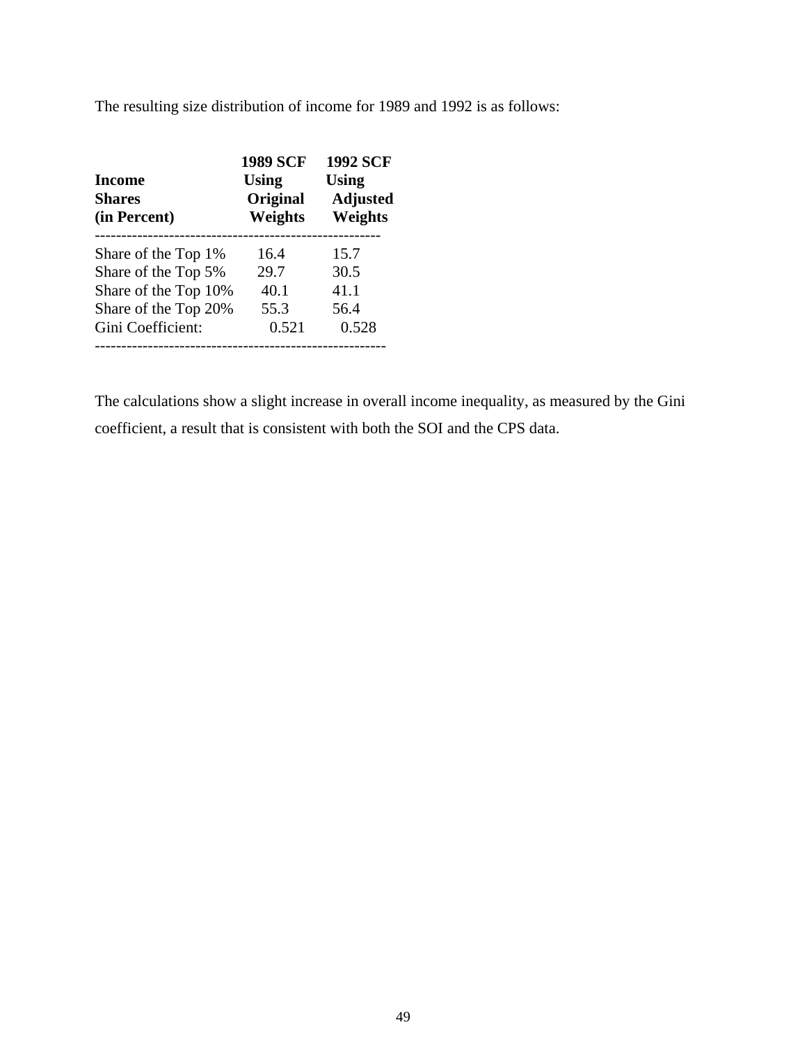The resulting size distribution of income for 1989 and 1992 is as follows:

| Income Shares (in Percent) | 1989 SCF Using Original Weights | 1992 SCF Using Adjusted Weights |
|---|---|---|
| Share of the Top 1% | 16.4 | 15.7 |
| Share of the Top 5% | 29.7 | 30.5 |
| Share of the Top 10% | 40.1 | 41.1 |
| Share of the Top 20% | 55.3 | 56.4 |
| Gini Coefficient: | 0.521 | 0.528 |

The calculations show a slight increase in overall income inequality, as measured by the Gini coefficient, a result that is consistent with both the SOI and the CPS data.